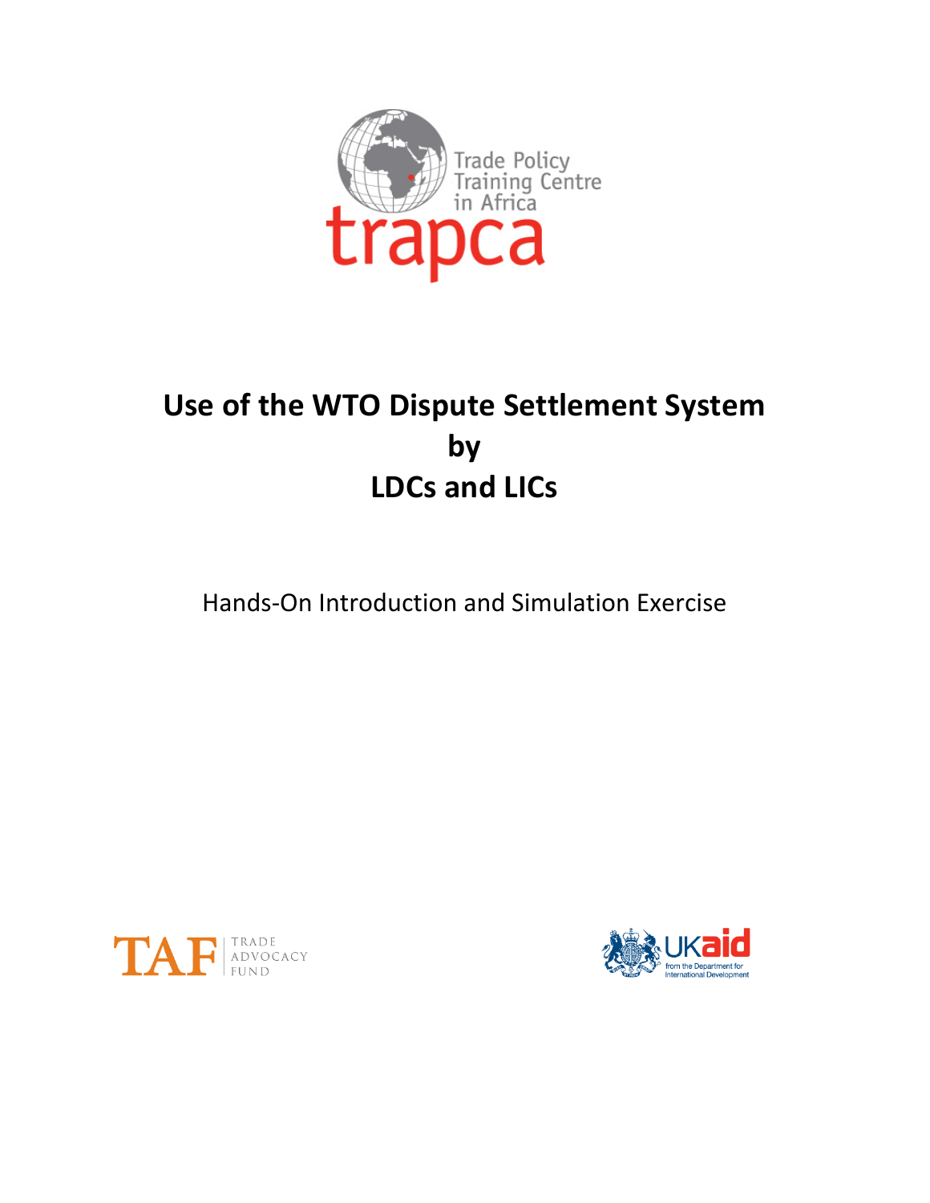Trade Policy Training Centre in Africa

trapca

# Use of the WTO Dispute Settlement System by LDCs and LICs

Hands-On Introduction and Simulation Exercise

TAF TRADE ADVOCACY FUND

UKaid from the Department for International Development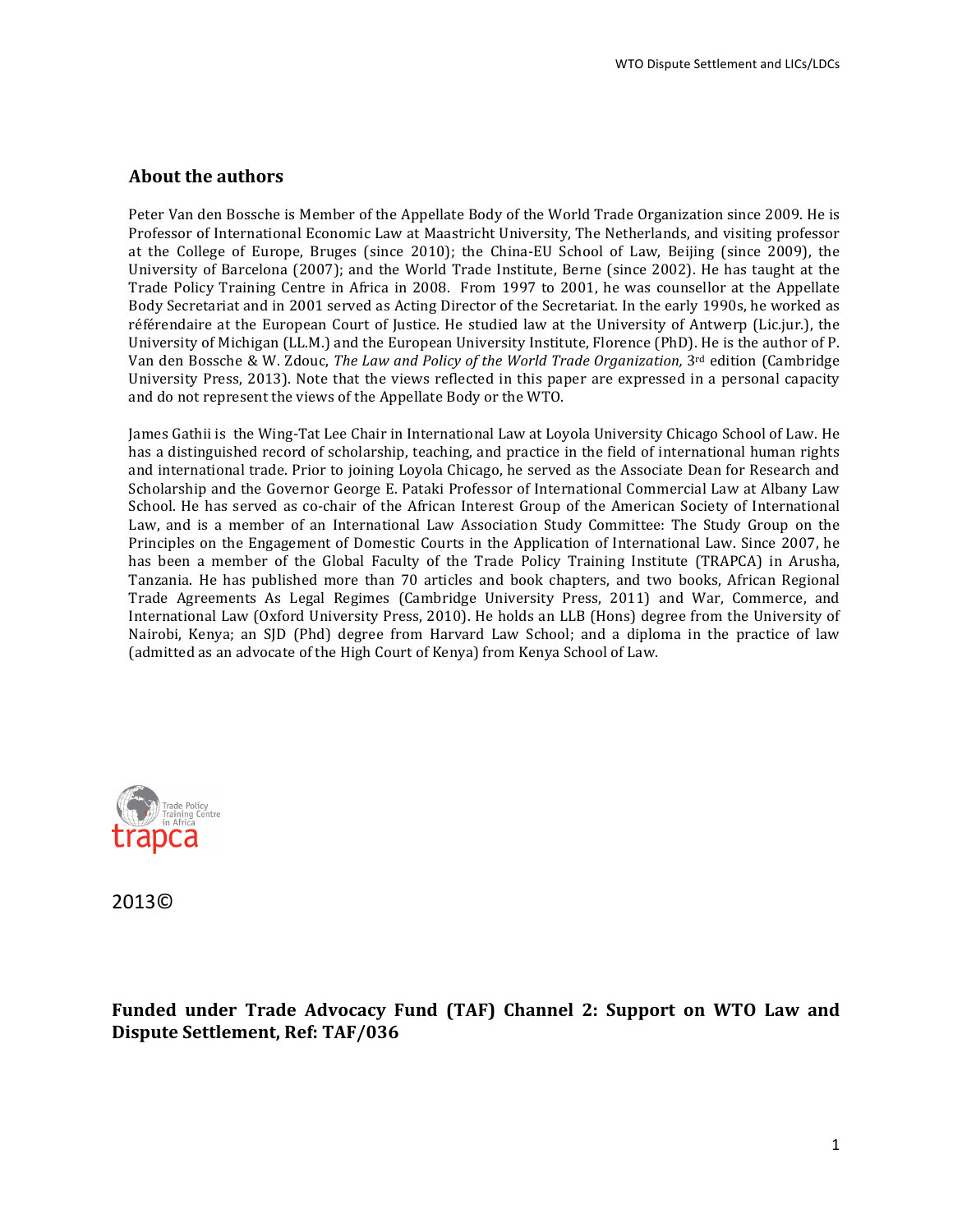## About the authors

Peter Van den Bossche is Member of the Appellate Body of the World Trade Organization since 2009. He is Professor of International Economic Law at Maastricht University, The Netherlands, and visiting professor at the College of Europe, Bruges (since 2010); the China-EU School of Law, Beijing (since 2009), the University of Barcelona (2007); and the World Trade Institute, Berne (since 2002). He has taught at the Trade Policy Training Centre in Africa in 2008. From 1997 to 2001, he was counsellor at the Appellate Body Secretariat and in 2001 served as Acting Director of the Secretariat. In the early 1990s, he worked as référendaire at the European Court of Justice. He studied law at the University of Antwerp (Lic.jur.), the University of Michigan (LL.M.) and the European University Institute, Florence (PhD). He is the author of P. Van den Bossche & W. Zdouc, *The Law and Policy of the World Trade Organization,* 3rd edition (Cambridge University Press, 2013). Note that the views reflected in this paper are expressed in a personal capacity and do not represent the views of the Appellate Body or the WTO.

James Gathii is the Wing-Tat Lee Chair in International Law at Loyola University Chicago School of Law. He has a distinguished record of scholarship, teaching, and practice in the field of international human rights and international trade. Prior to joining Loyola Chicago, he served as the Associate Dean for Research and Scholarship and the Governor George E. Pataki Professor of International Commercial Law at Albany Law School. He has served as co-chair of the African Interest Group of the American Society of International Law, and is a member of an International Law Association Study Committee: The Study Group on the Principles on the Engagement of Domestic Courts in the Application of International Law. Since 2007, he has been a member of the Global Faculty of the Trade Policy Training Institute (TRAPCA) in Arusha, Tanzania. He has published more than 70 articles and book chapters, and two books, African Regional Trade Agreements As Legal Regimes (Cambridge University Press, 2011) and War, Commerce, and International Law (Oxford University Press, 2010). He holds an LLB (Hons) degree from the University of Nairobi, Kenya; an SJD (Phd) degree from Harvard Law School; and a diploma in the practice of law (admitted as an advocate of the High Court of Kenya) from Kenya School of Law.

Trade Policy Training Centre in Africa
trapca

2013©

**Funded under Trade Advocacy Fund (TAF) Channel 2: Support on WTO Law and Dispute Settlement, Ref: TAF/036**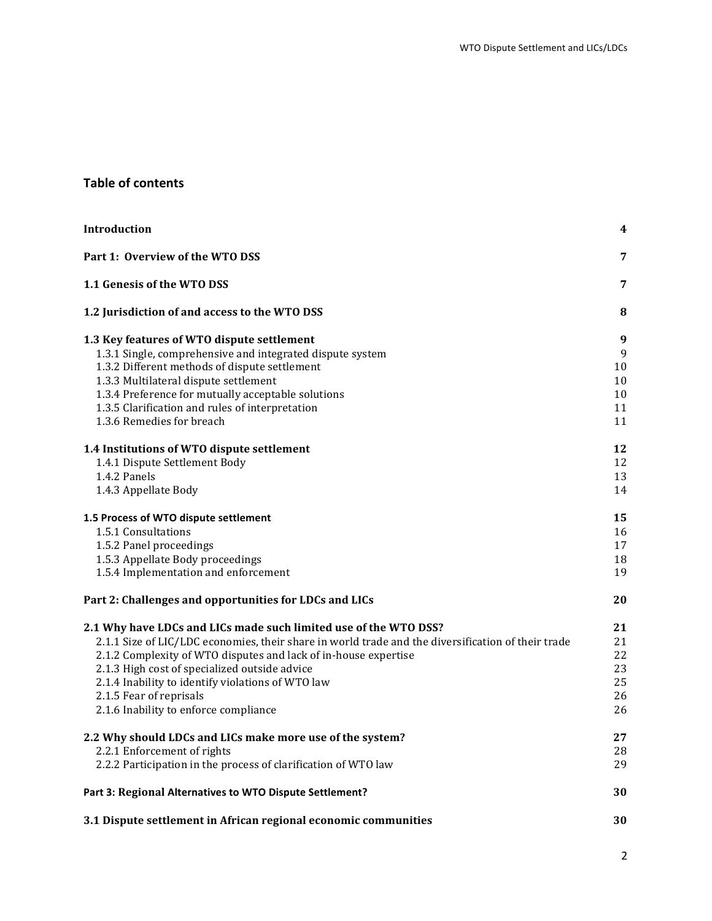## Table of contents

| | |
|---|---|
| **Introduction** | **4** |
| **Part 1: Overview of the WTO DSS** | **7** |
| **1.1 Genesis of the WTO DSS** | **7** |
| **1.2 Jurisdiction of and access to the WTO DSS** | **8** |
| **1.3 Key features of WTO dispute settlement** | **9** |
| 1.3.1 Single, comprehensive and integrated dispute system | 9 |
| 1.3.2 Different methods of dispute settlement | 10 |
| 1.3.3 Multilateral dispute settlement | 10 |
| 1.3.4 Preference for mutually acceptable solutions | 10 |
| 1.3.5 Clarification and rules of interpretation | 11 |
| 1.3.6 Remedies for breach | 11 |
| **1.4 Institutions of WTO dispute settlement** | **12** |
| 1.4.1 Dispute Settlement Body | 12 |
| 1.4.2 Panels | 13 |
| 1.4.3 Appellate Body | 14 |
| **1.5 Process of WTO dispute settlement** | **15** |
| 1.5.1 Consultations | 16 |
| 1.5.2 Panel proceedings | 17 |
| 1.5.3 Appellate Body proceedings | 18 |
| 1.5.4 Implementation and enforcement | 19 |
| **Part 2: Challenges and opportunities for LDCs and LICs** | **20** |
| **2.1 Why have LDCs and LICs made such limited use of the WTO DSS?** | **21** |
| 2.1.1 Size of LIC/LDC economies, their share in world trade and the diversification of their trade | 21 |
| 2.1.2 Complexity of WTO disputes and lack of in-house expertise | 22 |
| 2.1.3 High cost of specialized outside advice | 23 |
| 2.1.4 Inability to identify violations of WTO law | 25 |
| 2.1.5 Fear of reprisals | 26 |
| 2.1.6 Inability to enforce compliance | 26 |
| **2.2 Why should LDCs and LICs make more use of the system?** | **27** |
| 2.2.1 Enforcement of rights | 28 |
| 2.2.2 Participation in the process of clarification of WTO law | 29 |
| **Part 3: Regional Alternatives to WTO Dispute Settlement?** | **30** |
| **3.1 Dispute settlement in African regional economic communities** | **30** |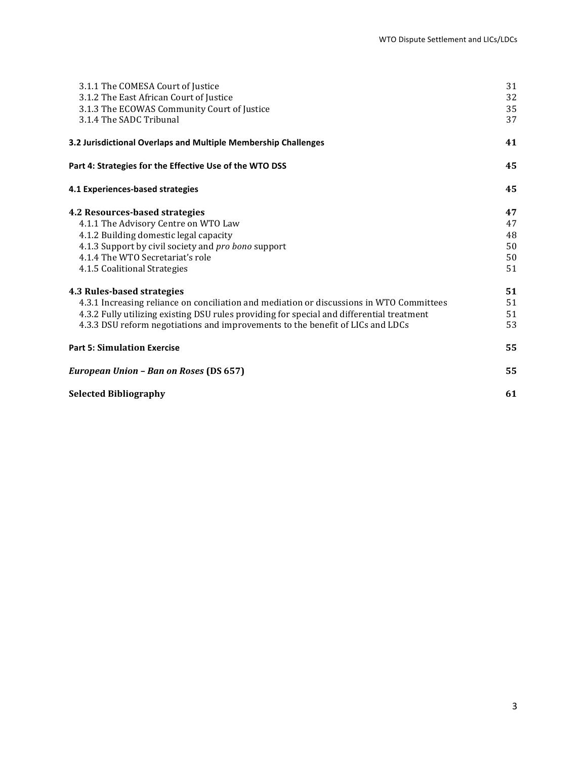3.1.1 The COMESA Court of Justice 31
3.1.2 The East African Court of Justice 32
3.1.3 The ECOWAS Community Court of Justice 35
3.1.4 The SADC Tribunal 37

**3.2 Jurisdictional Overlaps and Multiple Membership Challenges 41**

**Part 4: Strategies for the Effective Use of the WTO DSS 45**

**4.1 Experiences-based strategies 45**

**4.2 Resources-based strategies 47**
4.1.1 The Advisory Centre on WTO Law 47
4.1.2 Building domestic legal capacity 48
4.1.3 Support by civil society and *pro bono* support 50
4.1.4 The WTO Secretariat's role 50
4.1.5 Coalitional Strategies 51

**4.3 Rules-based strategies 51**
4.3.1 Increasing reliance on conciliation and mediation or discussions in WTO Committees 51
4.3.2 Fully utilizing existing DSU rules providing for special and differential treatment 51
4.3.3 DSU reform negotiations and improvements to the benefit of LICs and LDCs 53

**Part 5: Simulation Exercise 55**

***European Union – Ban on Roses* (DS 657) 55**

**Selected Bibliography 61**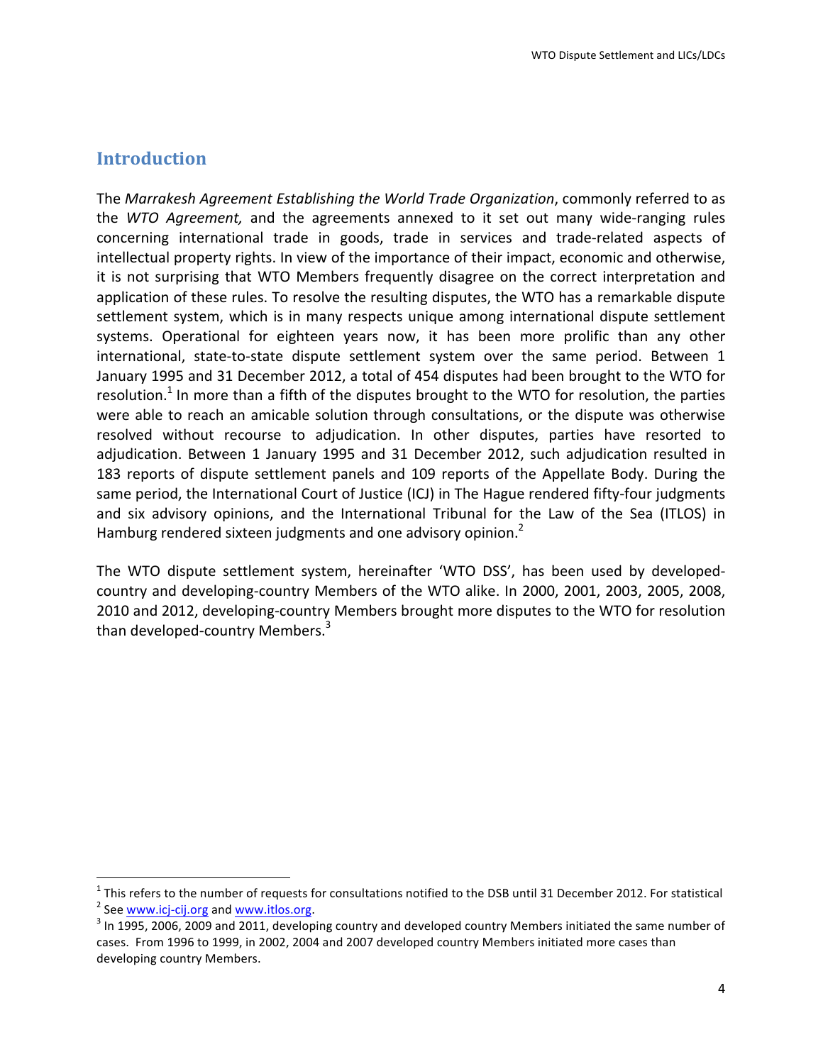## Introduction

The *Marrakesh Agreement Establishing the World Trade Organization*, commonly referred to as the *WTO Agreement,* and the agreements annexed to it set out many wide-ranging rules concerning international trade in goods, trade in services and trade-related aspects of intellectual property rights. In view of the importance of their impact, economic and otherwise, it is not surprising that WTO Members frequently disagree on the correct interpretation and application of these rules. To resolve the resulting disputes, the WTO has a remarkable dispute settlement system, which is in many respects unique among international dispute settlement systems. Operational for eighteen years now, it has been more prolific than any other international, state-to-state dispute settlement system over the same period. Between 1 January 1995 and 31 December 2012, a total of 454 disputes had been brought to the WTO for resolution.[1] In more than a fifth of the disputes brought to the WTO for resolution, the parties were able to reach an amicable solution through consultations, or the dispute was otherwise resolved without recourse to adjudication. In other disputes, parties have resorted to adjudication. Between 1 January 1995 and 31 December 2012, such adjudication resulted in 183 reports of dispute settlement panels and 109 reports of the Appellate Body. During the same period, the International Court of Justice (ICJ) in The Hague rendered fifty-four judgments and six advisory opinions, and the International Tribunal for the Law of the Sea (ITLOS) in Hamburg rendered sixteen judgments and one advisory opinion.[2]

The WTO dispute settlement system, hereinafter 'WTO DSS', has been used by developed-country and developing-country Members of the WTO alike. In 2000, 2001, 2003, 2005, 2008, 2010 and 2012, developing-country Members brought more disputes to the WTO for resolution than developed-country Members.[3]

---

[1] This refers to the number of requests for consultations notified to the DSB until 31 December 2012. For statistical

[2] See www.icj-cij.org and www.itlos.org.

[3] In 1995, 2006, 2009 and 2011, developing country and developed country Members initiated the same number of cases. From 1996 to 1999, in 2002, 2004 and 2007 developed country Members initiated more cases than developing country Members.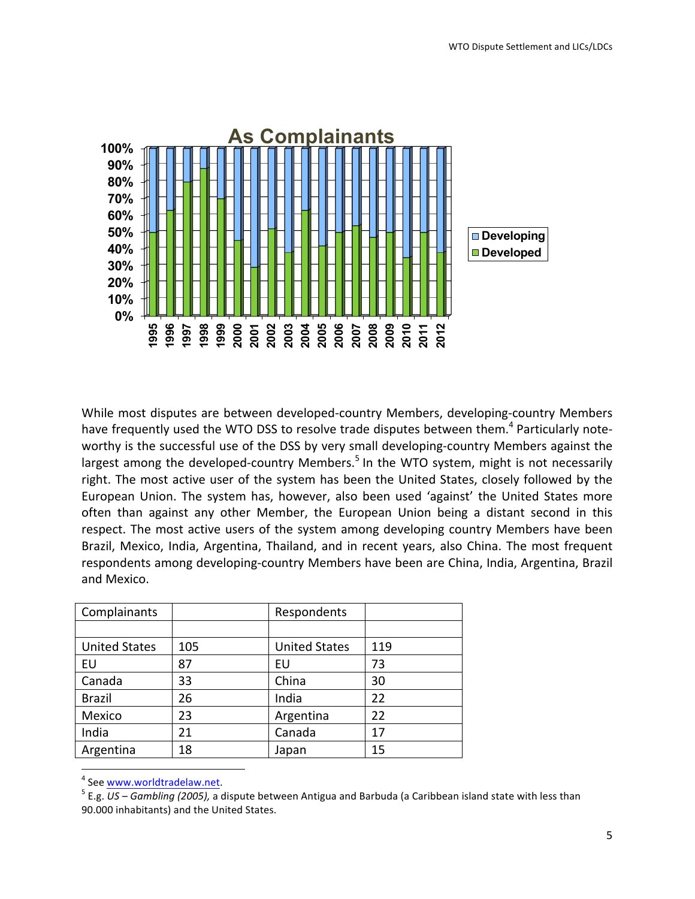While most disputes are between developed-country Members, developing-country Members have frequently used the WTO DSS to resolve trade disputes between them.[4] Particularly note-worthy is the successful use of the DSS by very small developing-country Members against the largest among the developed-country Members.[5] In the WTO system, might is not necessarily right. The most active user of the system has been the United States, closely followed by the European Union. The system has, however, also been used 'against' the United States more often than against any other Member, the European Union being a distant second in this respect. The most active users of the system among developing country Members have been Brazil, Mexico, India, Argentina, Thailand, and in recent years, also China. The most frequent respondents among developing-country Members have been are China, India, Argentina, Brazil and Mexico.

| Complainants | | Respondents | |
|---|---|---|---|
| | | | |
| United States | 105 | United States | 119 |
| EU | 87 | EU | 73 |
| Canada | 33 | China | 30 |
| Brazil | 26 | India | 22 |
| Mexico | 23 | Argentina | 22 |
| India | 21 | Canada | 17 |
| Argentina | 18 | Japan | 15 |

[4] See www.worldtradelaw.net.

[5] E.g. *US – Gambling (2005),* a dispute between Antigua and Barbuda (a Caribbean island state with less than 90.000 inhabitants) and the United States.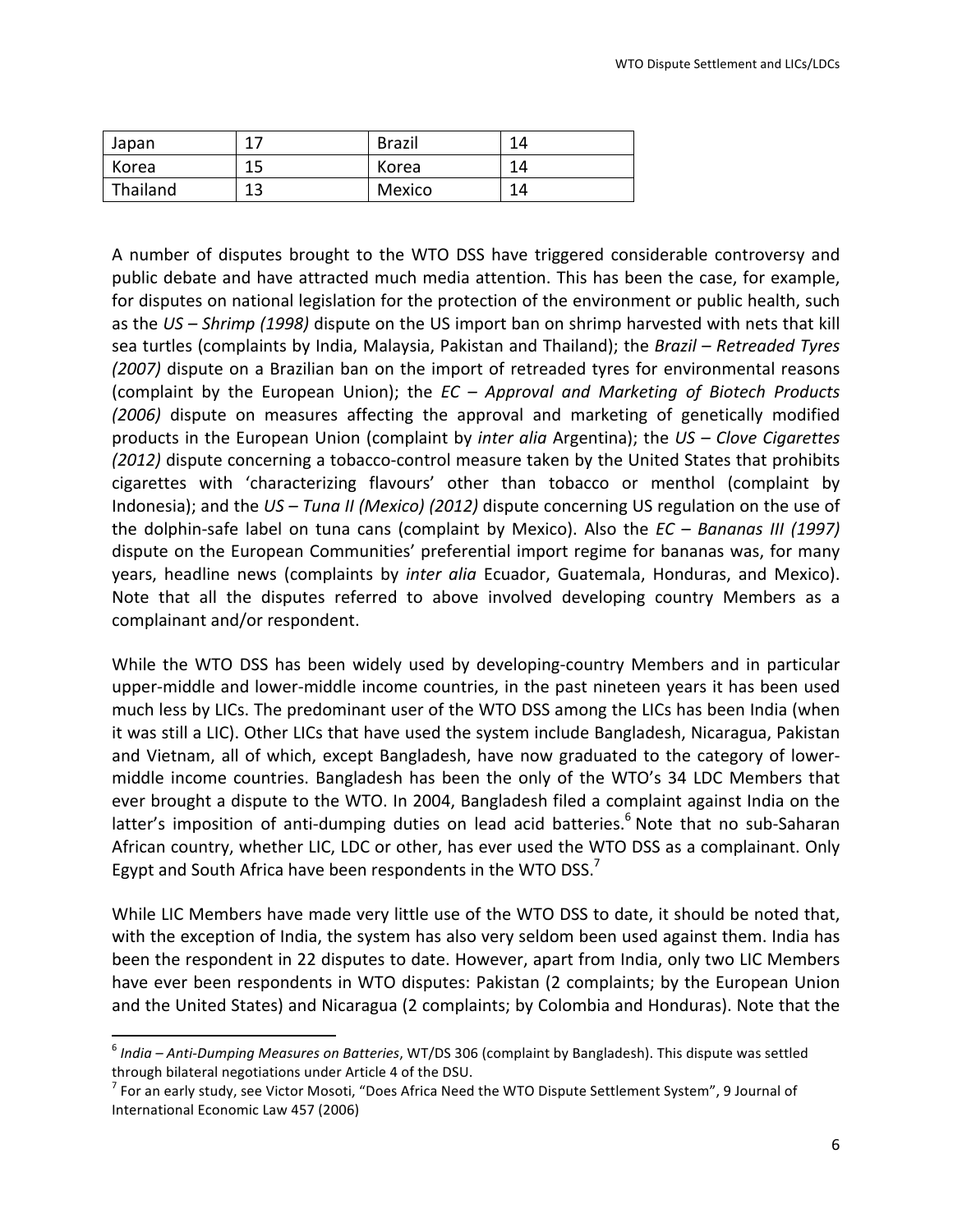| Japan | 17 | Brazil | 14 |
|---|---|---|---|
| Korea | 15 | Korea | 14 |
| Thailand | 13 | Mexico | 14 |

A number of disputes brought to the WTO DSS have triggered considerable controversy and public debate and have attracted much media attention. This has been the case, for example, for disputes on national legislation for the protection of the environment or public health, such as the *US – Shrimp (1998)* dispute on the US import ban on shrimp harvested with nets that kill sea turtles (complaints by India, Malaysia, Pakistan and Thailand); the *Brazil – Retreaded Tyres (2007)* dispute on a Brazilian ban on the import of retreaded tyres for environmental reasons (complaint by the European Union); the *EC – Approval and Marketing of Biotech Products (2006)* dispute on measures affecting the approval and marketing of genetically modified products in the European Union (complaint by *inter alia* Argentina); the *US – Clove Cigarettes (2012)* dispute concerning a tobacco-control measure taken by the United States that prohibits cigarettes with 'characterizing flavours' other than tobacco or menthol (complaint by Indonesia); and the *US – Tuna II (Mexico) (2012)* dispute concerning US regulation on the use of the dolphin-safe label on tuna cans (complaint by Mexico). Also the *EC – Bananas III (1997)* dispute on the European Communities' preferential import regime for bananas was, for many years, headline news (complaints by *inter alia* Ecuador, Guatemala, Honduras, and Mexico). Note that all the disputes referred to above involved developing country Members as a complainant and/or respondent.

While the WTO DSS has been widely used by developing-country Members and in particular upper-middle and lower-middle income countries, in the past nineteen years it has been used much less by LICs. The predominant user of the WTO DSS among the LICs has been India (when it was still a LIC). Other LICs that have used the system include Bangladesh, Nicaragua, Pakistan and Vietnam, all of which, except Bangladesh, have now graduated to the category of lower-middle income countries. Bangladesh has been the only of the WTO's 34 LDC Members that ever brought a dispute to the WTO. In 2004, Bangladesh filed a complaint against India on the latter's imposition of anti-dumping duties on lead acid batteries.[6] Note that no sub-Saharan African country, whether LIC, LDC or other, has ever used the WTO DSS as a complainant. Only Egypt and South Africa have been respondents in the WTO DSS.[7]

While LIC Members have made very little use of the WTO DSS to date, it should be noted that, with the exception of India, the system has also very seldom been used against them. India has been the respondent in 22 disputes to date. However, apart from India, only two LIC Members have ever been respondents in WTO disputes: Pakistan (2 complaints; by the European Union and the United States) and Nicaragua (2 complaints; by Colombia and Honduras). Note that the

[6] *India – Anti-Dumping Measures on Batteries*, WT/DS 306 (complaint by Bangladesh). This dispute was settled through bilateral negotiations under Article 4 of the DSU.

[7] For an early study, see Victor Mosoti, "Does Africa Need the WTO Dispute Settlement System", 9 Journal of International Economic Law 457 (2006)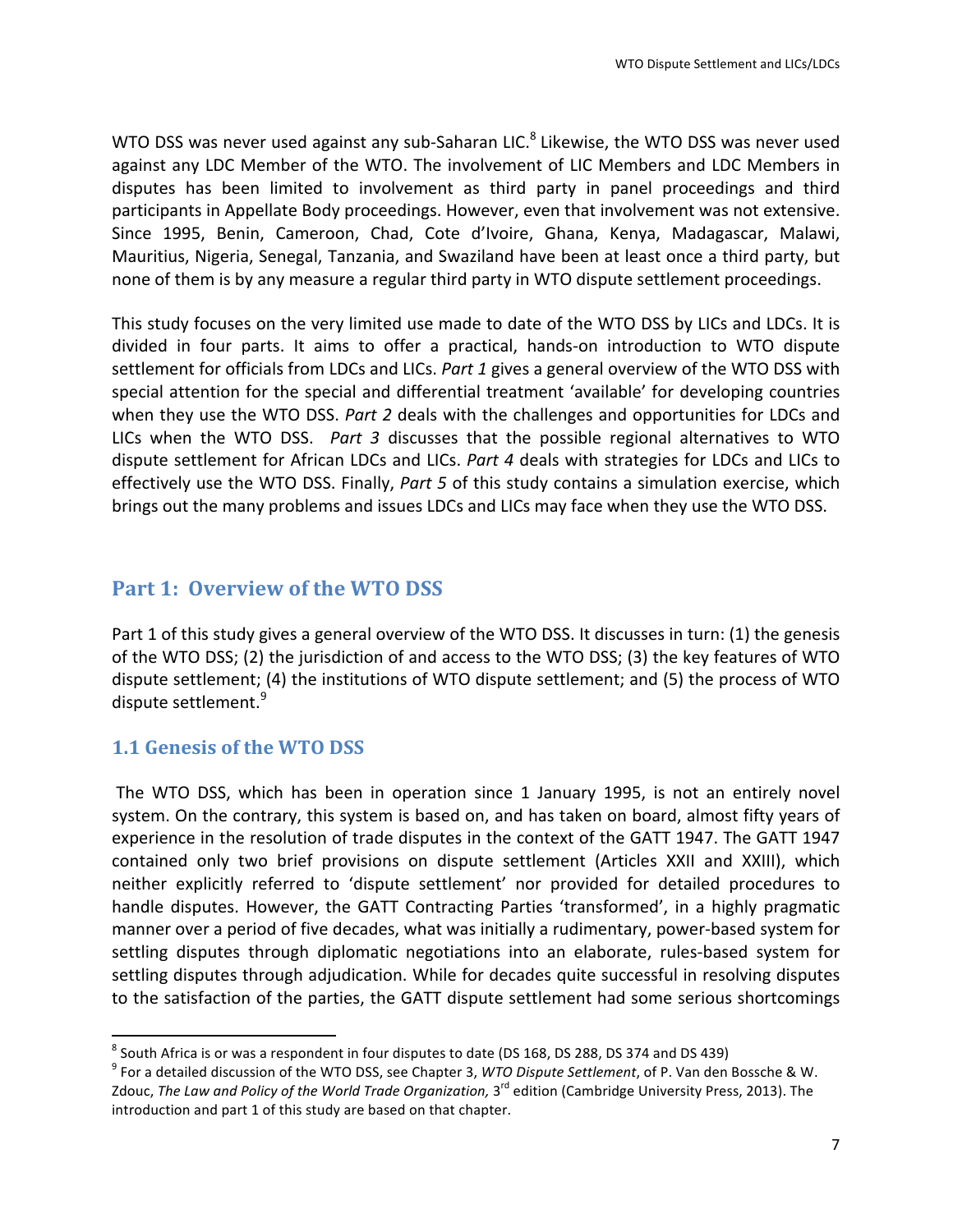WTO DSS was never used against any sub-Saharan LIC.[8] Likewise, the WTO DSS was never used against any LDC Member of the WTO. The involvement of LIC Members and LDC Members in disputes has been limited to involvement as third party in panel proceedings and third participants in Appellate Body proceedings. However, even that involvement was not extensive. Since 1995, Benin, Cameroon, Chad, Cote d'Ivoire, Ghana, Kenya, Madagascar, Malawi, Mauritius, Nigeria, Senegal, Tanzania, and Swaziland have been at least once a third party, but none of them is by any measure a regular third party in WTO dispute settlement proceedings.

This study focuses on the very limited use made to date of the WTO DSS by LICs and LDCs. It is divided in four parts. It aims to offer a practical, hands-on introduction to WTO dispute settlement for officials from LDCs and LICs. *Part 1* gives a general overview of the WTO DSS with special attention for the special and differential treatment 'available' for developing countries when they use the WTO DSS. *Part 2* deals with the challenges and opportunities for LDCs and LICs when the WTO DSS. *Part 3* discusses that the possible regional alternatives to WTO dispute settlement for African LDCs and LICs. *Part 4* deals with strategies for LDCs and LICs to effectively use the WTO DSS. Finally, *Part 5* of this study contains a simulation exercise, which brings out the many problems and issues LDCs and LICs may face when they use the WTO DSS.

## Part 1: Overview of the WTO DSS

Part 1 of this study gives a general overview of the WTO DSS. It discusses in turn: (1) the genesis of the WTO DSS; (2) the jurisdiction of and access to the WTO DSS; (3) the key features of WTO dispute settlement; (4) the institutions of WTO dispute settlement; and (5) the process of WTO dispute settlement.[9]

### 1.1 Genesis of the WTO DSS

The WTO DSS, which has been in operation since 1 January 1995, is not an entirely novel system. On the contrary, this system is based on, and has taken on board, almost fifty years of experience in the resolution of trade disputes in the context of the GATT 1947. The GATT 1947 contained only two brief provisions on dispute settlement (Articles XXII and XXIII), which neither explicitly referred to 'dispute settlement' nor provided for detailed procedures to handle disputes. However, the GATT Contracting Parties 'transformed', in a highly pragmatic manner over a period of five decades, what was initially a rudimentary, power-based system for settling disputes through diplomatic negotiations into an elaborate, rules-based system for settling disputes through adjudication. While for decades quite successful in resolving disputes to the satisfaction of the parties, the GATT dispute settlement had some serious shortcomings

---

[8] South Africa is or was a respondent in four disputes to date (DS 168, DS 288, DS 374 and DS 439)

[9] For a detailed discussion of the WTO DSS, see Chapter 3, *WTO Dispute Settlement*, of P. Van den Bossche & W. Zdouc, *The Law and Policy of the World Trade Organization,* 3rd edition (Cambridge University Press, 2013). The introduction and part 1 of this study are based on that chapter.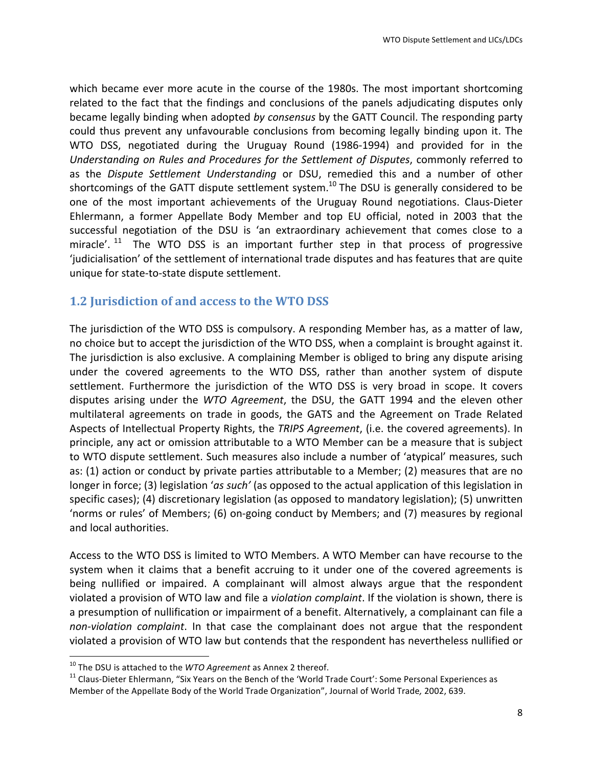which became ever more acute in the course of the 1980s. The most important shortcoming related to the fact that the findings and conclusions of the panels adjudicating disputes only became legally binding when adopted *by consensus* by the GATT Council. The responding party could thus prevent any unfavourable conclusions from becoming legally binding upon it. The WTO DSS, negotiated during the Uruguay Round (1986-1994) and provided for in the *Understanding on Rules and Procedures for the Settlement of Disputes*, commonly referred to as the *Dispute Settlement Understanding* or DSU, remedied this and a number of other shortcomings of the GATT dispute settlement system.[10] The DSU is generally considered to be one of the most important achievements of the Uruguay Round negotiations. Claus-Dieter Ehlermann, a former Appellate Body Member and top EU official, noted in 2003 that the successful negotiation of the DSU is 'an extraordinary achievement that comes close to a miracle'.[11] The WTO DSS is an important further step in that process of progressive 'judicialisation' of the settlement of international trade disputes and has features that are quite unique for state-to-state dispute settlement.

## 1.2 Jurisdiction of and access to the WTO DSS

The jurisdiction of the WTO DSS is compulsory. A responding Member has, as a matter of law, no choice but to accept the jurisdiction of the WTO DSS, when a complaint is brought against it. The jurisdiction is also exclusive. A complaining Member is obliged to bring any dispute arising under the covered agreements to the WTO DSS, rather than another system of dispute settlement. Furthermore the jurisdiction of the WTO DSS is very broad in scope. It covers disputes arising under the *WTO Agreement*, the DSU, the GATT 1994 and the eleven other multilateral agreements on trade in goods, the GATS and the Agreement on Trade Related Aspects of Intellectual Property Rights, the *TRIPS Agreement*, (i.e. the covered agreements). In principle, any act or omission attributable to a WTO Member can be a measure that is subject to WTO dispute settlement. Such measures also include a number of 'atypical' measures, such as: (1) action or conduct by private parties attributable to a Member; (2) measures that are no longer in force; (3) legislation '*as such*' (as opposed to the actual application of this legislation in specific cases); (4) discretionary legislation (as opposed to mandatory legislation); (5) unwritten 'norms or rules' of Members; (6) on-going conduct by Members; and (7) measures by regional and local authorities.

Access to the WTO DSS is limited to WTO Members. A WTO Member can have recourse to the system when it claims that a benefit accruing to it under one of the covered agreements is being nullified or impaired. A complainant will almost always argue that the respondent violated a provision of WTO law and file a *violation complaint*. If the violation is shown, there is a presumption of nullification or impairment of a benefit. Alternatively, a complainant can file a *non-violation complaint*. In that case the complainant does not argue that the respondent violated a provision of WTO law but contends that the respondent has nevertheless nullified or

---

[10] The DSU is attached to the *WTO Agreement* as Annex 2 thereof.

[11] Claus-Dieter Ehlermann, "Six Years on the Bench of the 'World Trade Court': Some Personal Experiences as Member of the Appellate Body of the World Trade Organization", Journal of World Trade, 2002, 639.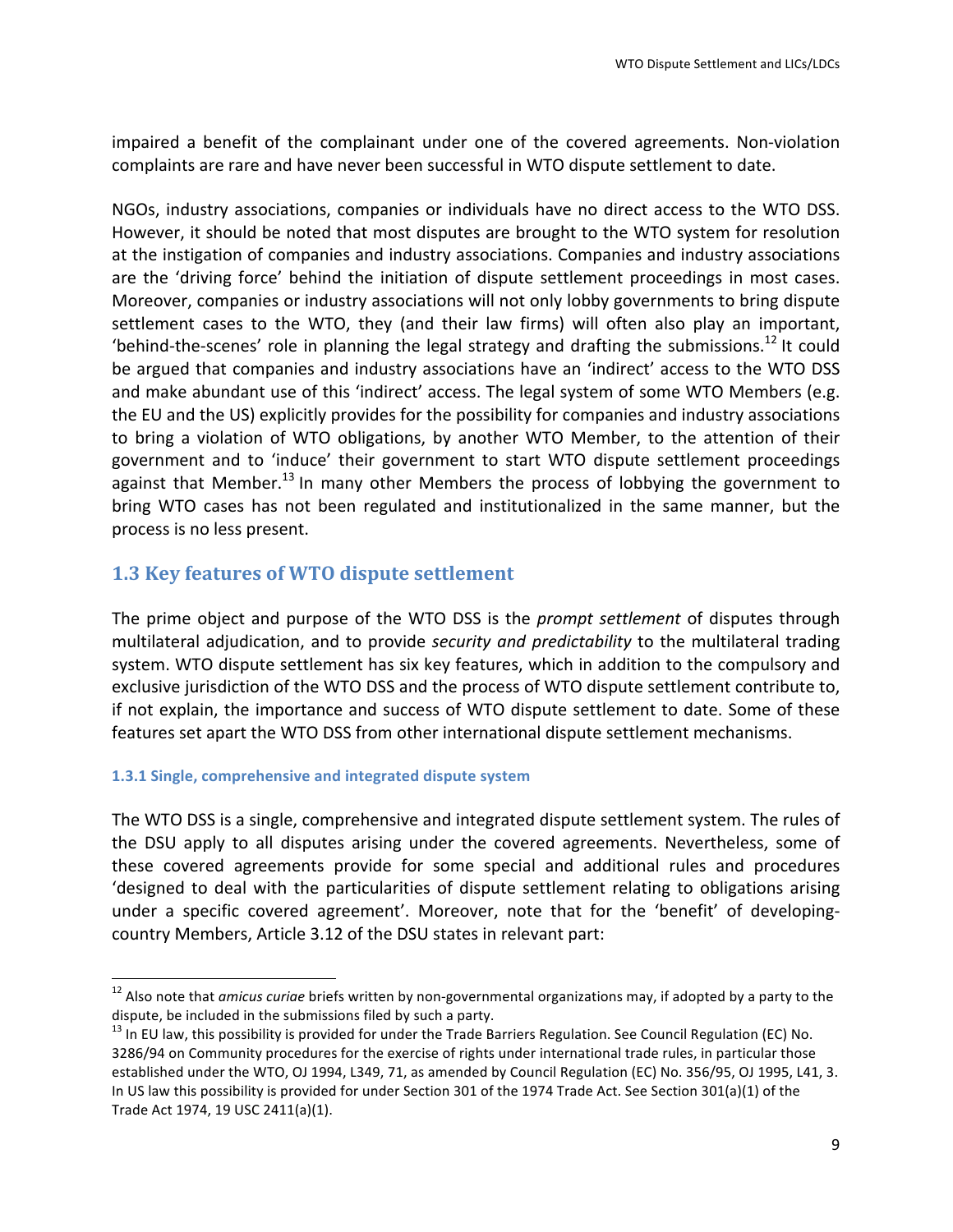impaired a benefit of the complainant under one of the covered agreements. Non-violation complaints are rare and have never been successful in WTO dispute settlement to date.

NGOs, industry associations, companies or individuals have no direct access to the WTO DSS. However, it should be noted that most disputes are brought to the WTO system for resolution at the instigation of companies and industry associations. Companies and industry associations are the 'driving force' behind the initiation of dispute settlement proceedings in most cases. Moreover, companies or industry associations will not only lobby governments to bring dispute settlement cases to the WTO, they (and their law firms) will often also play an important, 'behind-the-scenes' role in planning the legal strategy and drafting the submissions.[12] It could be argued that companies and industry associations have an 'indirect' access to the WTO DSS and make abundant use of this 'indirect' access. The legal system of some WTO Members (e.g. the EU and the US) explicitly provides for the possibility for companies and industry associations to bring a violation of WTO obligations, by another WTO Member, to the attention of their government and to 'induce' their government to start WTO dispute settlement proceedings against that Member.[13] In many other Members the process of lobbying the government to bring WTO cases has not been regulated and institutionalized in the same manner, but the process is no less present.

## 1.3 Key features of WTO dispute settlement

The prime object and purpose of the WTO DSS is the *prompt settlement* of disputes through multilateral adjudication, and to provide *security and predictability* to the multilateral trading system. WTO dispute settlement has six key features, which in addition to the compulsory and exclusive jurisdiction of the WTO DSS and the process of WTO dispute settlement contribute to, if not explain, the importance and success of WTO dispute settlement to date. Some of these features set apart the WTO DSS from other international dispute settlement mechanisms.

### 1.3.1 Single, comprehensive and integrated dispute system

The WTO DSS is a single, comprehensive and integrated dispute settlement system. The rules of the DSU apply to all disputes arising under the covered agreements. Nevertheless, some of these covered agreements provide for some special and additional rules and procedures 'designed to deal with the particularities of dispute settlement relating to obligations arising under a specific covered agreement'. Moreover, note that for the 'benefit' of developing-country Members, Article 3.12 of the DSU states in relevant part:

---

[12] Also note that *amicus curiae* briefs written by non-governmental organizations may, if adopted by a party to the dispute, be included in the submissions filed by such a party.

[13] In EU law, this possibility is provided for under the Trade Barriers Regulation. See Council Regulation (EC) No. 3286/94 on Community procedures for the exercise of rights under international trade rules, in particular those established under the WTO, OJ 1994, L349, 71, as amended by Council Regulation (EC) No. 356/95, OJ 1995, L41, 3. In US law this possibility is provided for under Section 301 of the 1974 Trade Act. See Section 301(a)(1) of the Trade Act 1974, 19 USC 2411(a)(1).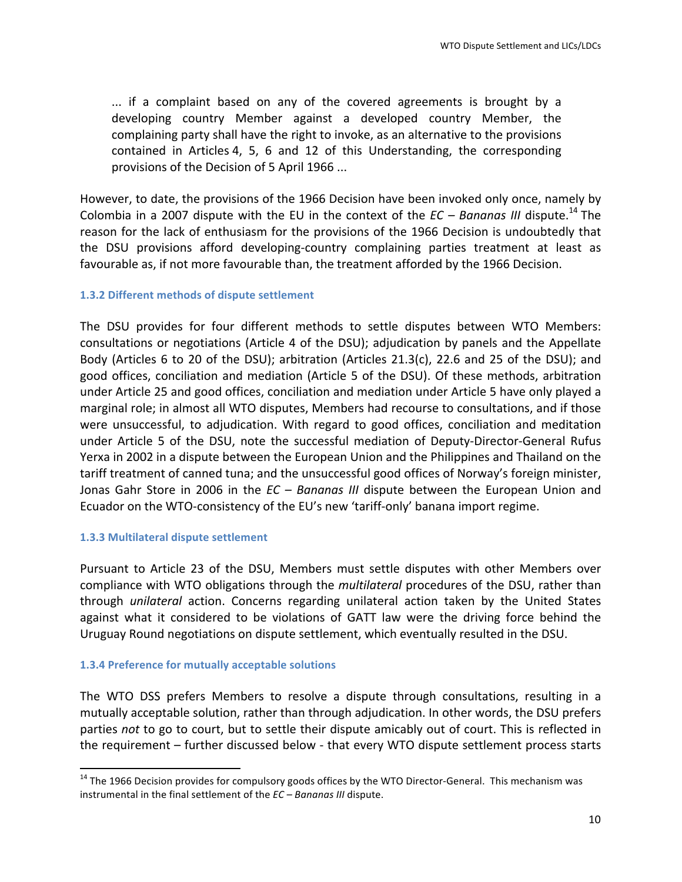> ... if a complaint based on any of the covered agreements is brought by a developing country Member against a developed country Member, the complaining party shall have the right to invoke, as an alternative to the provisions contained in Articles 4, 5, 6 and 12 of this Understanding, the corresponding provisions of the Decision of 5 April 1966 ...

However, to date, the provisions of the 1966 Decision have been invoked only once, namely by Colombia in a 2007 dispute with the EU in the context of the *EC – Bananas III* dispute.[14] The reason for the lack of enthusiasm for the provisions of the 1966 Decision is undoubtedly that the DSU provisions afford developing-country complaining parties treatment at least as favourable as, if not more favourable than, the treatment afforded by the 1966 Decision.

#### 1.3.2 Different methods of dispute settlement

The DSU provides for four different methods to settle disputes between WTO Members: consultations or negotiations (Article 4 of the DSU); adjudication by panels and the Appellate Body (Articles 6 to 20 of the DSU); arbitration (Articles 21.3(c), 22.6 and 25 of the DSU); and good offices, conciliation and mediation (Article 5 of the DSU). Of these methods, arbitration under Article 25 and good offices, conciliation and mediation under Article 5 have only played a marginal role; in almost all WTO disputes, Members had recourse to consultations, and if those were unsuccessful, to adjudication. With regard to good offices, conciliation and meditation under Article 5 of the DSU, note the successful mediation of Deputy-Director-General Rufus Yerxa in 2002 in a dispute between the European Union and the Philippines and Thailand on the tariff treatment of canned tuna; and the unsuccessful good offices of Norway's foreign minister, Jonas Gahr Store in 2006 in the *EC – Bananas III* dispute between the European Union and Ecuador on the WTO-consistency of the EU's new 'tariff-only' banana import regime.

#### 1.3.3 Multilateral dispute settlement

Pursuant to Article 23 of the DSU, Members must settle disputes with other Members over compliance with WTO obligations through the *multilateral* procedures of the DSU, rather than through *unilateral* action. Concerns regarding unilateral action taken by the United States against what it considered to be violations of GATT law were the driving force behind the Uruguay Round negotiations on dispute settlement, which eventually resulted in the DSU.

#### 1.3.4 Preference for mutually acceptable solutions

The WTO DSS prefers Members to resolve a dispute through consultations, resulting in a mutually acceptable solution, rather than through adjudication. In other words, the DSU prefers parties *not* to go to court, but to settle their dispute amicably out of court. This is reflected in the requirement – further discussed below - that every WTO dispute settlement process starts

[14] The 1966 Decision provides for compulsory goods offices by the WTO Director-General. This mechanism was instrumental in the final settlement of the *EC – Bananas III* dispute.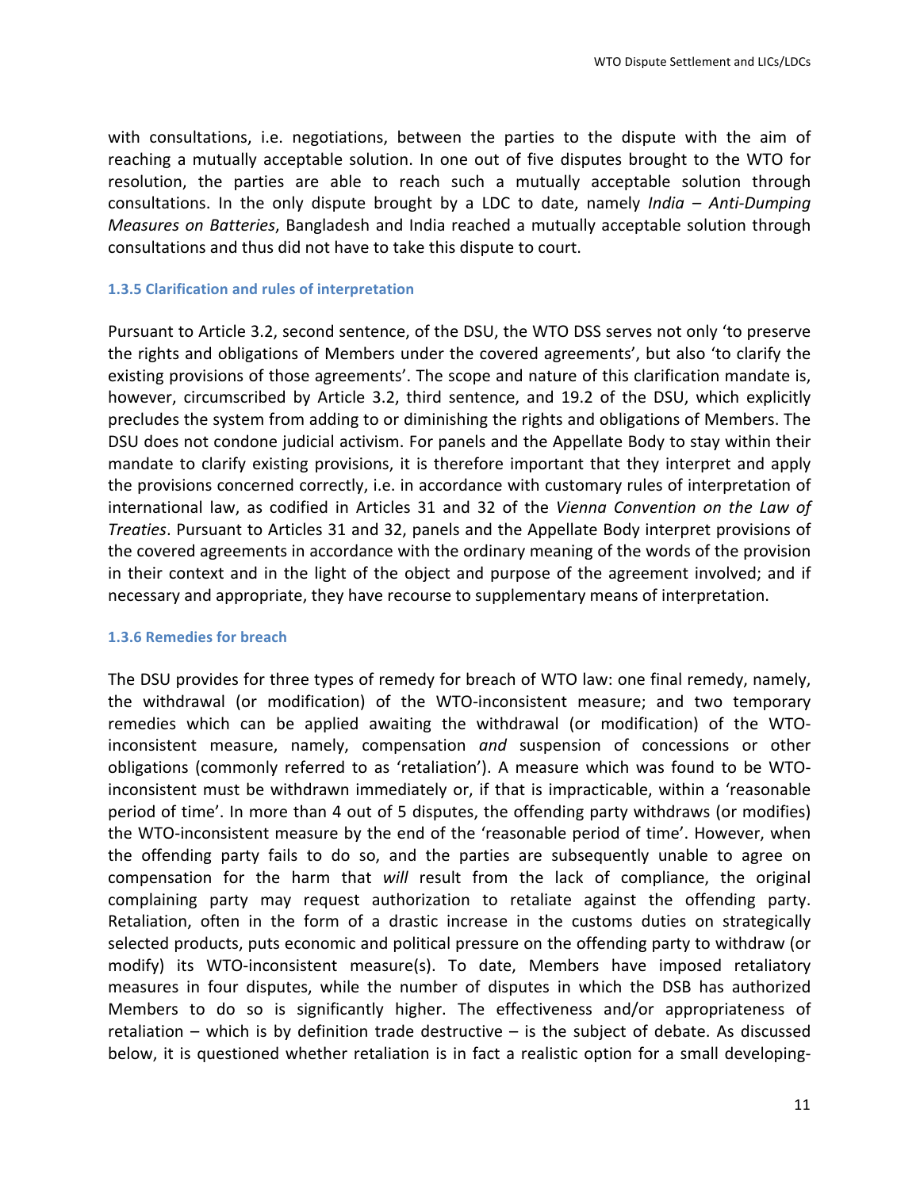with consultations, i.e. negotiations, between the parties to the dispute with the aim of reaching a mutually acceptable solution. In one out of five disputes brought to the WTO for resolution, the parties are able to reach such a mutually acceptable solution through consultations. In the only dispute brought by a LDC to date, namely *India – Anti-Dumping Measures on Batteries*, Bangladesh and India reached a mutually acceptable solution through consultations and thus did not have to take this dispute to court.

### 1.3.5 Clarification and rules of interpretation

Pursuant to Article 3.2, second sentence, of the DSU, the WTO DSS serves not only 'to preserve the rights and obligations of Members under the covered agreements', but also 'to clarify the existing provisions of those agreements'. The scope and nature of this clarification mandate is, however, circumscribed by Article 3.2, third sentence, and 19.2 of the DSU, which explicitly precludes the system from adding to or diminishing the rights and obligations of Members. The DSU does not condone judicial activism. For panels and the Appellate Body to stay within their mandate to clarify existing provisions, it is therefore important that they interpret and apply the provisions concerned correctly, i.e. in accordance with customary rules of interpretation of international law, as codified in Articles 31 and 32 of the *Vienna Convention on the Law of Treaties*. Pursuant to Articles 31 and 32, panels and the Appellate Body interpret provisions of the covered agreements in accordance with the ordinary meaning of the words of the provision in their context and in the light of the object and purpose of the agreement involved; and if necessary and appropriate, they have recourse to supplementary means of interpretation.

### 1.3.6 Remedies for breach

The DSU provides for three types of remedy for breach of WTO law: one final remedy, namely, the withdrawal (or modification) of the WTO-inconsistent measure; and two temporary remedies which can be applied awaiting the withdrawal (or modification) of the WTO-inconsistent measure, namely, compensation *and* suspension of concessions or other obligations (commonly referred to as 'retaliation'). A measure which was found to be WTO-inconsistent must be withdrawn immediately or, if that is impracticable, within a 'reasonable period of time'. In more than 4 out of 5 disputes, the offending party withdraws (or modifies) the WTO-inconsistent measure by the end of the 'reasonable period of time'. However, when the offending party fails to do so, and the parties are subsequently unable to agree on compensation for the harm that *will* result from the lack of compliance, the original complaining party may request authorization to retaliate against the offending party. Retaliation, often in the form of a drastic increase in the customs duties on strategically selected products, puts economic and political pressure on the offending party to withdraw (or modify) its WTO-inconsistent measure(s). To date, Members have imposed retaliatory measures in four disputes, while the number of disputes in which the DSB has authorized Members to do so is significantly higher. The effectiveness and/or appropriateness of retaliation – which is by definition trade destructive – is the subject of debate. As discussed below, it is questioned whether retaliation is in fact a realistic option for a small developing-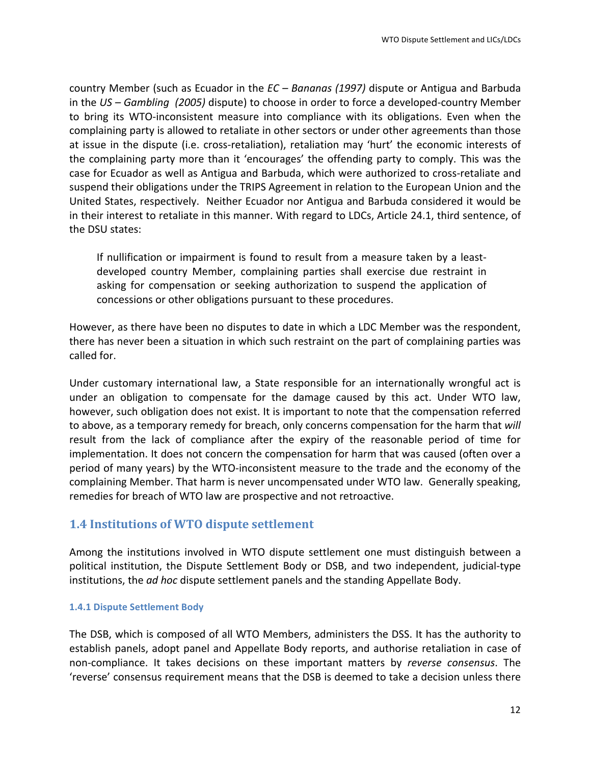country Member (such as Ecuador in the *EC – Bananas (1997)* dispute or Antigua and Barbuda in the *US – Gambling (2005)* dispute) to choose in order to force a developed-country Member to bring its WTO-inconsistent measure into compliance with its obligations. Even when the complaining party is allowed to retaliate in other sectors or under other agreements than those at issue in the dispute (i.e. cross-retaliation), retaliation may 'hurt' the economic interests of the complaining party more than it 'encourages' the offending party to comply. This was the case for Ecuador as well as Antigua and Barbuda, which were authorized to cross-retaliate and suspend their obligations under the TRIPS Agreement in relation to the European Union and the United States, respectively. Neither Ecuador nor Antigua and Barbuda considered it would be in their interest to retaliate in this manner. With regard to LDCs, Article 24.1, third sentence, of the DSU states:

> If nullification or impairment is found to result from a measure taken by a least-developed country Member, complaining parties shall exercise due restraint in asking for compensation or seeking authorization to suspend the application of concessions or other obligations pursuant to these procedures.

However, as there have been no disputes to date in which a LDC Member was the respondent, there has never been a situation in which such restraint on the part of complaining parties was called for.

Under customary international law, a State responsible for an internationally wrongful act is under an obligation to compensate for the damage caused by this act. Under WTO law, however, such obligation does not exist. It is important to note that the compensation referred to above, as a temporary remedy for breach, only concerns compensation for the harm that *will* result from the lack of compliance after the expiry of the reasonable period of time for implementation. It does not concern the compensation for harm that was caused (often over a period of many years) by the WTO-inconsistent measure to the trade and the economy of the complaining Member. That harm is never uncompensated under WTO law. Generally speaking, remedies for breach of WTO law are prospective and not retroactive.

## 1.4 Institutions of WTO dispute settlement

Among the institutions involved in WTO dispute settlement one must distinguish between a political institution, the Dispute Settlement Body or DSB, and two independent, judicial-type institutions, the *ad hoc* dispute settlement panels and the standing Appellate Body.

### 1.4.1 Dispute Settlement Body

The DSB, which is composed of all WTO Members, administers the DSS. It has the authority to establish panels, adopt panel and Appellate Body reports, and authorise retaliation in case of non-compliance. It takes decisions on these important matters by *reverse consensus*. The 'reverse' consensus requirement means that the DSB is deemed to take a decision unless there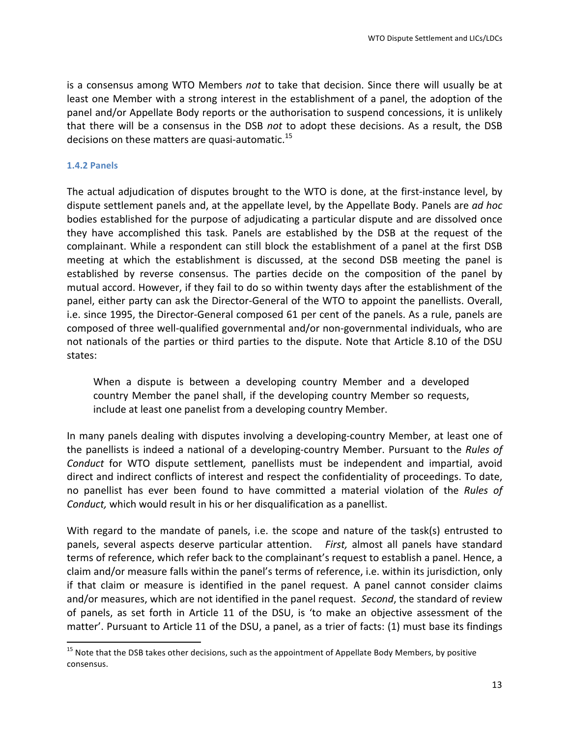is a consensus among WTO Members *not* to take that decision. Since there will usually be at least one Member with a strong interest in the establishment of a panel, the adoption of the panel and/or Appellate Body reports or the authorisation to suspend concessions, it is unlikely that there will be a consensus in the DSB *not* to adopt these decisions. As a result, the DSB decisions on these matters are quasi-automatic.[15]

### 1.4.2 Panels

The actual adjudication of disputes brought to the WTO is done, at the first-instance level, by dispute settlement panels and, at the appellate level, by the Appellate Body. Panels are *ad hoc* bodies established for the purpose of adjudicating a particular dispute and are dissolved once they have accomplished this task. Panels are established by the DSB at the request of the complainant. While a respondent can still block the establishment of a panel at the first DSB meeting at which the establishment is discussed, at the second DSB meeting the panel is established by reverse consensus. The parties decide on the composition of the panel by mutual accord. However, if they fail to do so within twenty days after the establishment of the panel, either party can ask the Director-General of the WTO to appoint the panellists. Overall, i.e. since 1995, the Director-General composed 61 per cent of the panels. As a rule, panels are composed of three well-qualified governmental and/or non-governmental individuals, who are not nationals of the parties or third parties to the dispute. Note that Article 8.10 of the DSU states:

> When a dispute is between a developing country Member and a developed country Member the panel shall, if the developing country Member so requests, include at least one panelist from a developing country Member.

In many panels dealing with disputes involving a developing-country Member, at least one of the panellists is indeed a national of a developing-country Member. Pursuant to the *Rules of Conduct* for WTO dispute settlement*,* panellists must be independent and impartial, avoid direct and indirect conflicts of interest and respect the confidentiality of proceedings. To date, no panellist has ever been found to have committed a material violation of the *Rules of Conduct,* which would result in his or her disqualification as a panellist.

With regard to the mandate of panels, i.e. the scope and nature of the task(s) entrusted to panels, several aspects deserve particular attention. *First,* almost all panels have standard terms of reference, which refer back to the complainant's request to establish a panel. Hence, a claim and/or measure falls within the panel's terms of reference, i.e. within its jurisdiction, only if that claim or measure is identified in the panel request. A panel cannot consider claims and/or measures, which are not identified in the panel request. *Second*, the standard of review of panels, as set forth in Article 11 of the DSU, is 'to make an objective assessment of the matter'. Pursuant to Article 11 of the DSU, a panel, as a trier of facts: (1) must base its findings

[15] Note that the DSB takes other decisions, such as the appointment of Appellate Body Members, by positive consensus.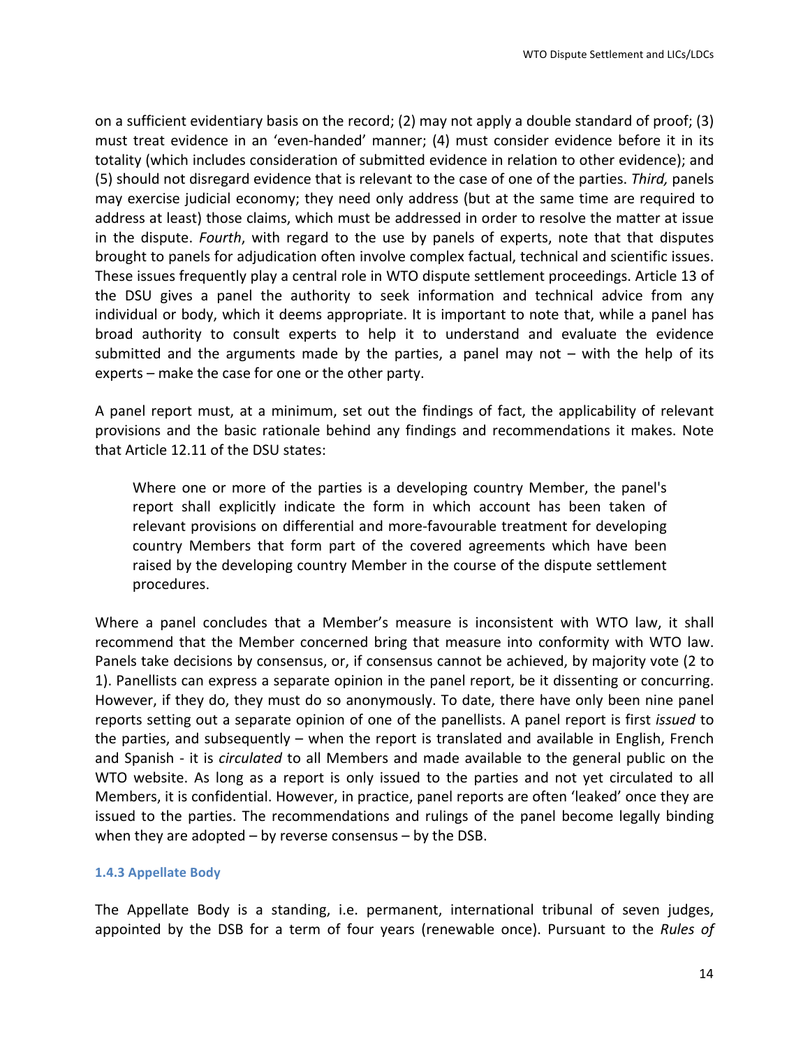on a sufficient evidentiary basis on the record; (2) may not apply a double standard of proof; (3) must treat evidence in an 'even-handed' manner; (4) must consider evidence before it in its totality (which includes consideration of submitted evidence in relation to other evidence); and (5) should not disregard evidence that is relevant to the case of one of the parties. *Third,* panels may exercise judicial economy; they need only address (but at the same time are required to address at least) those claims, which must be addressed in order to resolve the matter at issue in the dispute. *Fourth*, with regard to the use by panels of experts, note that that disputes brought to panels for adjudication often involve complex factual, technical and scientific issues. These issues frequently play a central role in WTO dispute settlement proceedings. Article 13 of the DSU gives a panel the authority to seek information and technical advice from any individual or body, which it deems appropriate. It is important to note that, while a panel has broad authority to consult experts to help it to understand and evaluate the evidence submitted and the arguments made by the parties, a panel may not – with the help of its experts – make the case for one or the other party.

A panel report must, at a minimum, set out the findings of fact, the applicability of relevant provisions and the basic rationale behind any findings and recommendations it makes. Note that Article 12.11 of the DSU states:

> Where one or more of the parties is a developing country Member, the panel's report shall explicitly indicate the form in which account has been taken of relevant provisions on differential and more-favourable treatment for developing country Members that form part of the covered agreements which have been raised by the developing country Member in the course of the dispute settlement procedures.

Where a panel concludes that a Member's measure is inconsistent with WTO law, it shall recommend that the Member concerned bring that measure into conformity with WTO law. Panels take decisions by consensus, or, if consensus cannot be achieved, by majority vote (2 to 1). Panellists can express a separate opinion in the panel report, be it dissenting or concurring. However, if they do, they must do so anonymously. To date, there have only been nine panel reports setting out a separate opinion of one of the panellists. A panel report is first *issued* to the parties, and subsequently – when the report is translated and available in English, French and Spanish - it is *circulated* to all Members and made available to the general public on the WTO website. As long as a report is only issued to the parties and not yet circulated to all Members, it is confidential. However, in practice, panel reports are often 'leaked' once they are issued to the parties. The recommendations and rulings of the panel become legally binding when they are adopted – by reverse consensus – by the DSB.

### 1.4.3 Appellate Body

The Appellate Body is a standing, i.e. permanent, international tribunal of seven judges, appointed by the DSB for a term of four years (renewable once). Pursuant to the *Rules of*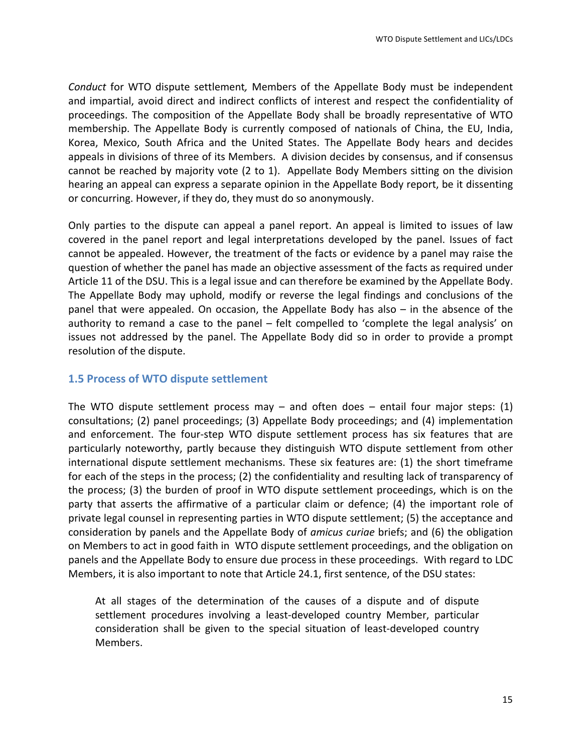*Conduct* for WTO dispute settlement, Members of the Appellate Body must be independent and impartial, avoid direct and indirect conflicts of interest and respect the confidentiality of proceedings. The composition of the Appellate Body shall be broadly representative of WTO membership. The Appellate Body is currently composed of nationals of China, the EU, India, Korea, Mexico, South Africa and the United States. The Appellate Body hears and decides appeals in divisions of three of its Members. A division decides by consensus, and if consensus cannot be reached by majority vote (2 to 1). Appellate Body Members sitting on the division hearing an appeal can express a separate opinion in the Appellate Body report, be it dissenting or concurring. However, if they do, they must do so anonymously.

Only parties to the dispute can appeal a panel report. An appeal is limited to issues of law covered in the panel report and legal interpretations developed by the panel. Issues of fact cannot be appealed. However, the treatment of the facts or evidence by a panel may raise the question of whether the panel has made an objective assessment of the facts as required under Article 11 of the DSU. This is a legal issue and can therefore be examined by the Appellate Body. The Appellate Body may uphold, modify or reverse the legal findings and conclusions of the panel that were appealed. On occasion, the Appellate Body has also – in the absence of the authority to remand a case to the panel – felt compelled to 'complete the legal analysis' on issues not addressed by the panel. The Appellate Body did so in order to provide a prompt resolution of the dispute.

### 1.5 Process of WTO dispute settlement

The WTO dispute settlement process may – and often does – entail four major steps: (1) consultations; (2) panel proceedings; (3) Appellate Body proceedings; and (4) implementation and enforcement. The four-step WTO dispute settlement process has six features that are particularly noteworthy, partly because they distinguish WTO dispute settlement from other international dispute settlement mechanisms. These six features are: (1) the short timeframe for each of the steps in the process; (2) the confidentiality and resulting lack of transparency of the process; (3) the burden of proof in WTO dispute settlement proceedings, which is on the party that asserts the affirmative of a particular claim or defence; (4) the important role of private legal counsel in representing parties in WTO dispute settlement; (5) the acceptance and consideration by panels and the Appellate Body of *amicus curiae* briefs; and (6) the obligation on Members to act in good faith in WTO dispute settlement proceedings, and the obligation on panels and the Appellate Body to ensure due process in these proceedings. With regard to LDC Members, it is also important to note that Article 24.1, first sentence, of the DSU states:

> At all stages of the determination of the causes of a dispute and of dispute settlement procedures involving a least-developed country Member, particular consideration shall be given to the special situation of least-developed country Members.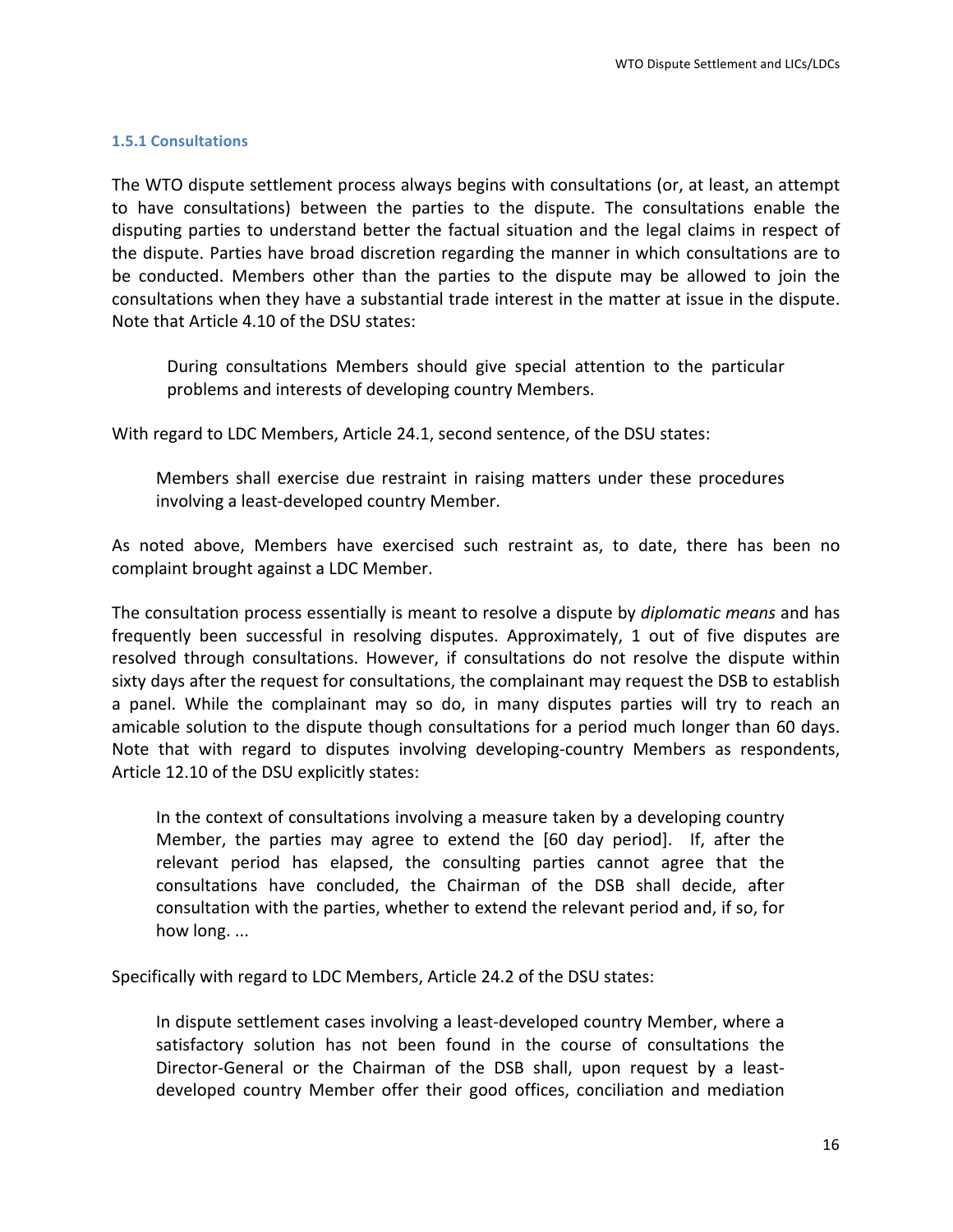### 1.5.1 Consultations

The WTO dispute settlement process always begins with consultations (or, at least, an attempt to have consultations) between the parties to the dispute. The consultations enable the disputing parties to understand better the factual situation and the legal claims in respect of the dispute. Parties have broad discretion regarding the manner in which consultations are to be conducted. Members other than the parties to the dispute may be allowed to join the consultations when they have a substantial trade interest in the matter at issue in the dispute. Note that Article 4.10 of the DSU states:

> During consultations Members should give special attention to the particular problems and interests of developing country Members.

With regard to LDC Members, Article 24.1, second sentence, of the DSU states:

> Members shall exercise due restraint in raising matters under these procedures involving a least-developed country Member.

As noted above, Members have exercised such restraint as, to date, there has been no complaint brought against a LDC Member.

The consultation process essentially is meant to resolve a dispute by *diplomatic means* and has frequently been successful in resolving disputes. Approximately, 1 out of five disputes are resolved through consultations. However, if consultations do not resolve the dispute within sixty days after the request for consultations, the complainant may request the DSB to establish a panel. While the complainant may so do, in many disputes parties will try to reach an amicable solution to the dispute though consultations for a period much longer than 60 days. Note that with regard to disputes involving developing-country Members as respondents, Article 12.10 of the DSU explicitly states:

> In the context of consultations involving a measure taken by a developing country Member, the parties may agree to extend the [60 day period]. If, after the relevant period has elapsed, the consulting parties cannot agree that the consultations have concluded, the Chairman of the DSB shall decide, after consultation with the parties, whether to extend the relevant period and, if so, for how long. ...

Specifically with regard to LDC Members, Article 24.2 of the DSU states:

> In dispute settlement cases involving a least-developed country Member, where a satisfactory solution has not been found in the course of consultations the Director-General or the Chairman of the DSB shall, upon request by a least-developed country Member offer their good offices, conciliation and mediation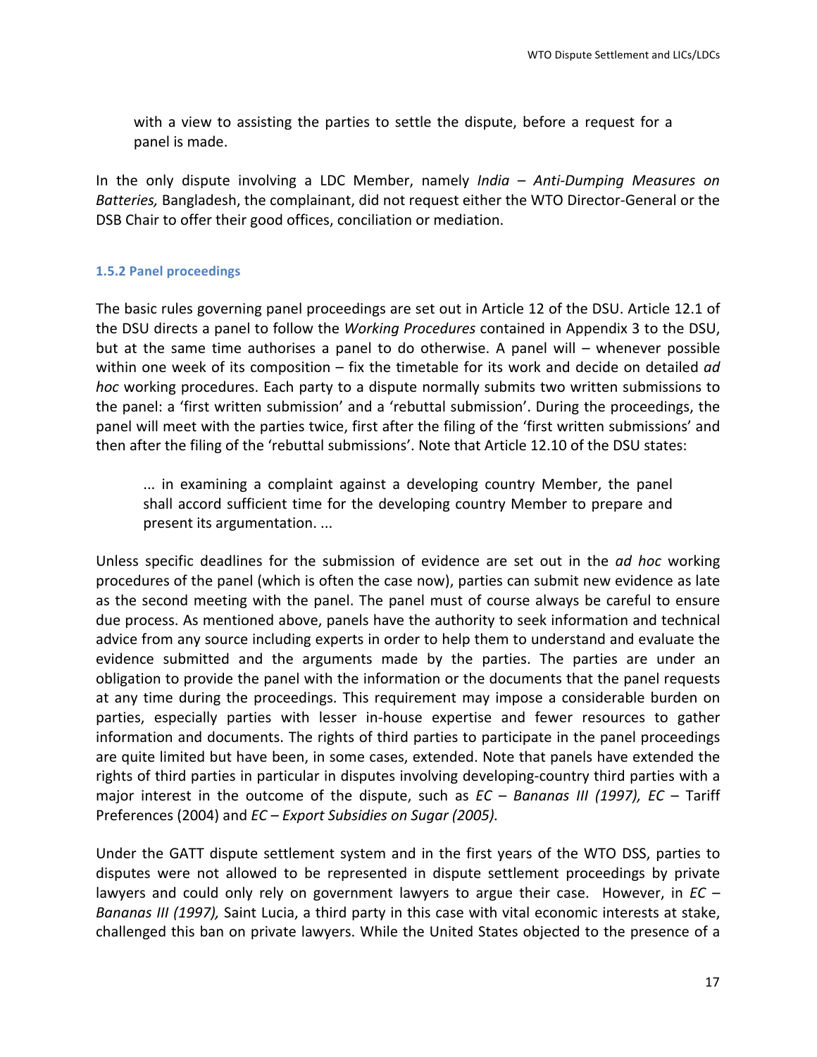with a view to assisting the parties to settle the dispute, before a request for a panel is made.

In the only dispute involving a LDC Member, namely *India – Anti-Dumping Measures on Batteries,* Bangladesh, the complainant, did not request either the WTO Director-General or the DSB Chair to offer their good offices, conciliation or mediation.

### 1.5.2 Panel proceedings

The basic rules governing panel proceedings are set out in Article 12 of the DSU. Article 12.1 of the DSU directs a panel to follow the *Working Procedures* contained in Appendix 3 to the DSU, but at the same time authorises a panel to do otherwise. A panel will – whenever possible within one week of its composition – fix the timetable for its work and decide on detailed *ad hoc* working procedures. Each party to a dispute normally submits two written submissions to the panel: a 'first written submission' and a 'rebuttal submission'. During the proceedings, the panel will meet with the parties twice, first after the filing of the 'first written submissions' and then after the filing of the 'rebuttal submissions'. Note that Article 12.10 of the DSU states:

> ... in examining a complaint against a developing country Member, the panel shall accord sufficient time for the developing country Member to prepare and present its argumentation. ...

Unless specific deadlines for the submission of evidence are set out in the *ad hoc* working procedures of the panel (which is often the case now), parties can submit new evidence as late as the second meeting with the panel. The panel must of course always be careful to ensure due process. As mentioned above, panels have the authority to seek information and technical advice from any source including experts in order to help them to understand and evaluate the evidence submitted and the arguments made by the parties. The parties are under an obligation to provide the panel with the information or the documents that the panel requests at any time during the proceedings. This requirement may impose a considerable burden on parties, especially parties with lesser in-house expertise and fewer resources to gather information and documents. The rights of third parties to participate in the panel proceedings are quite limited but have been, in some cases, extended. Note that panels have extended the rights of third parties in particular in disputes involving developing-country third parties with a major interest in the outcome of the dispute, such as *EC – Bananas III (1997), EC –* Tariff Preferences (2004) and *EC – Export Subsidies on Sugar (2005).*

Under the GATT dispute settlement system and in the first years of the WTO DSS, parties to disputes were not allowed to be represented in dispute settlement proceedings by private lawyers and could only rely on government lawyers to argue their case. However, in *EC – Bananas III (1997),* Saint Lucia, a third party in this case with vital economic interests at stake, challenged this ban on private lawyers. While the United States objected to the presence of a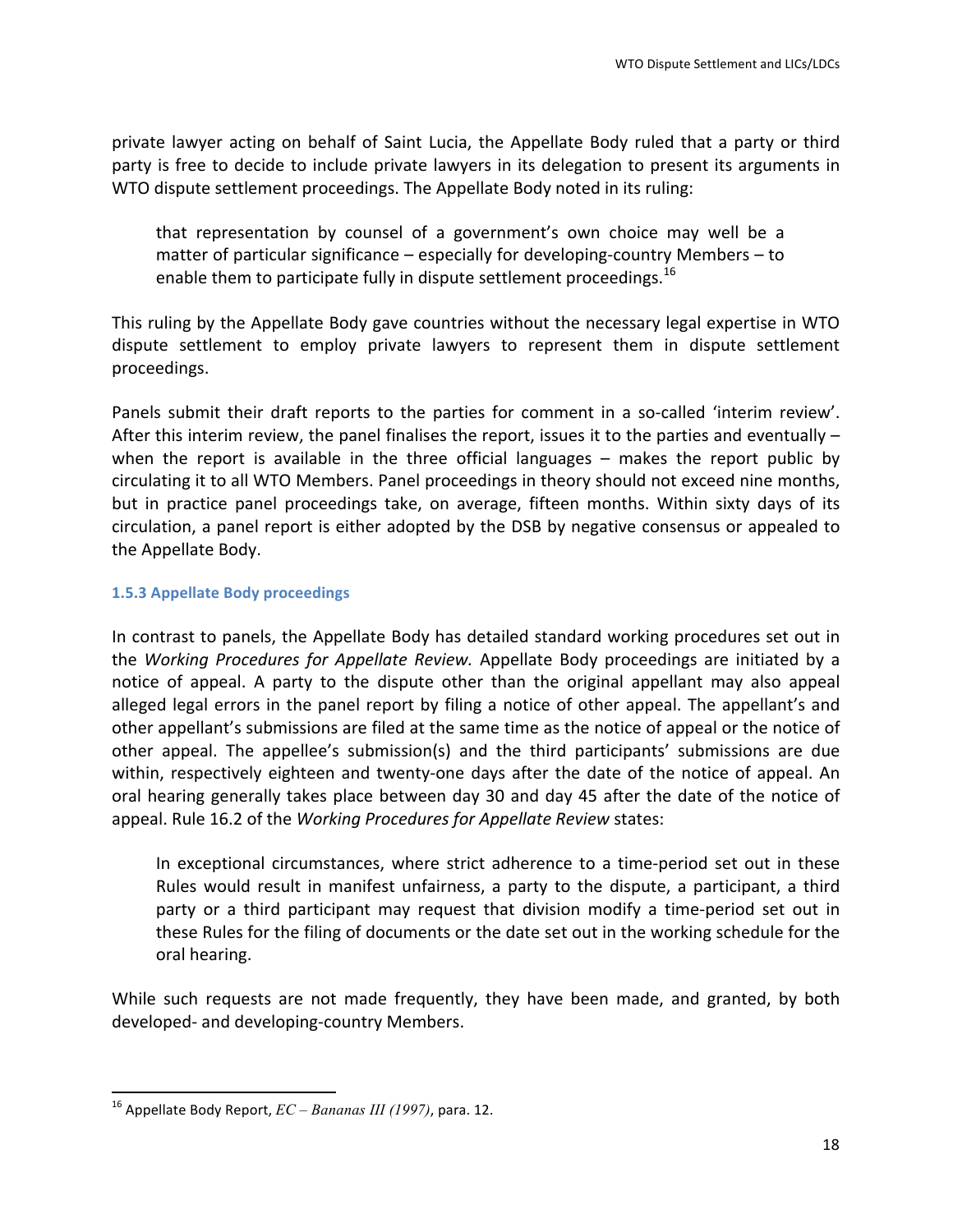private lawyer acting on behalf of Saint Lucia, the Appellate Body ruled that a party or third party is free to decide to include private lawyers in its delegation to present its arguments in WTO dispute settlement proceedings. The Appellate Body noted in its ruling:

> that representation by counsel of a government's own choice may well be a matter of particular significance – especially for developing-country Members – to enable them to participate fully in dispute settlement proceedings.[16]

This ruling by the Appellate Body gave countries without the necessary legal expertise in WTO dispute settlement to employ private lawyers to represent them in dispute settlement proceedings.

Panels submit their draft reports to the parties for comment in a so-called 'interim review'. After this interim review, the panel finalises the report, issues it to the parties and eventually – when the report is available in the three official languages – makes the report public by circulating it to all WTO Members. Panel proceedings in theory should not exceed nine months, but in practice panel proceedings take, on average, fifteen months. Within sixty days of its circulation, a panel report is either adopted by the DSB by negative consensus or appealed to the Appellate Body.

### 1.5.3 Appellate Body proceedings

In contrast to panels, the Appellate Body has detailed standard working procedures set out in the *Working Procedures for Appellate Review.* Appellate Body proceedings are initiated by a notice of appeal. A party to the dispute other than the original appellant may also appeal alleged legal errors in the panel report by filing a notice of other appeal. The appellant's and other appellant's submissions are filed at the same time as the notice of appeal or the notice of other appeal. The appellee's submission(s) and the third participants' submissions are due within, respectively eighteen and twenty-one days after the date of the notice of appeal. An oral hearing generally takes place between day 30 and day 45 after the date of the notice of appeal. Rule 16.2 of the *Working Procedures for Appellate Review* states:

> In exceptional circumstances, where strict adherence to a time-period set out in these Rules would result in manifest unfairness, a party to the dispute, a participant, a third party or a third participant may request that division modify a time-period set out in these Rules for the filing of documents or the date set out in the working schedule for the oral hearing.

While such requests are not made frequently, they have been made, and granted, by both developed- and developing-country Members.

---

[16] Appellate Body Report, *EC – Bananas III (1997)*, para. 12.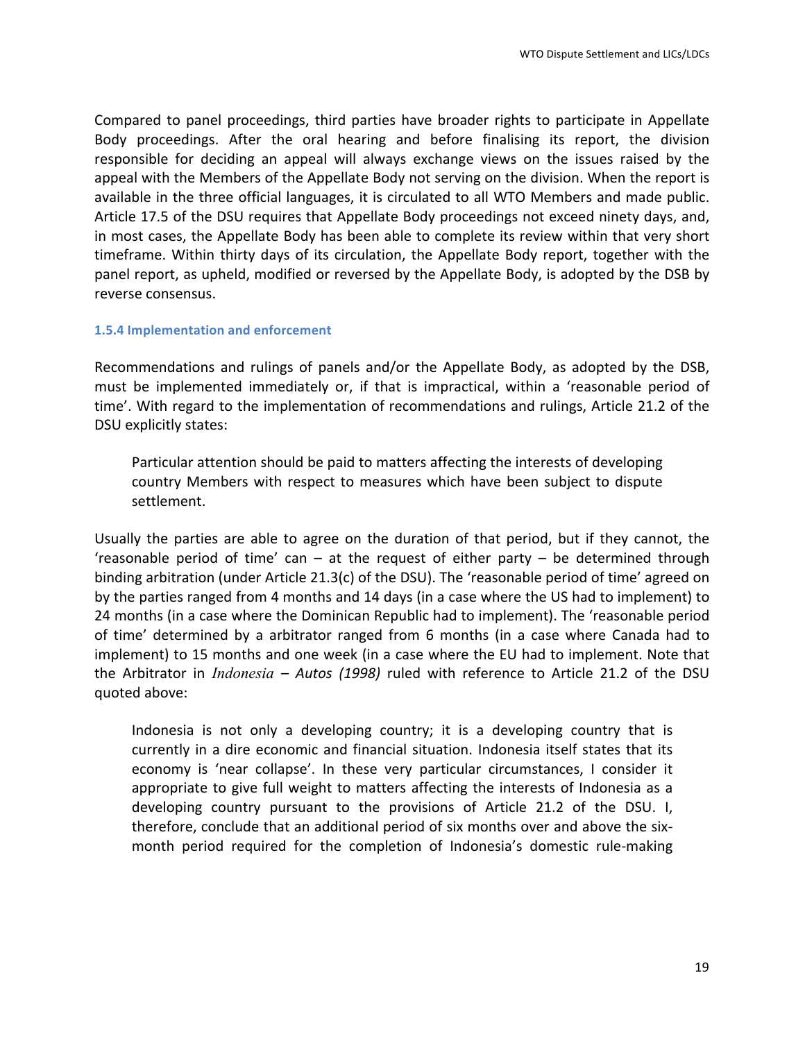Compared to panel proceedings, third parties have broader rights to participate in Appellate Body proceedings. After the oral hearing and before finalising its report, the division responsible for deciding an appeal will always exchange views on the issues raised by the appeal with the Members of the Appellate Body not serving on the division. When the report is available in the three official languages, it is circulated to all WTO Members and made public. Article 17.5 of the DSU requires that Appellate Body proceedings not exceed ninety days, and, in most cases, the Appellate Body has been able to complete its review within that very short timeframe. Within thirty days of its circulation, the Appellate Body report, together with the panel report, as upheld, modified or reversed by the Appellate Body, is adopted by the DSB by reverse consensus.

#### 1.5.4 Implementation and enforcement

Recommendations and rulings of panels and/or the Appellate Body, as adopted by the DSB, must be implemented immediately or, if that is impractical, within a 'reasonable period of time'. With regard to the implementation of recommendations and rulings, Article 21.2 of the DSU explicitly states:

> Particular attention should be paid to matters affecting the interests of developing country Members with respect to measures which have been subject to dispute settlement.

Usually the parties are able to agree on the duration of that period, but if they cannot, the 'reasonable period of time' can – at the request of either party – be determined through binding arbitration (under Article 21.3(c) of the DSU). The 'reasonable period of time' agreed on by the parties ranged from 4 months and 14 days (in a case where the US had to implement) to 24 months (in a case where the Dominican Republic had to implement). The 'reasonable period of time' determined by a arbitrator ranged from 6 months (in a case where Canada had to implement) to 15 months and one week (in a case where the EU had to implement. Note that the Arbitrator in *Indonesia – Autos (1998)* ruled with reference to Article 21.2 of the DSU quoted above:

> Indonesia is not only a developing country; it is a developing country that is currently in a dire economic and financial situation. Indonesia itself states that its economy is 'near collapse'. In these very particular circumstances, I consider it appropriate to give full weight to matters affecting the interests of Indonesia as a developing country pursuant to the provisions of Article 21.2 of the DSU. I, therefore, conclude that an additional period of six months over and above the six-month period required for the completion of Indonesia's domestic rule-making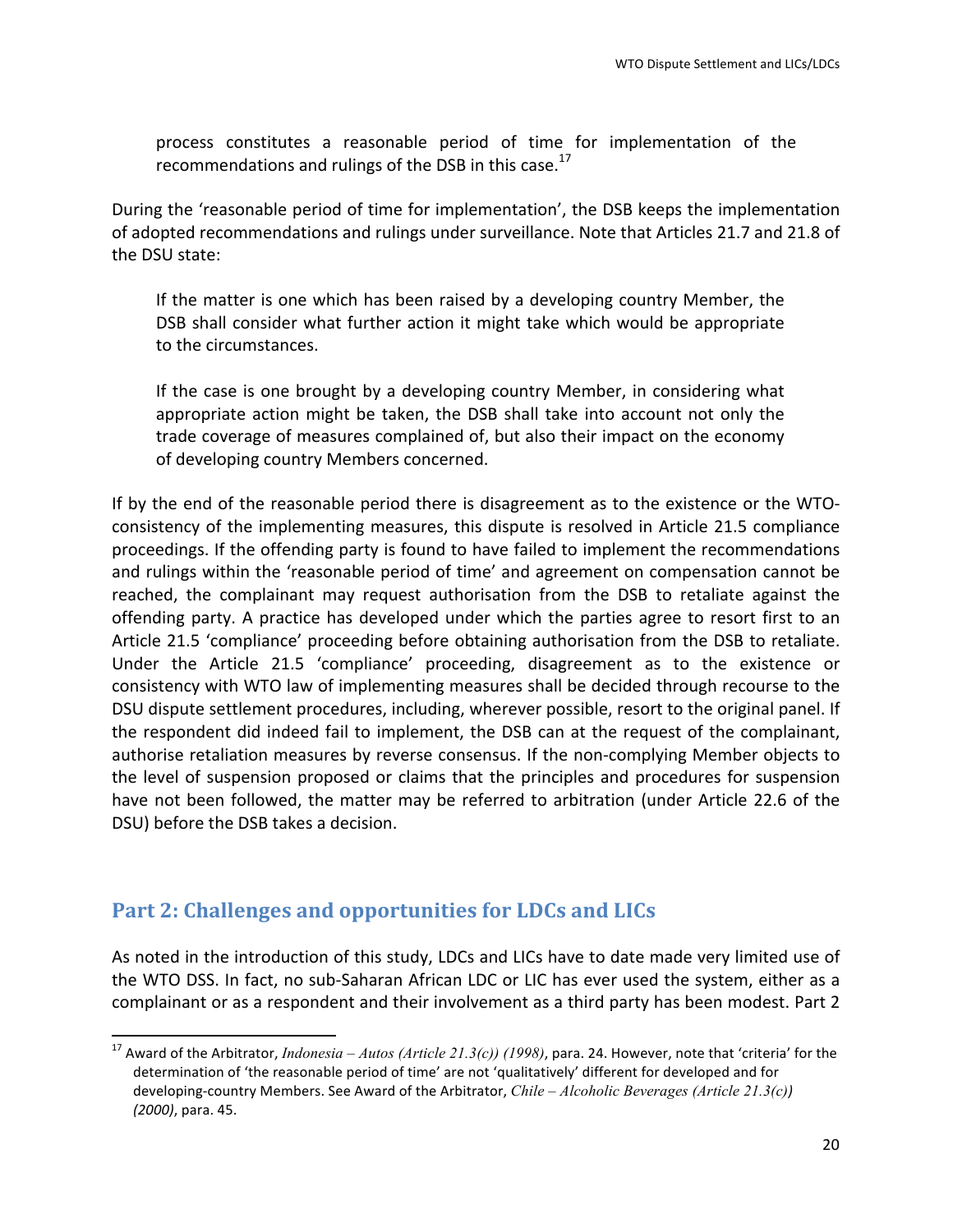> process constitutes a reasonable period of time for implementation of the recommendations and rulings of the DSB in this case.[17]

During the 'reasonable period of time for implementation', the DSB keeps the implementation of adopted recommendations and rulings under surveillance. Note that Articles 21.7 and 21.8 of the DSU state:

> If the matter is one which has been raised by a developing country Member, the DSB shall consider what further action it might take which would be appropriate to the circumstances.
>
> If the case is one brought by a developing country Member, in considering what appropriate action might be taken, the DSB shall take into account not only the trade coverage of measures complained of, but also their impact on the economy of developing country Members concerned.

If by the end of the reasonable period there is disagreement as to the existence or the WTO-consistency of the implementing measures, this dispute is resolved in Article 21.5 compliance proceedings. If the offending party is found to have failed to implement the recommendations and rulings within the 'reasonable period of time' and agreement on compensation cannot be reached, the complainant may request authorisation from the DSB to retaliate against the offending party. A practice has developed under which the parties agree to resort first to an Article 21.5 'compliance' proceeding before obtaining authorisation from the DSB to retaliate. Under the Article 21.5 'compliance' proceeding, disagreement as to the existence or consistency with WTO law of implementing measures shall be decided through recourse to the DSU dispute settlement procedures, including, wherever possible, resort to the original panel. If the respondent did indeed fail to implement, the DSB can at the request of the complainant, authorise retaliation measures by reverse consensus. If the non-complying Member objects to the level of suspension proposed or claims that the principles and procedures for suspension have not been followed, the matter may be referred to arbitration (under Article 22.6 of the DSU) before the DSB takes a decision.

## Part 2: Challenges and opportunities for LDCs and LICs

As noted in the introduction of this study, LDCs and LICs have to date made very limited use of the WTO DSS. In fact, no sub-Saharan African LDC or LIC has ever used the system, either as a complainant or as a respondent and their involvement as a third party has been modest. Part 2

---

[17] Award of the Arbitrator, *Indonesia – Autos (Article 21.3(c)) (1998)*, para. 24. However, note that 'criteria' for the determination of 'the reasonable period of time' are not 'qualitatively' different for developed and for developing-country Members. See Award of the Arbitrator, *Chile – Alcoholic Beverages (Article 21.3(c)) (2000)*, para. 45.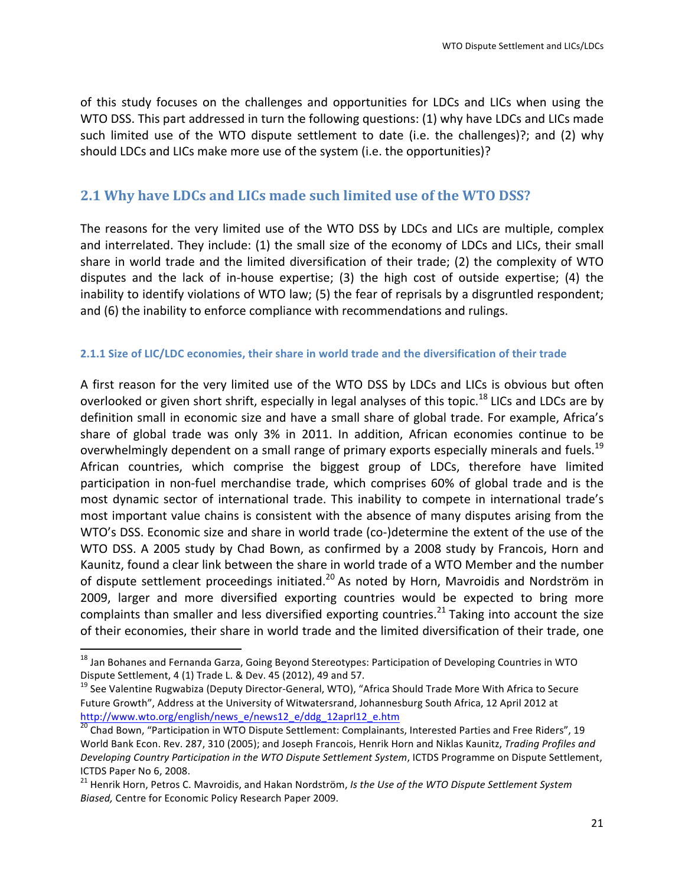of this study focuses on the challenges and opportunities for LDCs and LICs when using the WTO DSS. This part addressed in turn the following questions: (1) why have LDCs and LICs made such limited use of the WTO dispute settlement to date (i.e. the challenges)?; and (2) why should LDCs and LICs make more use of the system (i.e. the opportunities)?

## 2.1 Why have LDCs and LICs made such limited use of the WTO DSS?

The reasons for the very limited use of the WTO DSS by LDCs and LICs are multiple, complex and interrelated. They include: (1) the small size of the economy of LDCs and LICs, their small share in world trade and the limited diversification of their trade; (2) the complexity of WTO disputes and the lack of in-house expertise; (3) the high cost of outside expertise; (4) the inability to identify violations of WTO law; (5) the fear of reprisals by a disgruntled respondent; and (6) the inability to enforce compliance with recommendations and rulings.

### 2.1.1 Size of LIC/LDC economies, their share in world trade and the diversification of their trade

A first reason for the very limited use of the WTO DSS by LDCs and LICs is obvious but often overlooked or given short shrift, especially in legal analyses of this topic.[18] LICs and LDCs are by definition small in economic size and have a small share of global trade. For example, Africa's share of global trade was only 3% in 2011. In addition, African economies continue to be overwhelmingly dependent on a small range of primary exports especially minerals and fuels.[19] African countries, which comprise the biggest group of LDCs, therefore have limited participation in non-fuel merchandise trade, which comprises 60% of global trade and is the most dynamic sector of international trade. This inability to compete in international trade's most important value chains is consistent with the absence of many disputes arising from the WTO's DSS. Economic size and share in world trade (co-)determine the extent of the use of the WTO DSS. A 2005 study by Chad Bown, as confirmed by a 2008 study by Francois, Horn and Kaunitz, found a clear link between the share in world trade of a WTO Member and the number of dispute settlement proceedings initiated.[20] As noted by Horn, Mavroidis and Nordström in 2009, larger and more diversified exporting countries would be expected to bring more complaints than smaller and less diversified exporting countries.[21] Taking into account the size of their economies, their share in world trade and the limited diversification of their trade, one

---

[18] Jan Bohanes and Fernanda Garza, Going Beyond Stereotypes: Participation of Developing Countries in WTO Dispute Settlement, 4 (1) Trade L. & Dev. 45 (2012), 49 and 57.

[19] See Valentine Rugwabiza (Deputy Director-General, WTO), "Africa Should Trade More With Africa to Secure Future Growth", Address at the University of Witwatersrand, Johannesburg South Africa, 12 April 2012 at http://www.wto.org/english/news_e/news12_e/ddg_12aprl12_e.htm

[20] Chad Bown, "Participation in WTO Dispute Settlement: Complainants, Interested Parties and Free Riders", 19 World Bank Econ. Rev. 287, 310 (2005); and Joseph Francois, Henrik Horn and Niklas Kaunitz, *Trading Profiles and Developing Country Participation in the WTO Dispute Settlement System*, ICTDS Programme on Dispute Settlement, ICTDS Paper No 6, 2008.

[21] Henrik Horn, Petros C. Mavroidis, and Hakan Nordström, *Is the Use of the WTO Dispute Settlement System Biased,* Centre for Economic Policy Research Paper 2009.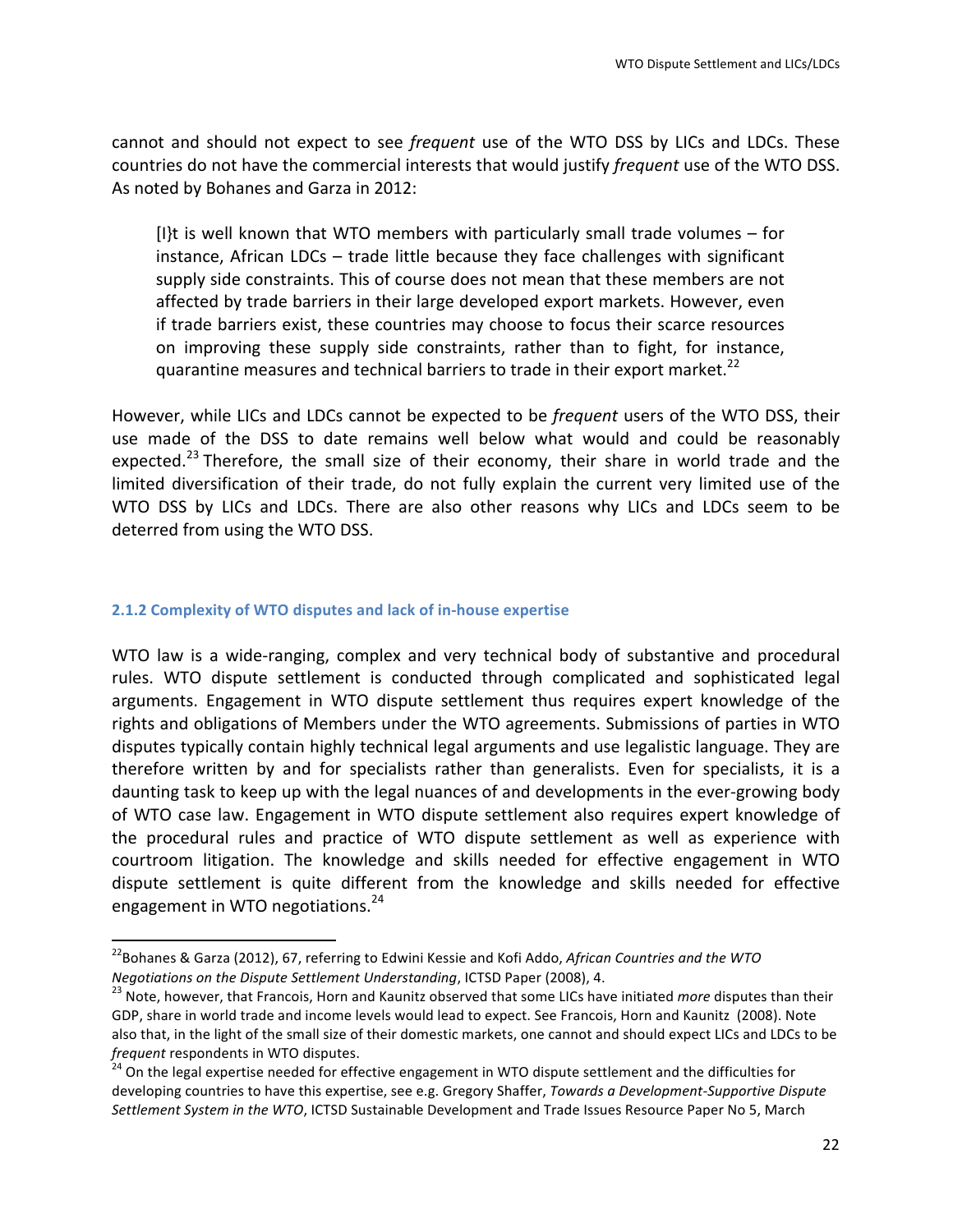cannot and should not expect to see *frequent* use of the WTO DSS by LICs and LDCs. These countries do not have the commercial interests that would justify *frequent* use of the WTO DSS. As noted by Bohanes and Garza in 2012:

> [I}t is well known that WTO members with particularly small trade volumes – for instance, African LDCs – trade little because they face challenges with significant supply side constraints. This of course does not mean that these members are not affected by trade barriers in their large developed export markets. However, even if trade barriers exist, these countries may choose to focus their scarce resources on improving these supply side constraints, rather than to fight, for instance, quarantine measures and technical barriers to trade in their export market.[22]

However, while LICs and LDCs cannot be expected to be *frequent* users of the WTO DSS, their use made of the DSS to date remains well below what would and could be reasonably expected.[23] Therefore, the small size of their economy, their share in world trade and the limited diversification of their trade, do not fully explain the current very limited use of the WTO DSS by LICs and LDCs. There are also other reasons why LICs and LDCs seem to be deterred from using the WTO DSS.

### 2.1.2 Complexity of WTO disputes and lack of in-house expertise

WTO law is a wide-ranging, complex and very technical body of substantive and procedural rules. WTO dispute settlement is conducted through complicated and sophisticated legal arguments. Engagement in WTO dispute settlement thus requires expert knowledge of the rights and obligations of Members under the WTO agreements. Submissions of parties in WTO disputes typically contain highly technical legal arguments and use legalistic language. They are therefore written by and for specialists rather than generalists. Even for specialists, it is a daunting task to keep up with the legal nuances of and developments in the ever-growing body of WTO case law. Engagement in WTO dispute settlement also requires expert knowledge of the procedural rules and practice of WTO dispute settlement as well as experience with courtroom litigation. The knowledge and skills needed for effective engagement in WTO dispute settlement is quite different from the knowledge and skills needed for effective engagement in WTO negotiations.[24]

---

[22] Bohanes & Garza (2012), 67, referring to Edwini Kessie and Kofi Addo, *African Countries and the WTO Negotiations on the Dispute Settlement Understanding*, ICTSD Paper (2008), 4.

[23] Note, however, that Francois, Horn and Kaunitz observed that some LICs have initiated *more* disputes than their GDP, share in world trade and income levels would lead to expect. See Francois, Horn and Kaunitz (2008). Note also that, in the light of the small size of their domestic markets, one cannot and should expect LICs and LDCs to be *frequent* respondents in WTO disputes.

[24] On the legal expertise needed for effective engagement in WTO dispute settlement and the difficulties for developing countries to have this expertise, see e.g. Gregory Shaffer, *Towards a Development-Supportive Dispute Settlement System in the WTO*, ICTSD Sustainable Development and Trade Issues Resource Paper No 5, March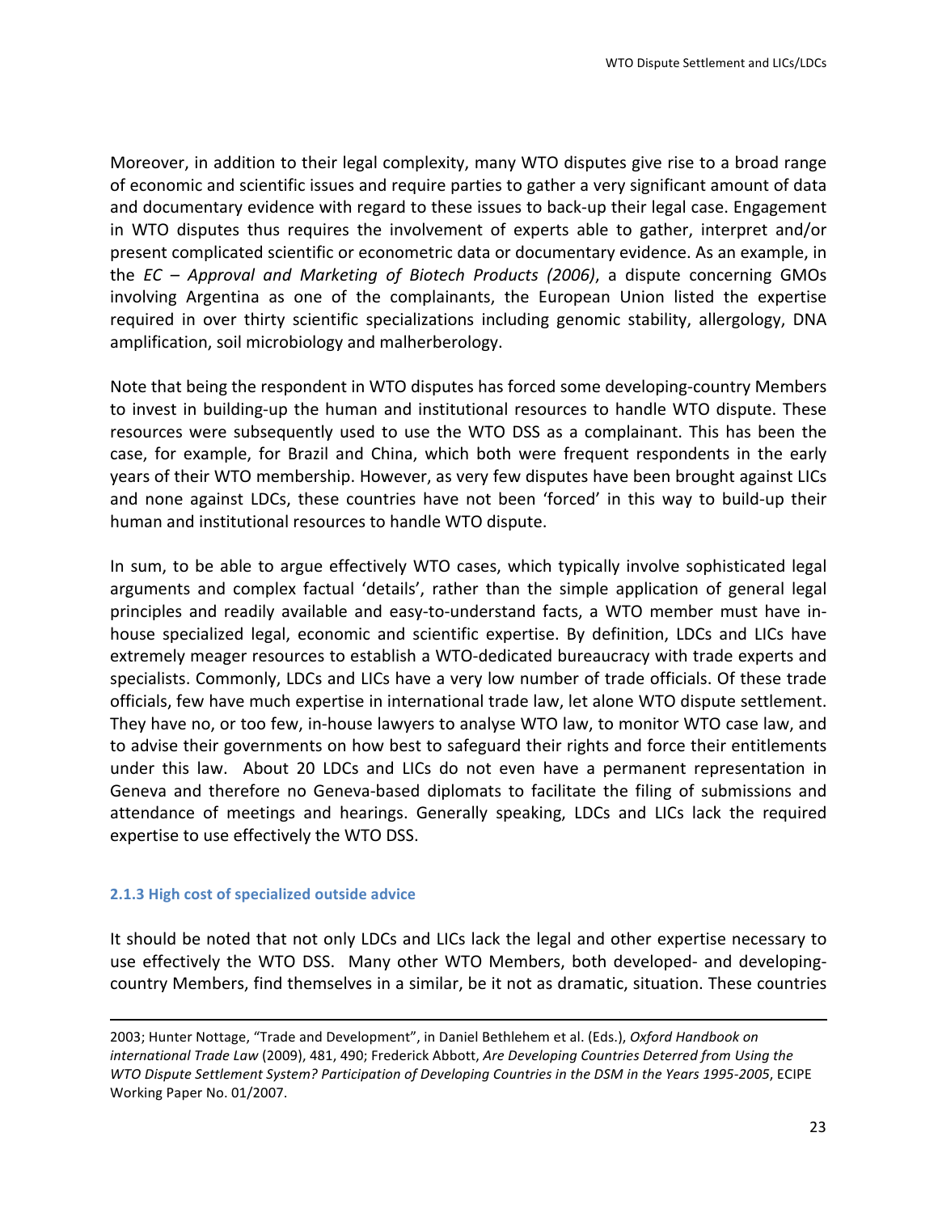Moreover, in addition to their legal complexity, many WTO disputes give rise to a broad range of economic and scientific issues and require parties to gather a very significant amount of data and documentary evidence with regard to these issues to back-up their legal case. Engagement in WTO disputes thus requires the involvement of experts able to gather, interpret and/or present complicated scientific or econometric data or documentary evidence. As an example, in the *EC – Approval and Marketing of Biotech Products (2006)*, a dispute concerning GMOs involving Argentina as one of the complainants, the European Union listed the expertise required in over thirty scientific specializations including genomic stability, allergology, DNA amplification, soil microbiology and malherberology.

Note that being the respondent in WTO disputes has forced some developing-country Members to invest in building-up the human and institutional resources to handle WTO dispute. These resources were subsequently used to use the WTO DSS as a complainant. This has been the case, for example, for Brazil and China, which both were frequent respondents in the early years of their WTO membership. However, as very few disputes have been brought against LICs and none against LDCs, these countries have not been 'forced' in this way to build-up their human and institutional resources to handle WTO dispute.

In sum, to be able to argue effectively WTO cases, which typically involve sophisticated legal arguments and complex factual 'details', rather than the simple application of general legal principles and readily available and easy-to-understand facts, a WTO member must have in-house specialized legal, economic and scientific expertise. By definition, LDCs and LICs have extremely meager resources to establish a WTO-dedicated bureaucracy with trade experts and specialists. Commonly, LDCs and LICs have a very low number of trade officials. Of these trade officials, few have much expertise in international trade law, let alone WTO dispute settlement. They have no, or too few, in-house lawyers to analyse WTO law, to monitor WTO case law, and to advise their governments on how best to safeguard their rights and force their entitlements under this law. About 20 LDCs and LICs do not even have a permanent representation in Geneva and therefore no Geneva-based diplomats to facilitate the filing of submissions and attendance of meetings and hearings. Generally speaking, LDCs and LICs lack the required expertise to use effectively the WTO DSS.

#### 2.1.3 High cost of specialized outside advice

It should be noted that not only LDCs and LICs lack the legal and other expertise necessary to use effectively the WTO DSS. Many other WTO Members, both developed- and developing-country Members, find themselves in a similar, be it not as dramatic, situation. These countries

---

2003; Hunter Nottage, "Trade and Development", in Daniel Bethlehem et al. (Eds.), *Oxford Handbook on international Trade Law* (2009), 481, 490; Frederick Abbott, *Are Developing Countries Deterred from Using the WTO Dispute Settlement System? Participation of Developing Countries in the DSM in the Years 1995-2005*, ECIPE Working Paper No. 01/2007.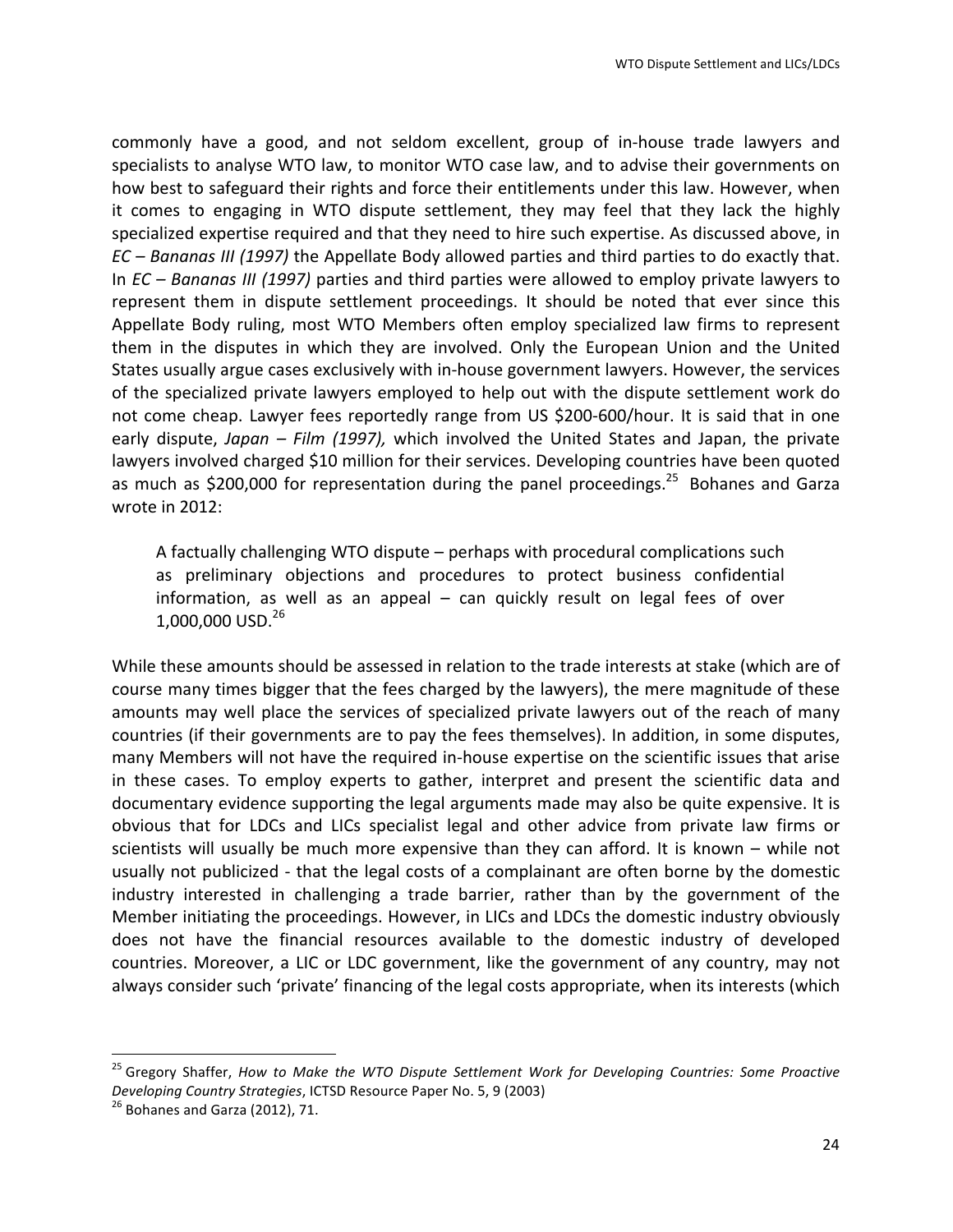commonly have a good, and not seldom excellent, group of in-house trade lawyers and specialists to analyse WTO law, to monitor WTO case law, and to advise their governments on how best to safeguard their rights and force their entitlements under this law. However, when it comes to engaging in WTO dispute settlement, they may feel that they lack the highly specialized expertise required and that they need to hire such expertise. As discussed above, in *EC – Bananas III (1997)* the Appellate Body allowed parties and third parties to do exactly that. In *EC – Bananas III (1997)* parties and third parties were allowed to employ private lawyers to represent them in dispute settlement proceedings. It should be noted that ever since this Appellate Body ruling, most WTO Members often employ specialized law firms to represent them in the disputes in which they are involved. Only the European Union and the United States usually argue cases exclusively with in-house government lawyers. However, the services of the specialized private lawyers employed to help out with the dispute settlement work do not come cheap. Lawyer fees reportedly range from US $200-600/hour. It is said that in one early dispute, *Japan – Film (1997),* which involved the United States and Japan, the private lawyers involved charged $10 million for their services. Developing countries have been quoted as much as $200,000 for representation during the panel proceedings.[25] Bohanes and Garza wrote in 2012:

> A factually challenging WTO dispute – perhaps with procedural complications such as preliminary objections and procedures to protect business confidential information, as well as an appeal – can quickly result on legal fees of over 1,000,000 USD.[26]

While these amounts should be assessed in relation to the trade interests at stake (which are of course many times bigger that the fees charged by the lawyers), the mere magnitude of these amounts may well place the services of specialized private lawyers out of the reach of many countries (if their governments are to pay the fees themselves). In addition, in some disputes, many Members will not have the required in-house expertise on the scientific issues that arise in these cases. To employ experts to gather, interpret and present the scientific data and documentary evidence supporting the legal arguments made may also be quite expensive. It is obvious that for LDCs and LICs specialist legal and other advice from private law firms or scientists will usually be much more expensive than they can afford. It is known – while not usually not publicized - that the legal costs of a complainant are often borne by the domestic industry interested in challenging a trade barrier, rather than by the government of the Member initiating the proceedings. However, in LICs and LDCs the domestic industry obviously does not have the financial resources available to the domestic industry of developed countries. Moreover, a LIC or LDC government, like the government of any country, may not always consider such 'private' financing of the legal costs appropriate, when its interests (which

---

[25] Gregory Shaffer, *How to Make the WTO Dispute Settlement Work for Developing Countries: Some Proactive Developing Country Strategies*, ICTSD Resource Paper No. 5, 9 (2003)

[26] Bohanes and Garza (2012), 71.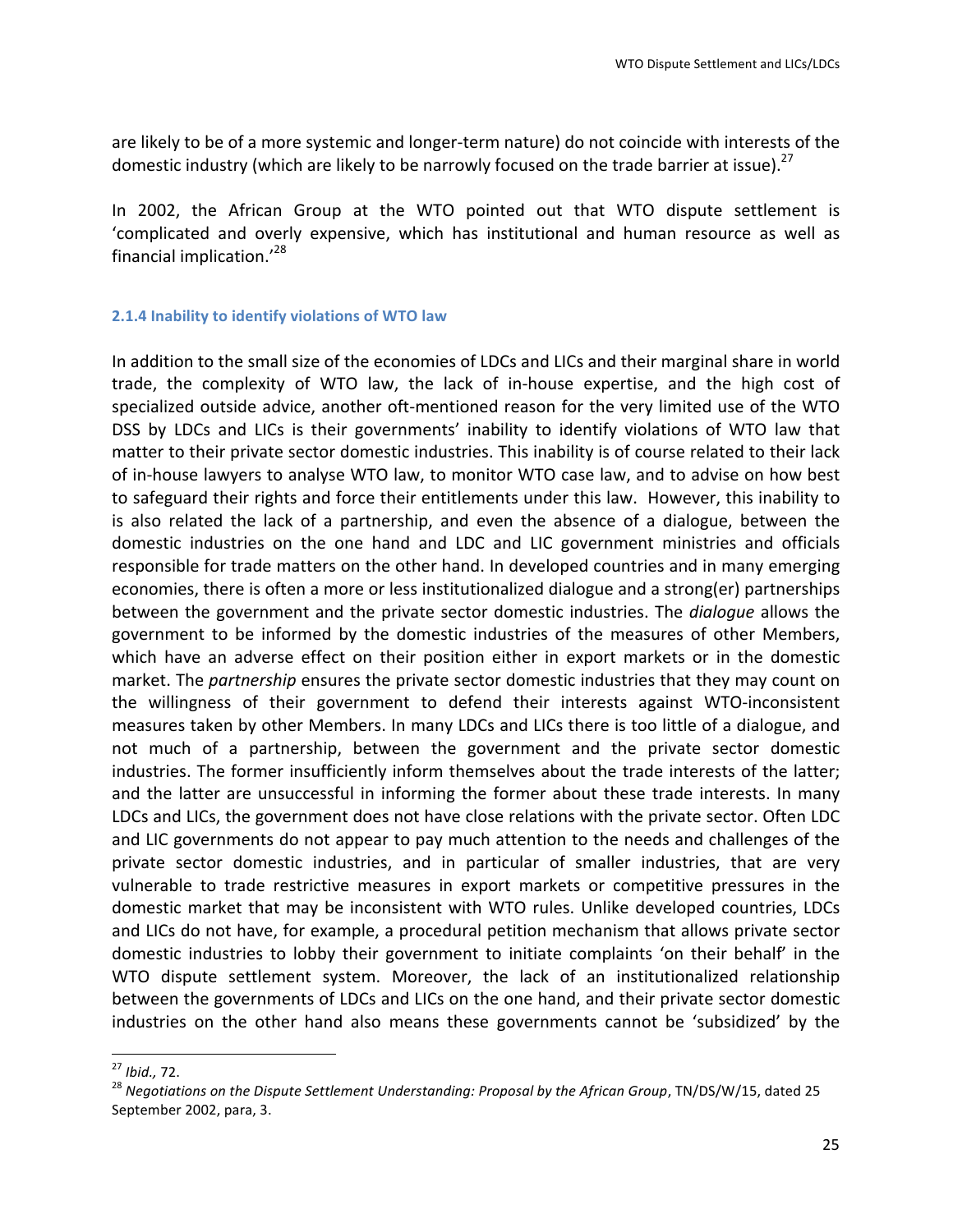are likely to be of a more systemic and longer-term nature) do not coincide with interests of the domestic industry (which are likely to be narrowly focused on the trade barrier at issue).[27]

In 2002, the African Group at the WTO pointed out that WTO dispute settlement is 'complicated and overly expensive, which has institutional and human resource as well as financial implication.'[28]

#### 2.1.4 Inability to identify violations of WTO law

In addition to the small size of the economies of LDCs and LICs and their marginal share in world trade, the complexity of WTO law, the lack of in-house expertise, and the high cost of specialized outside advice, another oft-mentioned reason for the very limited use of the WTO DSS by LDCs and LICs is their governments' inability to identify violations of WTO law that matter to their private sector domestic industries. This inability is of course related to their lack of in-house lawyers to analyse WTO law, to monitor WTO case law, and to advise on how best to safeguard their rights and force their entitlements under this law. However, this inability to is also related the lack of a partnership, and even the absence of a dialogue, between the domestic industries on the one hand and LDC and LIC government ministries and officials responsible for trade matters on the other hand. In developed countries and in many emerging economies, there is often a more or less institutionalized dialogue and a strong(er) partnerships between the government and the private sector domestic industries. The *dialogue* allows the government to be informed by the domestic industries of the measures of other Members, which have an adverse effect on their position either in export markets or in the domestic market. The *partnership* ensures the private sector domestic industries that they may count on the willingness of their government to defend their interests against WTO-inconsistent measures taken by other Members. In many LDCs and LICs there is too little of a dialogue, and not much of a partnership, between the government and the private sector domestic industries. The former insufficiently inform themselves about the trade interests of the latter; and the latter are unsuccessful in informing the former about these trade interests. In many LDCs and LICs, the government does not have close relations with the private sector. Often LDC and LIC governments do not appear to pay much attention to the needs and challenges of the private sector domestic industries, and in particular of smaller industries, that are very vulnerable to trade restrictive measures in export markets or competitive pressures in the domestic market that may be inconsistent with WTO rules. Unlike developed countries, LDCs and LICs do not have, for example, a procedural petition mechanism that allows private sector domestic industries to lobby their government to initiate complaints 'on their behalf' in the WTO dispute settlement system. Moreover, the lack of an institutionalized relationship between the governments of LDCs and LICs on the one hand, and their private sector domestic industries on the other hand also means these governments cannot be 'subsidized' by the

---

[27] *Ibid.,* 72.

[28] *Negotiations on the Dispute Settlement Understanding: Proposal by the African Group*, TN/DS/W/15, dated 25 September 2002, para, 3.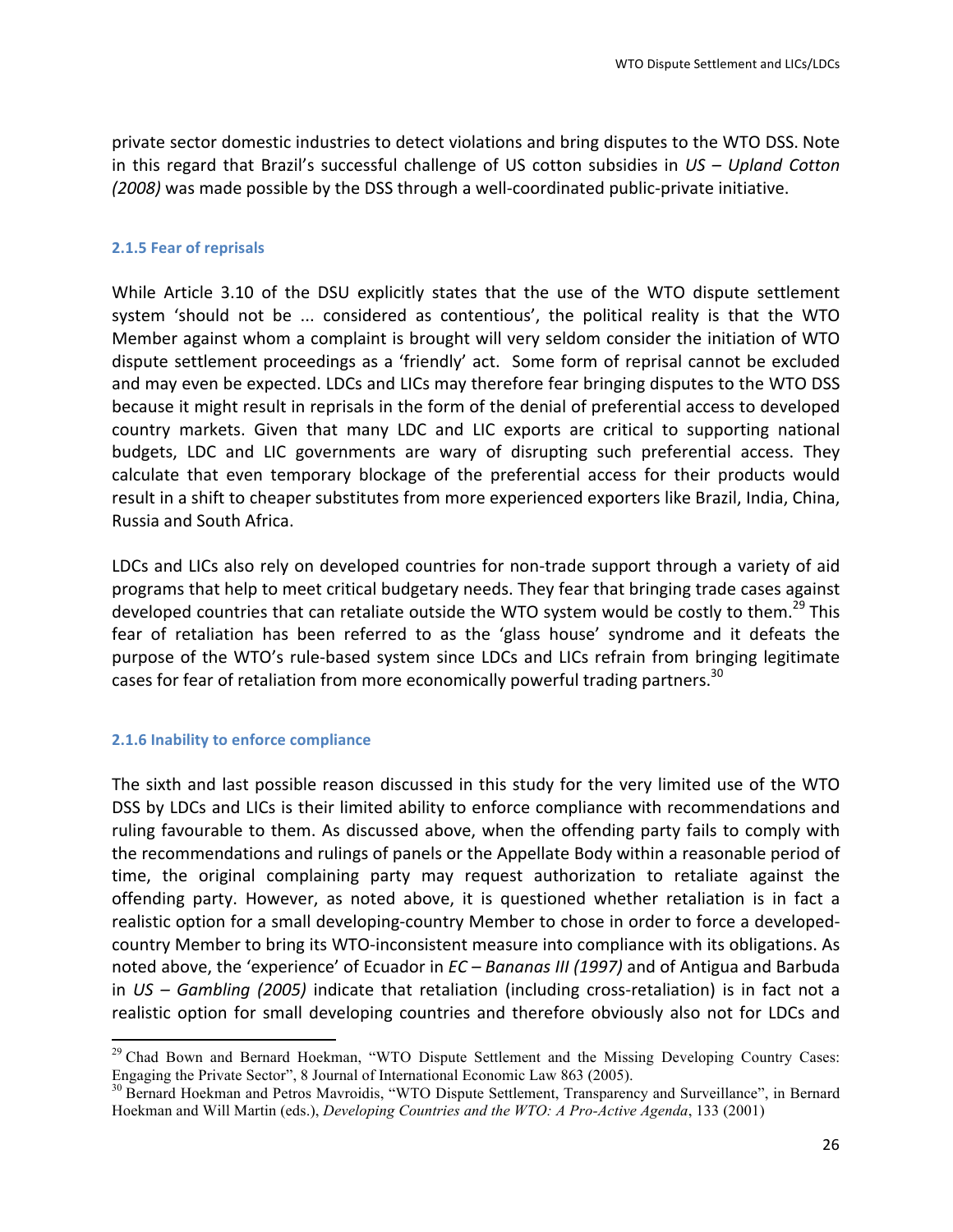private sector domestic industries to detect violations and bring disputes to the WTO DSS. Note in this regard that Brazil's successful challenge of US cotton subsidies in *US – Upland Cotton (2008)* was made possible by the DSS through a well-coordinated public-private initiative.

### 2.1.5 Fear of reprisals

While Article 3.10 of the DSU explicitly states that the use of the WTO dispute settlement system 'should not be ... considered as contentious', the political reality is that the WTO Member against whom a complaint is brought will very seldom consider the initiation of WTO dispute settlement proceedings as a 'friendly' act. Some form of reprisal cannot be excluded and may even be expected. LDCs and LICs may therefore fear bringing disputes to the WTO DSS because it might result in reprisals in the form of the denial of preferential access to developed country markets. Given that many LDC and LIC exports are critical to supporting national budgets, LDC and LIC governments are wary of disrupting such preferential access. They calculate that even temporary blockage of the preferential access for their products would result in a shift to cheaper substitutes from more experienced exporters like Brazil, India, China, Russia and South Africa.

LDCs and LICs also rely on developed countries for non-trade support through a variety of aid programs that help to meet critical budgetary needs. They fear that bringing trade cases against developed countries that can retaliate outside the WTO system would be costly to them.[29] This fear of retaliation has been referred to as the 'glass house' syndrome and it defeats the purpose of the WTO's rule-based system since LDCs and LICs refrain from bringing legitimate cases for fear of retaliation from more economically powerful trading partners.[30]

### 2.1.6 Inability to enforce compliance

The sixth and last possible reason discussed in this study for the very limited use of the WTO DSS by LDCs and LICs is their limited ability to enforce compliance with recommendations and ruling favourable to them. As discussed above, when the offending party fails to comply with the recommendations and rulings of panels or the Appellate Body within a reasonable period of time, the original complaining party may request authorization to retaliate against the offending party. However, as noted above, it is questioned whether retaliation is in fact a realistic option for a small developing-country Member to chose in order to force a developed-country Member to bring its WTO-inconsistent measure into compliance with its obligations. As noted above, the 'experience' of Ecuador in *EC – Bananas III (1997)* and of Antigua and Barbuda in *US – Gambling (2005)* indicate that retaliation (including cross-retaliation) is in fact not a realistic option for small developing countries and therefore obviously also not for LDCs and

---

[29] Chad Bown and Bernard Hoekman, "WTO Dispute Settlement and the Missing Developing Country Cases: Engaging the Private Sector", 8 Journal of International Economic Law 863 (2005).

[30] Bernard Hoekman and Petros Mavroidis, "WTO Dispute Settlement, Transparency and Surveillance", in Bernard Hoekman and Will Martin (eds.), *Developing Countries and the WTO: A Pro-Active Agenda*, 133 (2001)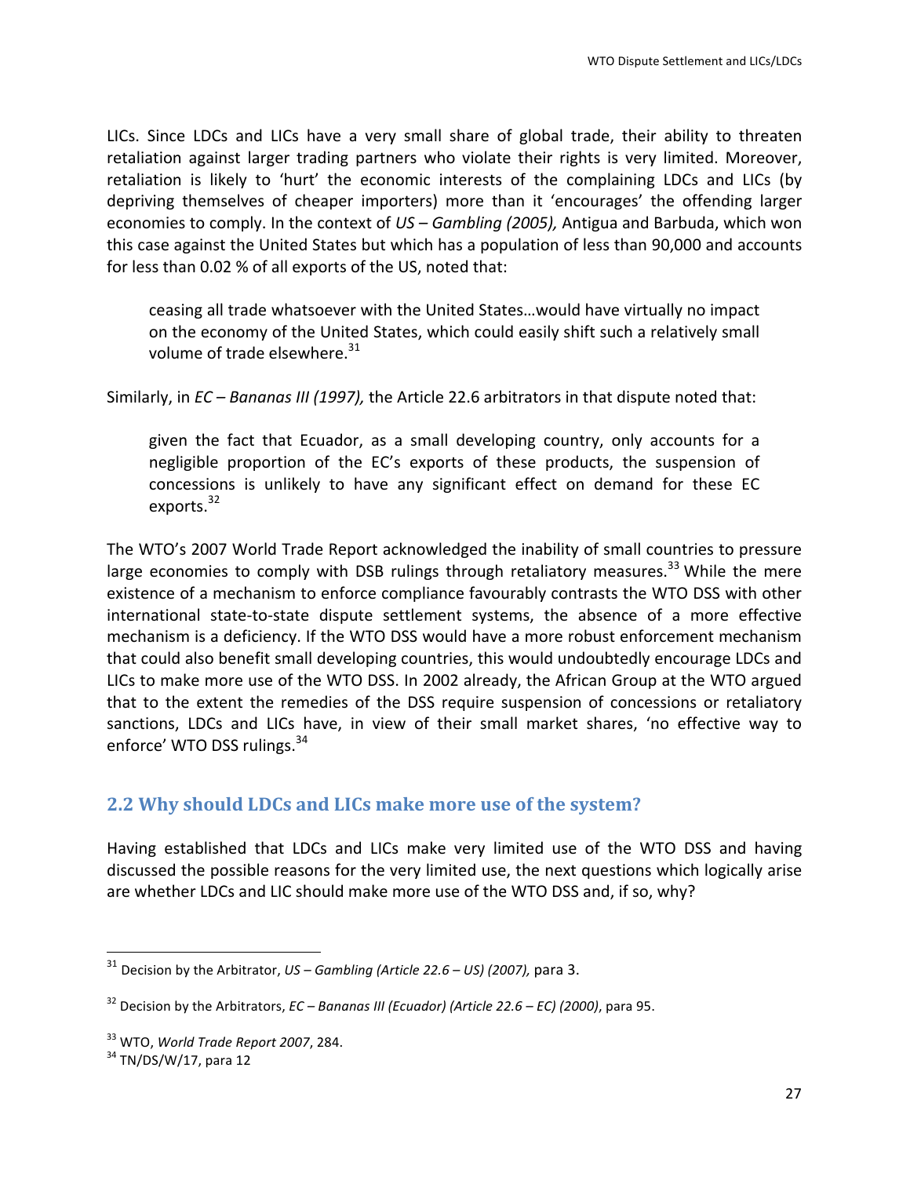LICs. Since LDCs and LICs have a very small share of global trade, their ability to threaten retaliation against larger trading partners who violate their rights is very limited. Moreover, retaliation is likely to 'hurt' the economic interests of the complaining LDCs and LICs (by depriving themselves of cheaper importers) more than it 'encourages' the offending larger economies to comply. In the context of *US – Gambling (2005),* Antigua and Barbuda, which won this case against the United States but which has a population of less than 90,000 and accounts for less than 0.02 % of all exports of the US, noted that:

> ceasing all trade whatsoever with the United States…would have virtually no impact on the economy of the United States, which could easily shift such a relatively small volume of trade elsewhere.[31]

Similarly, in *EC – Bananas III (1997),* the Article 22.6 arbitrators in that dispute noted that:

> given the fact that Ecuador, as a small developing country, only accounts for a negligible proportion of the EC's exports of these products, the suspension of concessions is unlikely to have any significant effect on demand for these EC exports.[32]

The WTO's 2007 World Trade Report acknowledged the inability of small countries to pressure large economies to comply with DSB rulings through retaliatory measures.[33] While the mere existence of a mechanism to enforce compliance favourably contrasts the WTO DSS with other international state-to-state dispute settlement systems, the absence of a more effective mechanism is a deficiency. If the WTO DSS would have a more robust enforcement mechanism that could also benefit small developing countries, this would undoubtedly encourage LDCs and LICs to make more use of the WTO DSS. In 2002 already, the African Group at the WTO argued that to the extent the remedies of the DSS require suspension of concessions or retaliatory sanctions, LDCs and LICs have, in view of their small market shares, 'no effective way to enforce' WTO DSS rulings.[34]

## 2.2 Why should LDCs and LICs make more use of the system?

Having established that LDCs and LICs make very limited use of the WTO DSS and having discussed the possible reasons for the very limited use, the next questions which logically arise are whether LDCs and LIC should make more use of the WTO DSS and, if so, why?

---

[31] Decision by the Arbitrator, *US – Gambling (Article 22.6 – US) (2007),* para 3.

[32] Decision by the Arbitrators, *EC – Bananas III (Ecuador) (Article 22.6 – EC) (2000)*, para 95.

[33] WTO, *World Trade Report 2007*, 284.

[34] TN/DS/W/17, para 12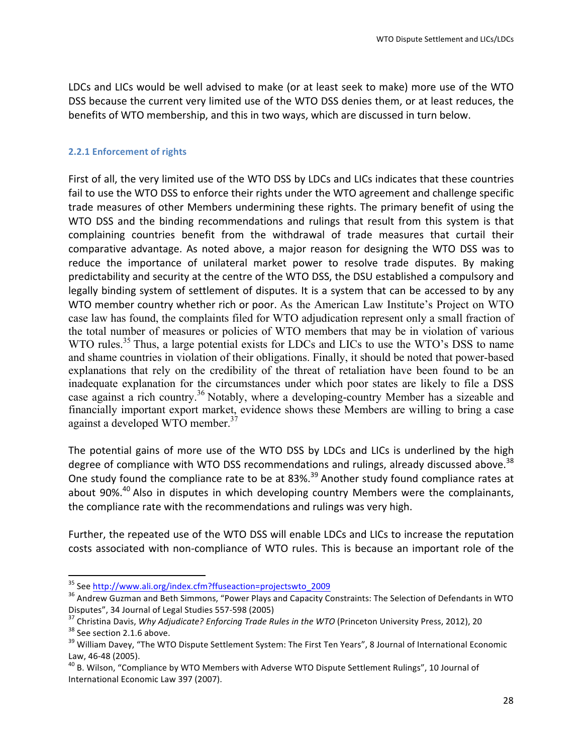LDCs and LICs would be well advised to make (or at least seek to make) more use of the WTO DSS because the current very limited use of the WTO DSS denies them, or at least reduces, the benefits of WTO membership, and this in two ways, which are discussed in turn below.

### 2.2.1 Enforcement of rights

First of all, the very limited use of the WTO DSS by LDCs and LICs indicates that these countries fail to use the WTO DSS to enforce their rights under the WTO agreement and challenge specific trade measures of other Members undermining these rights. The primary benefit of using the WTO DSS and the binding recommendations and rulings that result from this system is that complaining countries benefit from the withdrawal of trade measures that curtail their comparative advantage. As noted above, a major reason for designing the WTO DSS was to reduce the importance of unilateral market power to resolve trade disputes. By making predictability and security at the centre of the WTO DSS, the DSU established a compulsory and legally binding system of settlement of disputes. It is a system that can be accessed to by any WTO member country whether rich or poor. As the American Law Institute's Project on WTO case law has found, the complaints filed for WTO adjudication represent only a small fraction of the total number of measures or policies of WTO members that may be in violation of various WTO rules.[35] Thus, a large potential exists for LDCs and LICs to use the WTO's DSS to name and shame countries in violation of their obligations. Finally, it should be noted that power-based explanations that rely on the credibility of the threat of retaliation have been found to be an inadequate explanation for the circumstances under which poor states are likely to file a DSS case against a rich country.[36] Notably, where a developing-country Member has a sizeable and financially important export market, evidence shows these Members are willing to bring a case against a developed WTO member.[37]

The potential gains of more use of the WTO DSS by LDCs and LICs is underlined by the high degree of compliance with WTO DSS recommendations and rulings, already discussed above.[38] One study found the compliance rate to be at 83%.[39] Another study found compliance rates at about 90%.[40] Also in disputes in which developing country Members were the complainants, the compliance rate with the recommendations and rulings was very high.

Further, the repeated use of the WTO DSS will enable LDCs and LICs to increase the reputation costs associated with non-compliance of WTO rules. This is because an important role of the

---

[35] See http://www.ali.org/index.cfm?ffuseaction=projectswto_2009

[36] Andrew Guzman and Beth Simmons, "Power Plays and Capacity Constraints: The Selection of Defendants in WTO Disputes", 34 Journal of Legal Studies 557-598 (2005)

[37] Christina Davis, *Why Adjudicate? Enforcing Trade Rules in the WTO* (Princeton University Press, 2012), 20

[38] See section 2.1.6 above.

[39] William Davey, "The WTO Dispute Settlement System: The First Ten Years", 8 Journal of International Economic Law, 46-48 (2005).

[40] B. Wilson, "Compliance by WTO Members with Adverse WTO Dispute Settlement Rulings", 10 Journal of International Economic Law 397 (2007).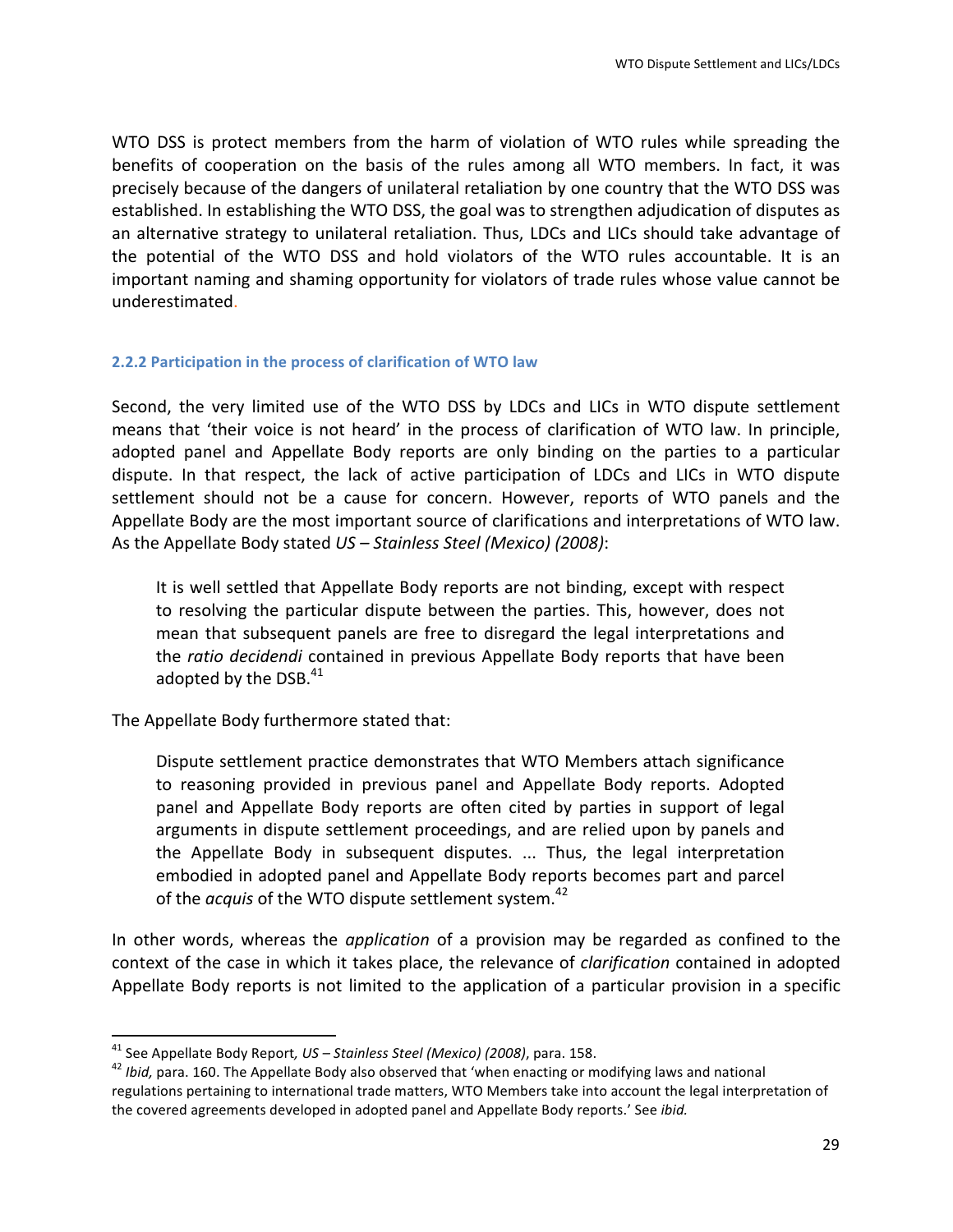WTO DSS is protect members from the harm of violation of WTO rules while spreading the benefits of cooperation on the basis of the rules among all WTO members. In fact, it was precisely because of the dangers of unilateral retaliation by one country that the WTO DSS was established. In establishing the WTO DSS, the goal was to strengthen adjudication of disputes as an alternative strategy to unilateral retaliation. Thus, LDCs and LICs should take advantage of the potential of the WTO DSS and hold violators of the WTO rules accountable. It is an important naming and shaming opportunity for violators of trade rules whose value cannot be underestimated.

### 2.2.2 Participation in the process of clarification of WTO law

Second, the very limited use of the WTO DSS by LDCs and LICs in WTO dispute settlement means that 'their voice is not heard' in the process of clarification of WTO law. In principle, adopted panel and Appellate Body reports are only binding on the parties to a particular dispute. In that respect, the lack of active participation of LDCs and LICs in WTO dispute settlement should not be a cause for concern. However, reports of WTO panels and the Appellate Body are the most important source of clarifications and interpretations of WTO law. As the Appellate Body stated *US – Stainless Steel (Mexico) (2008)*:

> It is well settled that Appellate Body reports are not binding, except with respect to resolving the particular dispute between the parties. This, however, does not mean that subsequent panels are free to disregard the legal interpretations and the *ratio decidendi* contained in previous Appellate Body reports that have been adopted by the DSB.[41]

The Appellate Body furthermore stated that:

> Dispute settlement practice demonstrates that WTO Members attach significance to reasoning provided in previous panel and Appellate Body reports. Adopted panel and Appellate Body reports are often cited by parties in support of legal arguments in dispute settlement proceedings, and are relied upon by panels and the Appellate Body in subsequent disputes. ... Thus, the legal interpretation embodied in adopted panel and Appellate Body reports becomes part and parcel of the *acquis* of the WTO dispute settlement system.[42]

In other words, whereas the *application* of a provision may be regarded as confined to the context of the case in which it takes place, the relevance of *clarification* contained in adopted Appellate Body reports is not limited to the application of a particular provision in a specific

---

[41] See Appellate Body Report*, US – Stainless Steel (Mexico) (2008)*, para. 158.

[42] *Ibid,* para. 160. The Appellate Body also observed that 'when enacting or modifying laws and national regulations pertaining to international trade matters, WTO Members take into account the legal interpretation of the covered agreements developed in adopted panel and Appellate Body reports.' See *ibid.*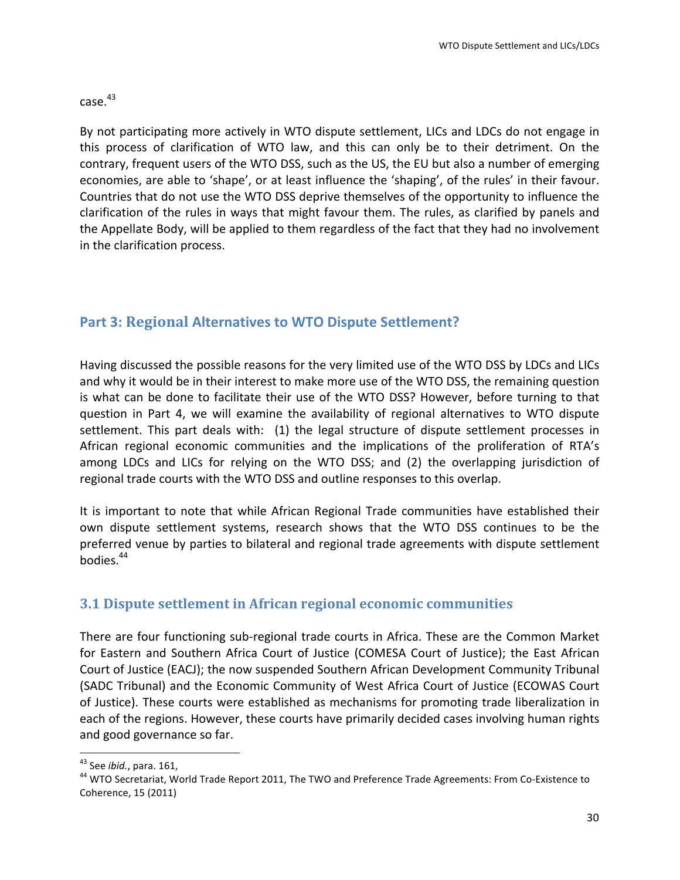case.[43]

By not participating more actively in WTO dispute settlement, LICs and LDCs do not engage in this process of clarification of WTO law, and this can only be to their detriment. On the contrary, frequent users of the WTO DSS, such as the US, the EU but also a number of emerging economies, are able to 'shape', or at least influence the 'shaping', of the rules' in their favour. Countries that do not use the WTO DSS deprive themselves of the opportunity to influence the clarification of the rules in ways that might favour them. The rules, as clarified by panels and the Appellate Body, will be applied to them regardless of the fact that they had no involvement in the clarification process.

## Part 3: Regional Alternatives to WTO Dispute Settlement?

Having discussed the possible reasons for the very limited use of the WTO DSS by LDCs and LICs and why it would be in their interest to make more use of the WTO DSS, the remaining question is what can be done to facilitate their use of the WTO DSS? However, before turning to that question in Part 4, we will examine the availability of regional alternatives to WTO dispute settlement. This part deals with: (1) the legal structure of dispute settlement processes in African regional economic communities and the implications of the proliferation of RTA's among LDCs and LICs for relying on the WTO DSS; and (2) the overlapping jurisdiction of regional trade courts with the WTO DSS and outline responses to this overlap.

It is important to note that while African Regional Trade communities have established their own dispute settlement systems, research shows that the WTO DSS continues to be the preferred venue by parties to bilateral and regional trade agreements with dispute settlement bodies.[44]

### 3.1 Dispute settlement in African regional economic communities

There are four functioning sub-regional trade courts in Africa. These are the Common Market for Eastern and Southern Africa Court of Justice (COMESA Court of Justice); the East African Court of Justice (EACJ); the now suspended Southern African Development Community Tribunal (SADC Tribunal) and the Economic Community of West Africa Court of Justice (ECOWAS Court of Justice). These courts were established as mechanisms for promoting trade liberalization in each of the regions. However, these courts have primarily decided cases involving human rights and good governance so far.

---

[43] See *ibid.*, para. 161,

[44] WTO Secretariat, World Trade Report 2011, The TWO and Preference Trade Agreements: From Co-Existence to Coherence, 15 (2011)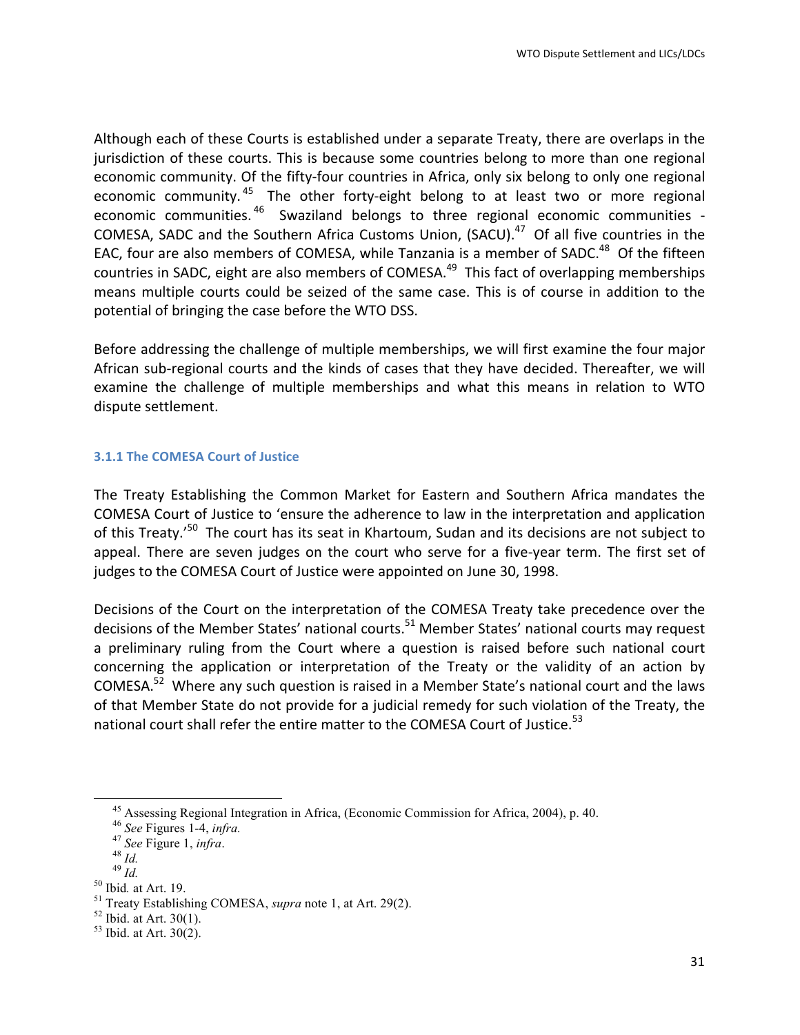Although each of these Courts is established under a separate Treaty, there are overlaps in the jurisdiction of these courts. This is because some countries belong to more than one regional economic community. Of the fifty-four countries in Africa, only six belong to only one regional economic community.[45] The other forty-eight belong to at least two or more regional economic communities.[46] Swaziland belongs to three regional economic communities - COMESA, SADC and the Southern Africa Customs Union, (SACU).[47] Of all five countries in the EAC, four are also members of COMESA, while Tanzania is a member of SADC.[48] Of the fifteen countries in SADC, eight are also members of COMESA.[49] This fact of overlapping memberships means multiple courts could be seized of the same case. This is of course in addition to the potential of bringing the case before the WTO DSS.

Before addressing the challenge of multiple memberships, we will first examine the four major African sub-regional courts and the kinds of cases that they have decided. Thereafter, we will examine the challenge of multiple memberships and what this means in relation to WTO dispute settlement.

### 3.1.1 The COMESA Court of Justice

The Treaty Establishing the Common Market for Eastern and Southern Africa mandates the COMESA Court of Justice to 'ensure the adherence to law in the interpretation and application of this Treaty.'[50] The court has its seat in Khartoum, Sudan and its decisions are not subject to appeal. There are seven judges on the court who serve for a five-year term. The first set of judges to the COMESA Court of Justice were appointed on June 30, 1998.

Decisions of the Court on the interpretation of the COMESA Treaty take precedence over the decisions of the Member States' national courts.[51] Member States' national courts may request a preliminary ruling from the Court where a question is raised before such national court concerning the application or interpretation of the Treaty or the validity of an action by COMESA.[52] Where any such question is raised in a Member State's national court and the laws of that Member State do not provide for a judicial remedy for such violation of the Treaty, the national court shall refer the entire matter to the COMESA Court of Justice.[53]

---

[45] Assessing Regional Integration in Africa, (Economic Commission for Africa, 2004), p. 40.

[46] *See* Figures 1-4, *infra.*

[47] *See* Figure 1, *infra*.

[48] *Id.*

[49] *Id.*

[50] Ibid*.* at Art. 19.

[51] Treaty Establishing COMESA, *supra* note 1, at Art. 29(2).

[52] Ibid. at Art. 30(1).

[53] Ibid. at Art. 30(2).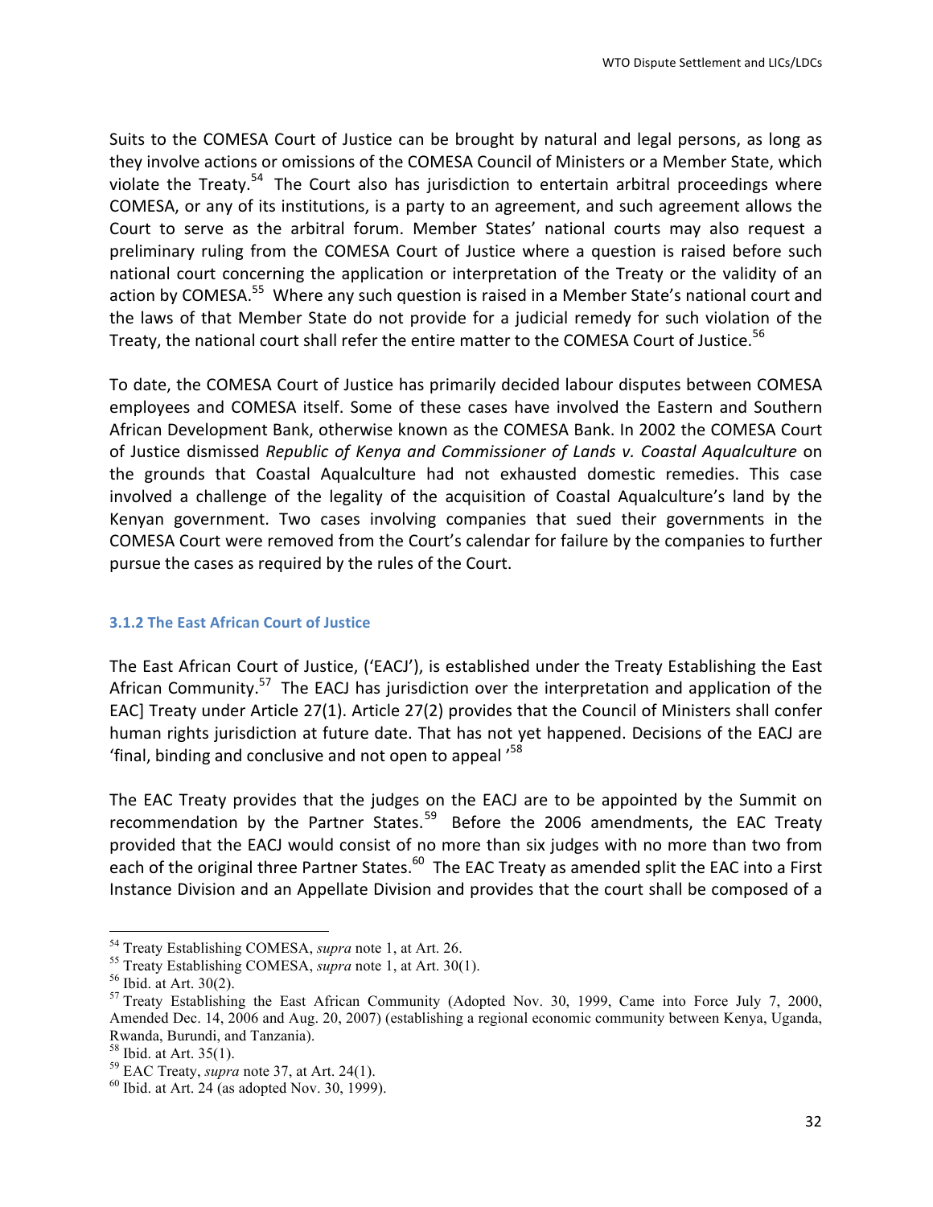Suits to the COMESA Court of Justice can be brought by natural and legal persons, as long as they involve actions or omissions of the COMESA Council of Ministers or a Member State, which violate the Treaty.[54] The Court also has jurisdiction to entertain arbitral proceedings where COMESA, or any of its institutions, is a party to an agreement, and such agreement allows the Court to serve as the arbitral forum. Member States' national courts may also request a preliminary ruling from the COMESA Court of Justice where a question is raised before such national court concerning the application or interpretation of the Treaty or the validity of an action by COMESA.[55] Where any such question is raised in a Member State's national court and the laws of that Member State do not provide for a judicial remedy for such violation of the Treaty, the national court shall refer the entire matter to the COMESA Court of Justice.[56]

To date, the COMESA Court of Justice has primarily decided labour disputes between COMESA employees and COMESA itself. Some of these cases have involved the Eastern and Southern African Development Bank, otherwise known as the COMESA Bank. In 2002 the COMESA Court of Justice dismissed *Republic of Kenya and Commissioner of Lands v. Coastal Aqualculture* on the grounds that Coastal Aqualculture had not exhausted domestic remedies. This case involved a challenge of the legality of the acquisition of Coastal Aqualculture's land by the Kenyan government. Two cases involving companies that sued their governments in the COMESA Court were removed from the Court's calendar for failure by the companies to further pursue the cases as required by the rules of the Court.

### 3.1.2 The East African Court of Justice

The East African Court of Justice, ('EACJ'), is established under the Treaty Establishing the East African Community.[57] The EACJ has jurisdiction over the interpretation and application of the EAC] Treaty under Article 27(1). Article 27(2) provides that the Council of Ministers shall confer human rights jurisdiction at future date. That has not yet happened. Decisions of the EACJ are 'final, binding and conclusive and not open to appeal '[58]

The EAC Treaty provides that the judges on the EACJ are to be appointed by the Summit on recommendation by the Partner States.[59] Before the 2006 amendments, the EAC Treaty provided that the EACJ would consist of no more than six judges with no more than two from each of the original three Partner States.[60] The EAC Treaty as amended split the EAC into a First Instance Division and an Appellate Division and provides that the court shall be composed of a

---

[54] Treaty Establishing COMESA, *supra* note 1, at Art. 26.

[55] Treaty Establishing COMESA, *supra* note 1, at Art. 30(1).

[56] Ibid. at Art. 30(2).

[57] Treaty Establishing the East African Community (Adopted Nov. 30, 1999, Came into Force July 7, 2000, Amended Dec. 14, 2006 and Aug. 20, 2007) (establishing a regional economic community between Kenya, Uganda, Rwanda, Burundi, and Tanzania).

[58] Ibid. at Art. 35(1).

[59] EAC Treaty, *supra* note 37, at Art. 24(1).

[60] Ibid. at Art. 24 (as adopted Nov. 30, 1999).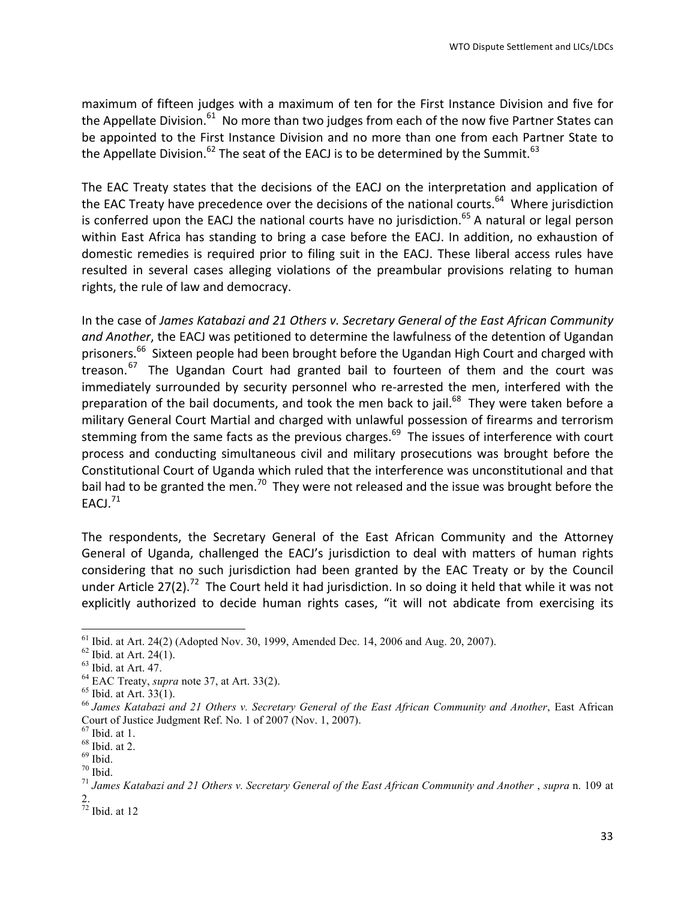maximum of fifteen judges with a maximum of ten for the First Instance Division and five for the Appellate Division.[61] No more than two judges from each of the now five Partner States can be appointed to the First Instance Division and no more than one from each Partner State to the Appellate Division.[62] The seat of the EACJ is to be determined by the Summit.[63]

The EAC Treaty states that the decisions of the EACJ on the interpretation and application of the EAC Treaty have precedence over the decisions of the national courts.[64] Where jurisdiction is conferred upon the EACJ the national courts have no jurisdiction.[65] A natural or legal person within East Africa has standing to bring a case before the EACJ. In addition, no exhaustion of domestic remedies is required prior to filing suit in the EACJ. These liberal access rules have resulted in several cases alleging violations of the preambular provisions relating to human rights, the rule of law and democracy.

In the case of *James Katabazi and 21 Others v. Secretary General of the East African Community and Another*, the EACJ was petitioned to determine the lawfulness of the detention of Ugandan prisoners.[66] Sixteen people had been brought before the Ugandan High Court and charged with treason.[67] The Ugandan Court had granted bail to fourteen of them and the court was immediately surrounded by security personnel who re-arrested the men, interfered with the preparation of the bail documents, and took the men back to jail.[68] They were taken before a military General Court Martial and charged with unlawful possession of firearms and terrorism stemming from the same facts as the previous charges.[69] The issues of interference with court process and conducting simultaneous civil and military prosecutions was brought before the Constitutional Court of Uganda which ruled that the interference was unconstitutional and that bail had to be granted the men.[70] They were not released and the issue was brought before the EACJ.[71]

The respondents, the Secretary General of the East African Community and the Attorney General of Uganda, challenged the EACJ's jurisdiction to deal with matters of human rights considering that no such jurisdiction had been granted by the EAC Treaty or by the Council under Article 27(2).[72] The Court held it had jurisdiction. In so doing it held that while it was not explicitly authorized to decide human rights cases, "it will not abdicate from exercising its

---

[61] Ibid. at Art. 24(2) (Adopted Nov. 30, 1999, Amended Dec. 14, 2006 and Aug. 20, 2007).

[62] Ibid. at Art. 24(1).

[63] Ibid. at Art. 47.

[64] EAC Treaty, *supra* note 37, at Art. 33(2).

[65] Ibid. at Art. 33(1).

[66] *James Katabazi and 21 Others v. Secretary General of the East African Community and Another*, East African Court of Justice Judgment Ref. No. 1 of 2007 (Nov. 1, 2007).

[67] Ibid. at 1.

[68] Ibid. at 2.

[69] Ibid.

[70] Ibid.

[71] *James Katabazi and 21 Others v. Secretary General of the East African Community and Another* , *supra* n. 109 at 2.

[72] Ibid. at 12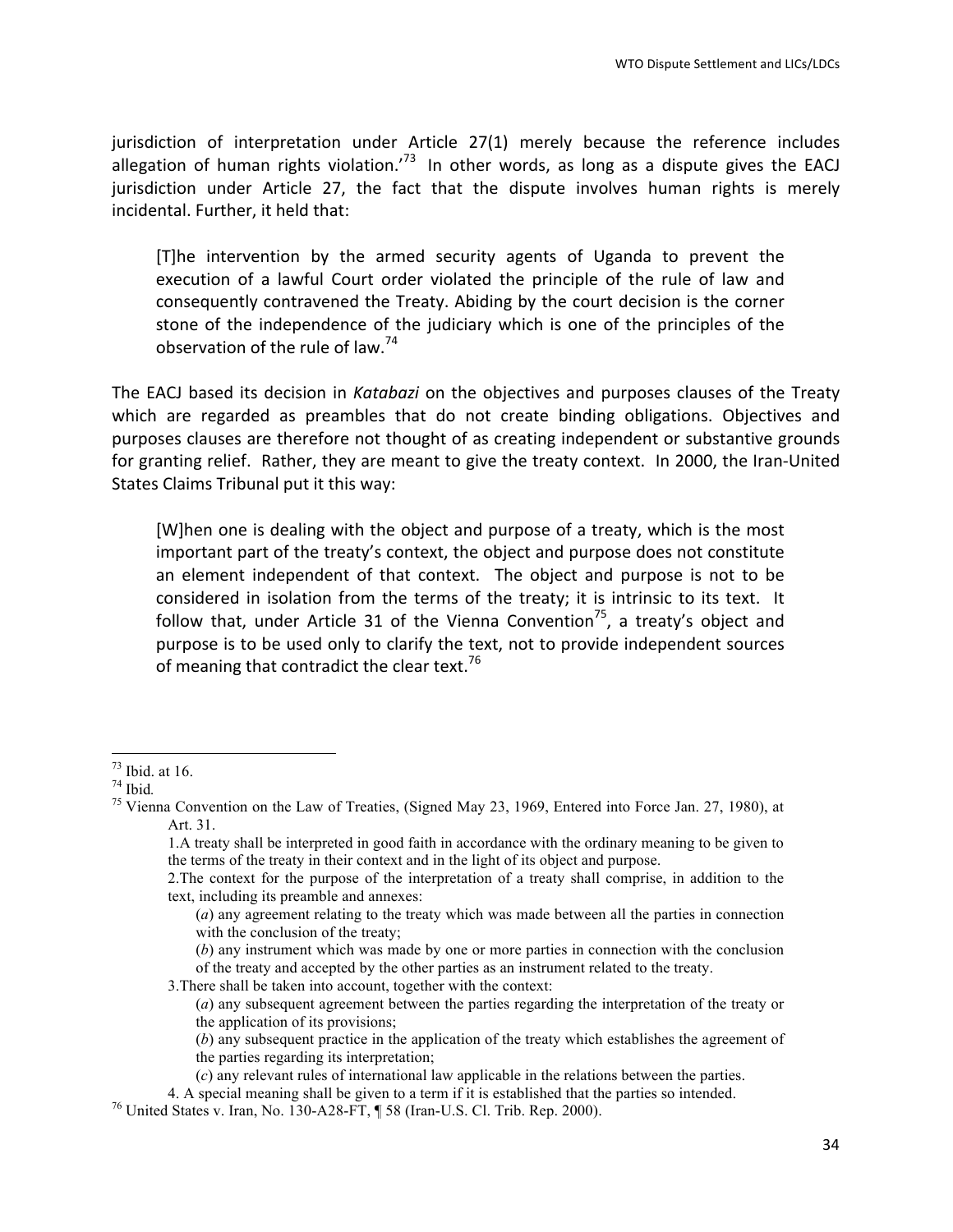jurisdiction of interpretation under Article 27(1) merely because the reference includes allegation of human rights violation.'[73] In other words, as long as a dispute gives the EACJ jurisdiction under Article 27, the fact that the dispute involves human rights is merely incidental. Further, it held that:

> [T]he intervention by the armed security agents of Uganda to prevent the execution of a lawful Court order violated the principle of the rule of law and consequently contravened the Treaty. Abiding by the court decision is the corner stone of the independence of the judiciary which is one of the principles of the observation of the rule of law.[74]

The EACJ based its decision in *Katabazi* on the objectives and purposes clauses of the Treaty which are regarded as preambles that do not create binding obligations. Objectives and purposes clauses are therefore not thought of as creating independent or substantive grounds for granting relief. Rather, they are meant to give the treaty context. In 2000, the Iran-United States Claims Tribunal put it this way:

> [W]hen one is dealing with the object and purpose of a treaty, which is the most important part of the treaty's context, the object and purpose does not constitute an element independent of that context. The object and purpose is not to be considered in isolation from the terms of the treaty; it is intrinsic to its text. It follow that, under Article 31 of the Vienna Convention[75], a treaty's object and purpose is to be used only to clarify the text, not to provide independent sources of meaning that contradict the clear text.[76]

---

[73] Ibid. at 16.

[74] Ibid.

[75] Vienna Convention on the Law of Treaties, (Signed May 23, 1969, Entered into Force Jan. 27, 1980), at Art. 31.

1.A treaty shall be interpreted in good faith in accordance with the ordinary meaning to be given to the terms of the treaty in their context and in the light of its object and purpose.

2.The context for the purpose of the interpretation of a treaty shall comprise, in addition to the text, including its preamble and annexes:

(*a*) any agreement relating to the treaty which was made between all the parties in connection with the conclusion of the treaty;

(*b*) any instrument which was made by one or more parties in connection with the conclusion of the treaty and accepted by the other parties as an instrument related to the treaty.

3.There shall be taken into account, together with the context:

(*a*) any subsequent agreement between the parties regarding the interpretation of the treaty or the application of its provisions;

(*b*) any subsequent practice in the application of the treaty which establishes the agreement of the parties regarding its interpretation;

(*c*) any relevant rules of international law applicable in the relations between the parties.

4. A special meaning shall be given to a term if it is established that the parties so intended.

[76] United States v. Iran, No. 130-A28-FT, ¶ 58 (Iran-U.S. Cl. Trib. Rep. 2000).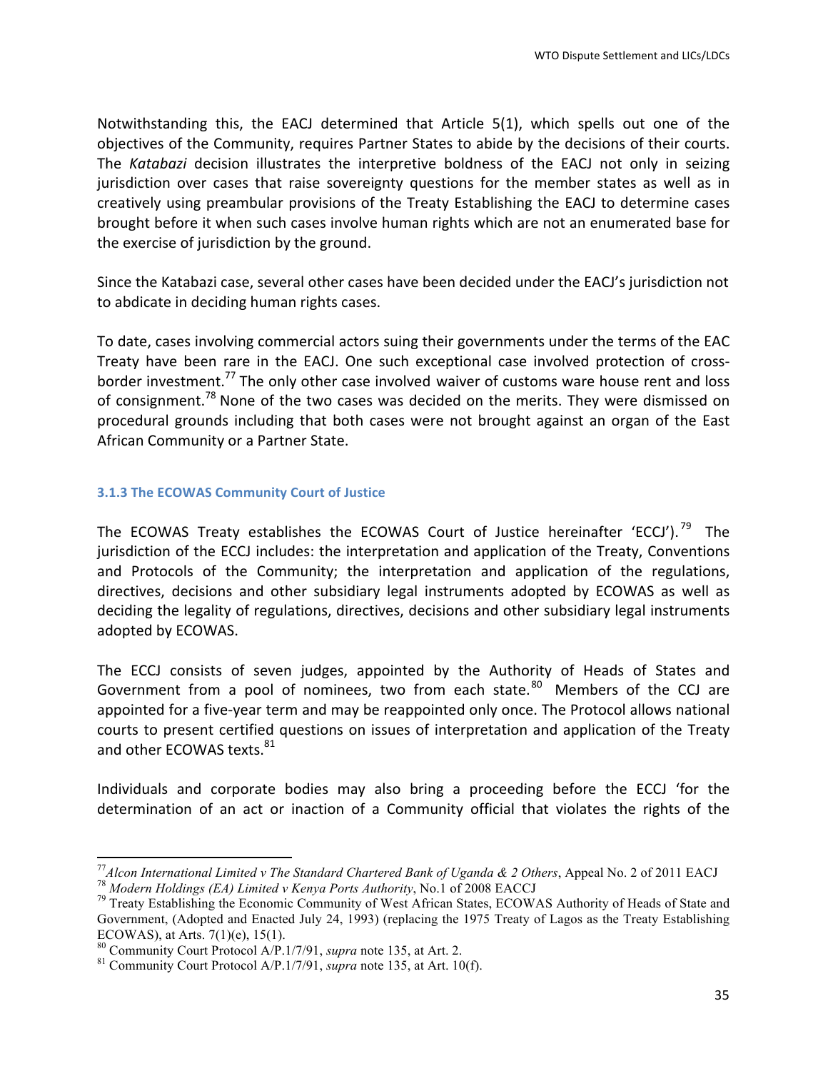Notwithstanding this, the EACJ determined that Article 5(1), which spells out one of the objectives of the Community, requires Partner States to abide by the decisions of their courts. The *Katabazi* decision illustrates the interpretive boldness of the EACJ not only in seizing jurisdiction over cases that raise sovereignty questions for the member states as well as in creatively using preambular provisions of the Treaty Establishing the EACJ to determine cases brought before it when such cases involve human rights which are not an enumerated base for the exercise of jurisdiction by the ground.

Since the Katabazi case, several other cases have been decided under the EACJ's jurisdiction not to abdicate in deciding human rights cases.

To date, cases involving commercial actors suing their governments under the terms of the EAC Treaty have been rare in the EACJ. One such exceptional case involved protection of cross-border investment.[77] The only other case involved waiver of customs ware house rent and loss of consignment.[78] None of the two cases was decided on the merits. They were dismissed on procedural grounds including that both cases were not brought against an organ of the East African Community or a Partner State.

### 3.1.3 The ECOWAS Community Court of Justice

The ECOWAS Treaty establishes the ECOWAS Court of Justice hereinafter 'ECCJ').[79] The jurisdiction of the ECCJ includes: the interpretation and application of the Treaty, Conventions and Protocols of the Community; the interpretation and application of the regulations, directives, decisions and other subsidiary legal instruments adopted by ECOWAS as well as deciding the legality of regulations, directives, decisions and other subsidiary legal instruments adopted by ECOWAS.

The ECCJ consists of seven judges, appointed by the Authority of Heads of States and Government from a pool of nominees, two from each state.[80] Members of the CCJ are appointed for a five-year term and may be reappointed only once. The Protocol allows national courts to present certified questions on issues of interpretation and application of the Treaty and other ECOWAS texts.[81]

Individuals and corporate bodies may also bring a proceeding before the ECCJ 'for the determination of an act or inaction of a Community official that violates the rights of the

---

[77] *Alcon International Limited v The Standard Chartered Bank of Uganda & 2 Others*, Appeal No. 2 of 2011 EACJ

[78] *Modern Holdings (EA) Limited v Kenya Ports Authority*, No.1 of 2008 EACCJ

[79] Treaty Establishing the Economic Community of West African States, ECOWAS Authority of Heads of State and Government, (Adopted and Enacted July 24, 1993) (replacing the 1975 Treaty of Lagos as the Treaty Establishing ECOWAS), at Arts. 7(1)(e), 15(1).

[80] Community Court Protocol A/P.1/7/91, *supra* note 135, at Art. 2.

[81] Community Court Protocol A/P.1/7/91, *supra* note 135, at Art. 10(f).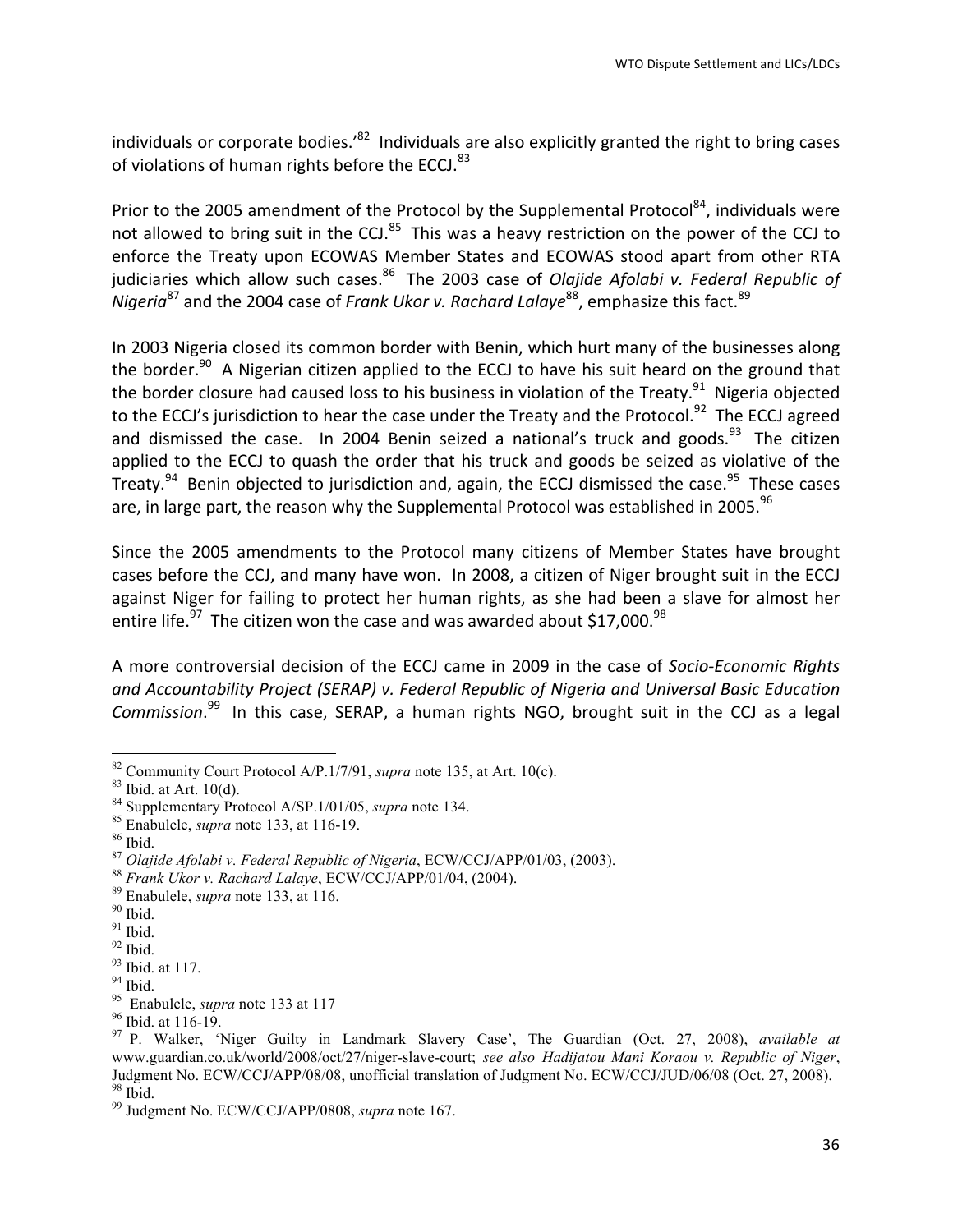individuals or corporate bodies.'[82] Individuals are also explicitly granted the right to bring cases of violations of human rights before the ECCJ.[83]

Prior to the 2005 amendment of the Protocol by the Supplemental Protocol[84], individuals were not allowed to bring suit in the CCJ.[85] This was a heavy restriction on the power of the CCJ to enforce the Treaty upon ECOWAS Member States and ECOWAS stood apart from other RTA judiciaries which allow such cases.[86] The 2003 case of *Olajide Afolabi v. Federal Republic of Nigeria*[87] and the 2004 case of *Frank Ukor v. Rachard Lalaye*[88], emphasize this fact.[89]

In 2003 Nigeria closed its common border with Benin, which hurt many of the businesses along the border.[90] A Nigerian citizen applied to the ECCJ to have his suit heard on the ground that the border closure had caused loss to his business in violation of the Treaty.[91] Nigeria objected to the ECCJ's jurisdiction to hear the case under the Treaty and the Protocol.[92] The ECCJ agreed and dismissed the case. In 2004 Benin seized a national's truck and goods.[93] The citizen applied to the ECCJ to quash the order that his truck and goods be seized as violative of the Treaty.[94] Benin objected to jurisdiction and, again, the ECCJ dismissed the case.[95] These cases are, in large part, the reason why the Supplemental Protocol was established in 2005.[96]

Since the 2005 amendments to the Protocol many citizens of Member States have brought cases before the CCJ, and many have won. In 2008, a citizen of Niger brought suit in the ECCJ against Niger for failing to protect her human rights, as she had been a slave for almost her entire life.[97] The citizen won the case and was awarded about $17,000.[98]

A more controversial decision of the ECCJ came in 2009 in the case of *Socio-Economic Rights and Accountability Project (SERAP) v. Federal Republic of Nigeria and Universal Basic Education Commission*.[99] In this case, SERAP, a human rights NGO, brought suit in the CCJ as a legal

---

[82] Community Court Protocol A/P.1/7/91, *supra* note 135, at Art. 10(c).
[83] Ibid. at Art. 10(d).
[84] Supplementary Protocol A/SP.1/01/05, *supra* note 134.
[85] Enabulele, *supra* note 133, at 116-19.
[86] Ibid.
[87] *Olajide Afolabi v. Federal Republic of Nigeria*, ECW/CCJ/APP/01/03, (2003).
[88] *Frank Ukor v. Rachard Lalaye*, ECW/CCJ/APP/01/04, (2004).
[89] Enabulele, *supra* note 133, at 116.
[90] Ibid.
[91] Ibid.
[92] Ibid.
[93] Ibid. at 117.
[94] Ibid.
[95] Enabulele, *supra* note 133 at 117
[96] Ibid. at 116-19.
[97] P. Walker, 'Niger Guilty in Landmark Slavery Case', The Guardian (Oct. 27, 2008), *available at* www.guardian.co.uk/world/2008/oct/27/niger-slave-court; *see also Hadijatou Mani Koraou v. Republic of Niger*, Judgment No. ECW/CCJ/APP/08/08, unofficial translation of Judgment No. ECW/CCJ/JUD/06/08 (Oct. 27, 2008).
[98] Ibid.
[99] Judgment No. ECW/CCJ/APP/0808, *supra* note 167.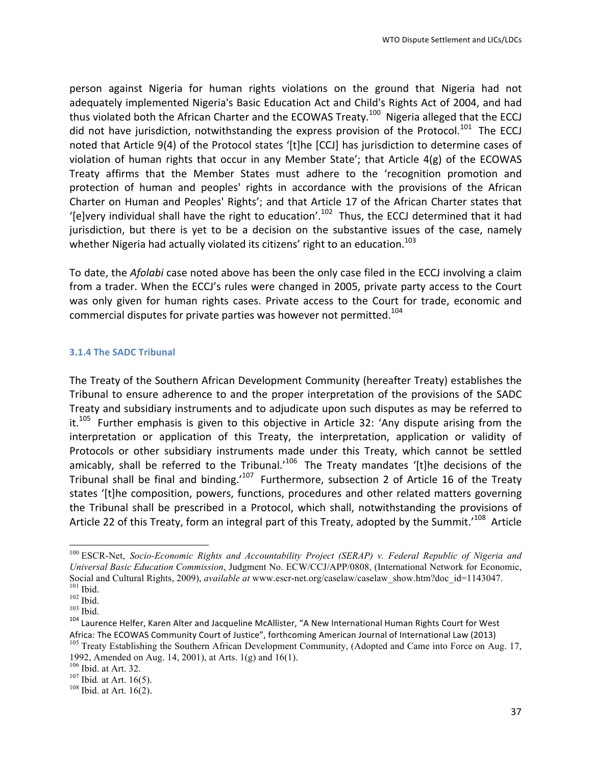person against Nigeria for human rights violations on the ground that Nigeria had not adequately implemented Nigeria's Basic Education Act and Child's Rights Act of 2004, and had thus violated both the African Charter and the ECOWAS Treaty.[100] Nigeria alleged that the ECCJ did not have jurisdiction, notwithstanding the express provision of the Protocol.[101] The ECCJ noted that Article 9(4) of the Protocol states '[t]he [CCJ] has jurisdiction to determine cases of violation of human rights that occur in any Member State'; that Article 4(g) of the ECOWAS Treaty affirms that the Member States must adhere to the 'recognition promotion and protection of human and peoples' rights in accordance with the provisions of the African Charter on Human and Peoples' Rights'; and that Article 17 of the African Charter states that '[e]very individual shall have the right to education'.[102] Thus, the ECCJ determined that it had jurisdiction, but there is yet to be a decision on the substantive issues of the case, namely whether Nigeria had actually violated its citizens' right to an education.[103]

To date, the *Afolabi* case noted above has been the only case filed in the ECCJ involving a claim from a trader. When the ECCJ's rules were changed in 2005, private party access to the Court was only given for human rights cases. Private access to the Court for trade, economic and commercial disputes for private parties was however not permitted.[104]

#### 3.1.4 The SADC Tribunal

The Treaty of the Southern African Development Community (hereafter Treaty) establishes the Tribunal to ensure adherence to and the proper interpretation of the provisions of the SADC Treaty and subsidiary instruments and to adjudicate upon such disputes as may be referred to it.[105] Further emphasis is given to this objective in Article 32: 'Any dispute arising from the interpretation or application of this Treaty, the interpretation, application or validity of Protocols or other subsidiary instruments made under this Treaty, which cannot be settled amicably, shall be referred to the Tribunal.'[106] The Treaty mandates '[t]he decisions of the Tribunal shall be final and binding.'[107] Furthermore, subsection 2 of Article 16 of the Treaty states '[t]he composition, powers, functions, procedures and other related matters governing the Tribunal shall be prescribed in a Protocol, which shall, notwithstanding the provisions of Article 22 of this Treaty, form an integral part of this Treaty, adopted by the Summit.'[108] Article

---

[100] ESCR-Net, *Socio-Economic Rights and Accountability Project (SERAP) v. Federal Republic of Nigeria and Universal Basic Education Commission*, Judgment No. ECW/CCJ/APP/0808, (International Network for Economic, Social and Cultural Rights, 2009), *available at* www.escr-net.org/caselaw/caselaw_show.htm?doc_id=1143047.

[101] Ibid.

[102] Ibid.

[103] Ibid.

[104] Laurence Helfer, Karen Alter and Jacqueline McAllister, "A New International Human Rights Court for West Africa: The ECOWAS Community Court of Justice", forthcoming American Journal of International Law (2013)

[105] Treaty Establishing the Southern African Development Community, (Adopted and Came into Force on Aug. 17, 1992, Amended on Aug. 14, 2001), at Arts. 1(g) and 16(1).

[106] Ibid. at Art. 32.

[107] Ibid. at Art. 16(5).

[108] Ibid. at Art. 16(2).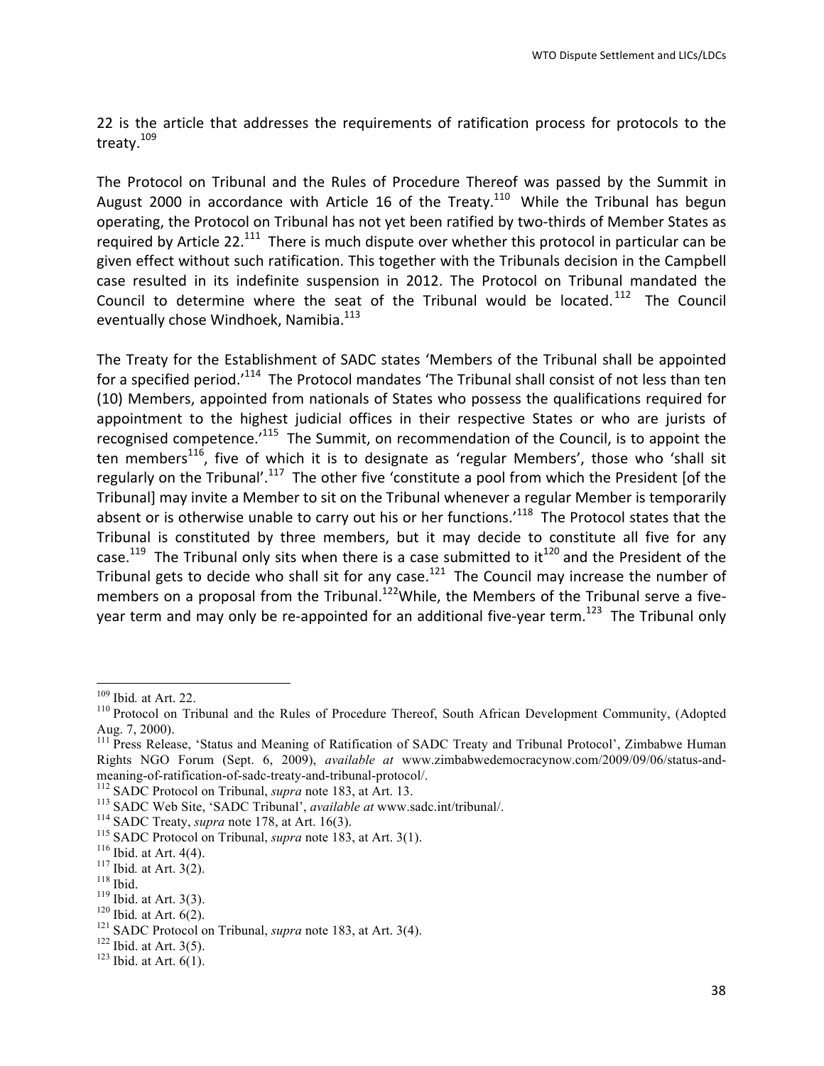22 is the article that addresses the requirements of ratification process for protocols to the treaty.[109]

The Protocol on Tribunal and the Rules of Procedure Thereof was passed by the Summit in August 2000 in accordance with Article 16 of the Treaty.[110] While the Tribunal has begun operating, the Protocol on Tribunal has not yet been ratified by two-thirds of Member States as required by Article 22.[111] There is much dispute over whether this protocol in particular can be given effect without such ratification. This together with the Tribunals decision in the Campbell case resulted in its indefinite suspension in 2012. The Protocol on Tribunal mandated the Council to determine where the seat of the Tribunal would be located.[112] The Council eventually chose Windhoek, Namibia.[113]

The Treaty for the Establishment of SADC states 'Members of the Tribunal shall be appointed for a specified period.'[114] The Protocol mandates 'The Tribunal shall consist of not less than ten (10) Members, appointed from nationals of States who possess the qualifications required for appointment to the highest judicial offices in their respective States or who are jurists of recognised competence.'[115] The Summit, on recommendation of the Council, is to appoint the ten members[116], five of which it is to designate as 'regular Members', those who 'shall sit regularly on the Tribunal'.[117] The other five 'constitute a pool from which the President [of the Tribunal] may invite a Member to sit on the Tribunal whenever a regular Member is temporarily absent or is otherwise unable to carry out his or her functions.'[118] The Protocol states that the Tribunal is constituted by three members, but it may decide to constitute all five for any case.[119] The Tribunal only sits when there is a case submitted to it[120] and the President of the Tribunal gets to decide who shall sit for any case.[121] The Council may increase the number of members on a proposal from the Tribunal.[122]While, the Members of the Tribunal serve a five-year term and may only be re-appointed for an additional five-year term.[123] The Tribunal only

---

[109] Ibid. at Art. 22.

[110] Protocol on Tribunal and the Rules of Procedure Thereof, South African Development Community, (Adopted Aug. 7, 2000).

[111] Press Release, 'Status and Meaning of Ratification of SADC Treaty and Tribunal Protocol', Zimbabwe Human Rights NGO Forum (Sept. 6, 2009), *available at* www.zimbabwedemocracynow.com/2009/09/06/status-and-meaning-of-ratification-of-sadc-treaty-and-tribunal-protocol/.

[112] SADC Protocol on Tribunal, *supra* note 183, at Art. 13.

[113] SADC Web Site, 'SADC Tribunal', *available at* www.sadc.int/tribunal/.

[114] SADC Treaty, *supra* note 178, at Art. 16(3).

[115] SADC Protocol on Tribunal, *supra* note 183, at Art. 3(1).

[116] Ibid. at Art. 4(4).

[117] Ibid. at Art. 3(2).

[118] Ibid.

[119] Ibid. at Art. 3(3).

[120] Ibid. at Art. 6(2).

[121] SADC Protocol on Tribunal, *supra* note 183, at Art. 3(4).

[122] Ibid. at Art. 3(5).

[123] Ibid. at Art. 6(1).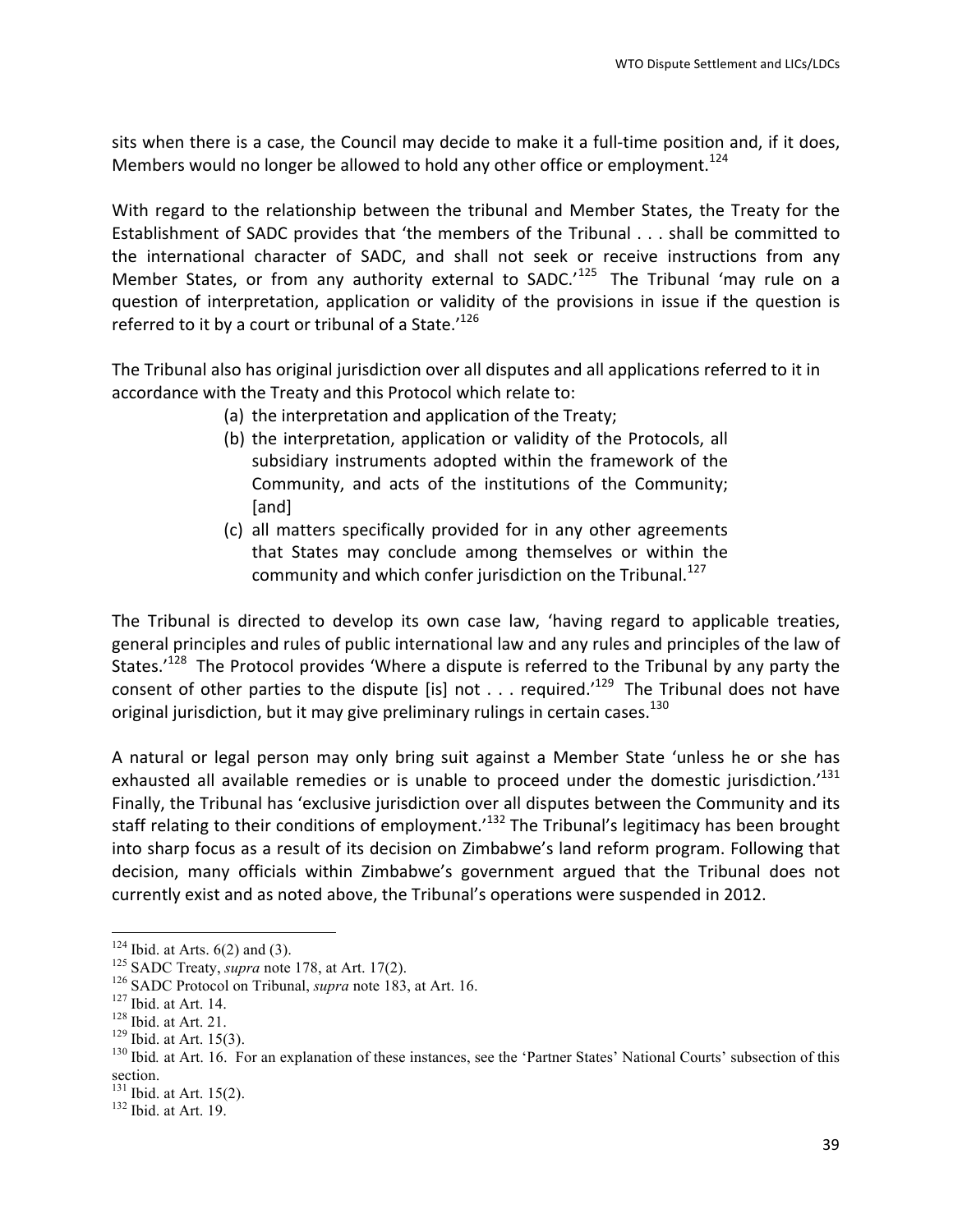sits when there is a case, the Council may decide to make it a full-time position and, if it does, Members would no longer be allowed to hold any other office or employment.[124]

With regard to the relationship between the tribunal and Member States, the Treaty for the Establishment of SADC provides that 'the members of the Tribunal . . . shall be committed to the international character of SADC, and shall not seek or receive instructions from any Member States, or from any authority external to SADC.'[125] The Tribunal 'may rule on a question of interpretation, application or validity of the provisions in issue if the question is referred to it by a court or tribunal of a State.'[126]

The Tribunal also has original jurisdiction over all disputes and all applications referred to it in accordance with the Treaty and this Protocol which relate to:

> (a) the interpretation and application of the Treaty;
> (b) the interpretation, application or validity of the Protocols, all subsidiary instruments adopted within the framework of the Community, and acts of the institutions of the Community; [and]
> (c) all matters specifically provided for in any other agreements that States may conclude among themselves or within the community and which confer jurisdiction on the Tribunal.[127]

The Tribunal is directed to develop its own case law, 'having regard to applicable treaties, general principles and rules of public international law and any rules and principles of the law of States.'[128] The Protocol provides 'Where a dispute is referred to the Tribunal by any party the consent of other parties to the dispute [is] not . . . required.'[129] The Tribunal does not have original jurisdiction, but it may give preliminary rulings in certain cases.[130]

A natural or legal person may only bring suit against a Member State 'unless he or she has exhausted all available remedies or is unable to proceed under the domestic jurisdiction.'[131] Finally, the Tribunal has 'exclusive jurisdiction over all disputes between the Community and its staff relating to their conditions of employment.'[132] The Tribunal's legitimacy has been brought into sharp focus as a result of its decision on Zimbabwe's land reform program. Following that decision, many officials within Zimbabwe's government argued that the Tribunal does not currently exist and as noted above, the Tribunal's operations were suspended in 2012.

---

[124] Ibid. at Arts. 6(2) and (3).
[125] SADC Treaty, *supra* note 178, at Art. 17(2).
[126] SADC Protocol on Tribunal, *supra* note 183, at Art. 16.
[127] Ibid. at Art. 14.
[128] Ibid. at Art. 21.
[129] Ibid. at Art. 15(3).
[130] Ibid*.* at Art. 16. For an explanation of these instances, see the 'Partner States' National Courts' subsection of this section.
[131] Ibid. at Art. 15(2).
[132] Ibid. at Art. 19.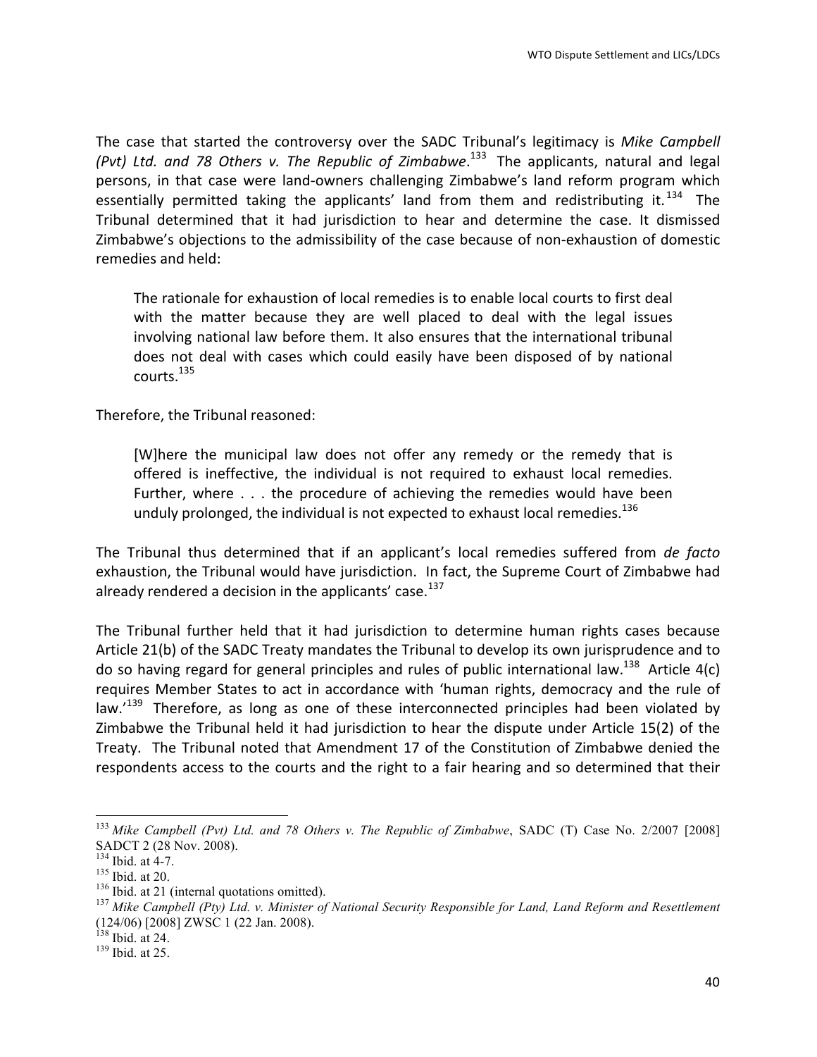The case that started the controversy over the SADC Tribunal's legitimacy is *Mike Campbell (Pvt) Ltd. and 78 Others v. The Republic of Zimbabwe*.[133] The applicants, natural and legal persons, in that case were land-owners challenging Zimbabwe's land reform program which essentially permitted taking the applicants' land from them and redistributing it.[134] The Tribunal determined that it had jurisdiction to hear and determine the case. It dismissed Zimbabwe's objections to the admissibility of the case because of non-exhaustion of domestic remedies and held:

> The rationale for exhaustion of local remedies is to enable local courts to first deal with the matter because they are well placed to deal with the legal issues involving national law before them. It also ensures that the international tribunal does not deal with cases which could easily have been disposed of by national courts.[135]

Therefore, the Tribunal reasoned:

> [W]here the municipal law does not offer any remedy or the remedy that is offered is ineffective, the individual is not required to exhaust local remedies. Further, where . . . the procedure of achieving the remedies would have been unduly prolonged, the individual is not expected to exhaust local remedies.[136]

The Tribunal thus determined that if an applicant's local remedies suffered from *de facto* exhaustion, the Tribunal would have jurisdiction. In fact, the Supreme Court of Zimbabwe had already rendered a decision in the applicants' case.[137]

The Tribunal further held that it had jurisdiction to determine human rights cases because Article 21(b) of the SADC Treaty mandates the Tribunal to develop its own jurisprudence and to do so having regard for general principles and rules of public international law.[138] Article 4(c) requires Member States to act in accordance with 'human rights, democracy and the rule of law.'[139] Therefore, as long as one of these interconnected principles had been violated by Zimbabwe the Tribunal held it had jurisdiction to hear the dispute under Article 15(2) of the Treaty. The Tribunal noted that Amendment 17 of the Constitution of Zimbabwe denied the respondents access to the courts and the right to a fair hearing and so determined that their

---

[133] *Mike Campbell (Pvt) Ltd. and 78 Others v. The Republic of Zimbabwe*, SADC (T) Case No. 2/2007 [2008] SADCT 2 (28 Nov. 2008).

[134] Ibid. at 4-7.

[135] Ibid. at 20.

[136] Ibid. at 21 (internal quotations omitted).

[137] *Mike Campbell (Pty) Ltd. v. Minister of National Security Responsible for Land, Land Reform and Resettlement* (124/06) [2008] ZWSC 1 (22 Jan. 2008).

[138] Ibid. at 24.

[139] Ibid. at 25.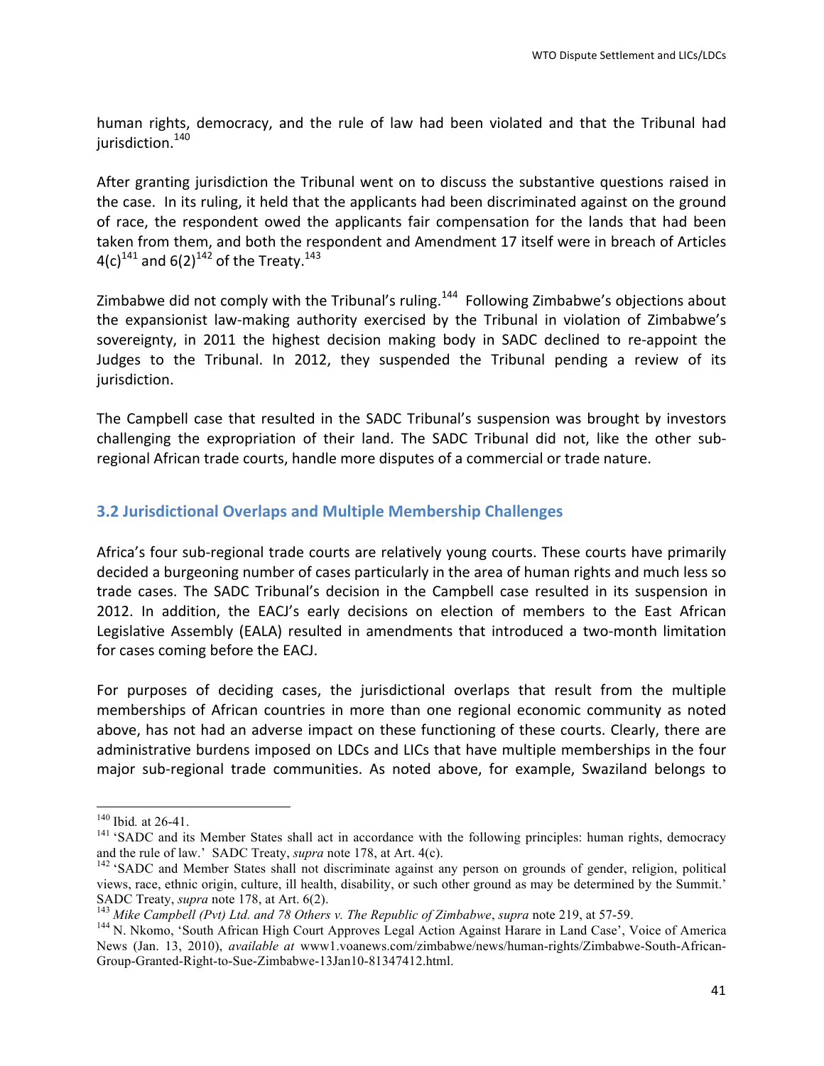human rights, democracy, and the rule of law had been violated and that the Tribunal had jurisdiction.[140]

After granting jurisdiction the Tribunal went on to discuss the substantive questions raised in the case. In its ruling, it held that the applicants had been discriminated against on the ground of race, the respondent owed the applicants fair compensation for the lands that had been taken from them, and both the respondent and Amendment 17 itself were in breach of Articles 4(c)[141] and 6(2)[142] of the Treaty.[143]

Zimbabwe did not comply with the Tribunal's ruling.[144] Following Zimbabwe's objections about the expansionist law-making authority exercised by the Tribunal in violation of Zimbabwe's sovereignty, in 2011 the highest decision making body in SADC declined to re-appoint the Judges to the Tribunal. In 2012, they suspended the Tribunal pending a review of its jurisdiction.

The Campbell case that resulted in the SADC Tribunal's suspension was brought by investors challenging the expropriation of their land. The SADC Tribunal did not, like the other sub-regional African trade courts, handle more disputes of a commercial or trade nature.

## 3.2 Jurisdictional Overlaps and Multiple Membership Challenges

Africa's four sub-regional trade courts are relatively young courts. These courts have primarily decided a burgeoning number of cases particularly in the area of human rights and much less so trade cases. The SADC Tribunal's decision in the Campbell case resulted in its suspension in 2012. In addition, the EACJ's early decisions on election of members to the East African Legislative Assembly (EALA) resulted in amendments that introduced a two-month limitation for cases coming before the EACJ.

For purposes of deciding cases, the jurisdictional overlaps that result from the multiple memberships of African countries in more than one regional economic community as noted above, has not had an adverse impact on these functioning of these courts. Clearly, there are administrative burdens imposed on LDCs and LICs that have multiple memberships in the four major sub-regional trade communities. As noted above, for example, Swaziland belongs to

---

[140] Ibid*.* at 26-41.

[141] 'SADC and its Member States shall act in accordance with the following principles: human rights, democracy and the rule of law.' SADC Treaty, *supra* note 178, at Art. 4(c).

[142] 'SADC and Member States shall not discriminate against any person on grounds of gender, religion, political views, race, ethnic origin, culture, ill health, disability, or such other ground as may be determined by the Summit.' SADC Treaty, *supra* note 178, at Art. 6(2).

[143] *Mike Campbell (Pvt) Ltd. and 78 Others v. The Republic of Zimbabwe*, *supra* note 219, at 57-59.

[144] N. Nkomo, 'South African High Court Approves Legal Action Against Harare in Land Case', Voice of America News (Jan. 13, 2010), *available at* www1.voanews.com/zimbabwe/news/human-rights/Zimbabwe-South-African-Group-Granted-Right-to-Sue-Zimbabwe-13Jan10-81347412.html.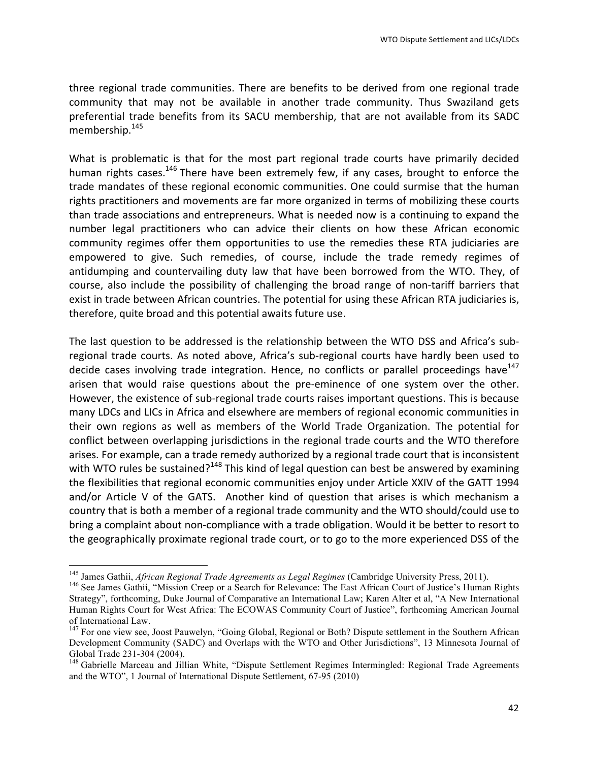three regional trade communities. There are benefits to be derived from one regional trade community that may not be available in another trade community. Thus Swaziland gets preferential trade benefits from its SACU membership, that are not available from its SADC membership.[145]

What is problematic is that for the most part regional trade courts have primarily decided human rights cases.[146] There have been extremely few, if any cases, brought to enforce the trade mandates of these regional economic communities. One could surmise that the human rights practitioners and movements are far more organized in terms of mobilizing these courts than trade associations and entrepreneurs. What is needed now is a continuing to expand the number legal practitioners who can advice their clients on how these African economic community regimes offer them opportunities to use the remedies these RTA judiciaries are empowered to give. Such remedies, of course, include the trade remedy regimes of antidumping and countervailing duty law that have been borrowed from the WTO. They, of course, also include the possibility of challenging the broad range of non-tariff barriers that exist in trade between African countries. The potential for using these African RTA judiciaries is, therefore, quite broad and this potential awaits future use.

The last question to be addressed is the relationship between the WTO DSS and Africa's sub-regional trade courts. As noted above, Africa's sub-regional courts have hardly been used to decide cases involving trade integration. Hence, no conflicts or parallel proceedings have[147] arisen that would raise questions about the pre-eminence of one system over the other. However, the existence of sub-regional trade courts raises important questions. This is because many LDCs and LICs in Africa and elsewhere are members of regional economic communities in their own regions as well as members of the World Trade Organization. The potential for conflict between overlapping jurisdictions in the regional trade courts and the WTO therefore arises. For example, can a trade remedy authorized by a regional trade court that is inconsistent with WTO rules be sustained?[148] This kind of legal question can best be answered by examining the flexibilities that regional economic communities enjoy under Article XXIV of the GATT 1994 and/or Article V of the GATS. Another kind of question that arises is which mechanism a country that is both a member of a regional trade community and the WTO should/could use to bring a complaint about non-compliance with a trade obligation. Would it be better to resort to the geographically proximate regional trade court, or to go to the more experienced DSS of the

---

[145] James Gathii, *African Regional Trade Agreements as Legal Regimes* (Cambridge University Press, 2011).

[146] See James Gathii, "Mission Creep or a Search for Relevance: The East African Court of Justice's Human Rights Strategy", forthcoming, Duke Journal of Comparative an International Law; Karen Alter et al, "A New International Human Rights Court for West Africa: The ECOWAS Community Court of Justice", forthcoming American Journal of International Law.

[147] For one view see, Joost Pauwelyn, "Going Global, Regional or Both? Dispute settlement in the Southern African Development Community (SADC) and Overlaps with the WTO and Other Jurisdictions", 13 Minnesota Journal of Global Trade 231-304 (2004).

[148] Gabrielle Marceau and Jillian White, "Dispute Settlement Regimes Intermingled: Regional Trade Agreements and the WTO", 1 Journal of International Dispute Settlement, 67-95 (2010)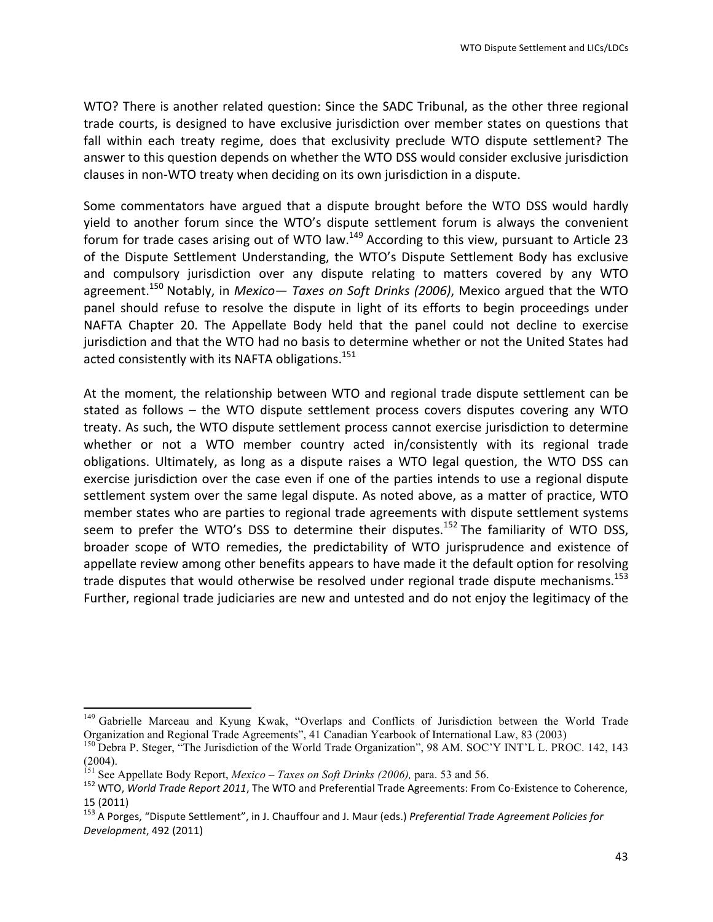WTO? There is another related question: Since the SADC Tribunal, as the other three regional trade courts, is designed to have exclusive jurisdiction over member states on questions that fall within each treaty regime, does that exclusivity preclude WTO dispute settlement? The answer to this question depends on whether the WTO DSS would consider exclusive jurisdiction clauses in non-WTO treaty when deciding on its own jurisdiction in a dispute.

Some commentators have argued that a dispute brought before the WTO DSS would hardly yield to another forum since the WTO's dispute settlement forum is always the convenient forum for trade cases arising out of WTO law.[149] According to this view, pursuant to Article 23 of the Dispute Settlement Understanding, the WTO's Dispute Settlement Body has exclusive and compulsory jurisdiction over any dispute relating to matters covered by any WTO agreement.[150] Notably, in *Mexico— Taxes on Soft Drinks (2006)*, Mexico argued that the WTO panel should refuse to resolve the dispute in light of its efforts to begin proceedings under NAFTA Chapter 20. The Appellate Body held that the panel could not decline to exercise jurisdiction and that the WTO had no basis to determine whether or not the United States had acted consistently with its NAFTA obligations.[151]

At the moment, the relationship between WTO and regional trade dispute settlement can be stated as follows – the WTO dispute settlement process covers disputes covering any WTO treaty. As such, the WTO dispute settlement process cannot exercise jurisdiction to determine whether or not a WTO member country acted in/consistently with its regional trade obligations. Ultimately, as long as a dispute raises a WTO legal question, the WTO DSS can exercise jurisdiction over the case even if one of the parties intends to use a regional dispute settlement system over the same legal dispute. As noted above, as a matter of practice, WTO member states who are parties to regional trade agreements with dispute settlement systems seem to prefer the WTO's DSS to determine their disputes.[152] The familiarity of WTO DSS, broader scope of WTO remedies, the predictability of WTO jurisprudence and existence of appellate review among other benefits appears to have made it the default option for resolving trade disputes that would otherwise be resolved under regional trade dispute mechanisms.[153] Further, regional trade judiciaries are new and untested and do not enjoy the legitimacy of the

---

[149] Gabrielle Marceau and Kyung Kwak, "Overlaps and Conflicts of Jurisdiction between the World Trade Organization and Regional Trade Agreements", 41 Canadian Yearbook of International Law, 83 (2003)

[150] Debra P. Steger, "The Jurisdiction of the World Trade Organization", 98 AM. SOC'Y INT'L L. PROC. 142, 143 (2004).

[151] See Appellate Body Report, *Mexico – Taxes on Soft Drinks (2006),* para. 53 and 56.

[152] WTO, *World Trade Report 2011*, The WTO and Preferential Trade Agreements: From Co-Existence to Coherence, 15 (2011)

[153] A Porges, "Dispute Settlement", in J. Chauffour and J. Maur (eds.) *Preferential Trade Agreement Policies for Development*, 492 (2011)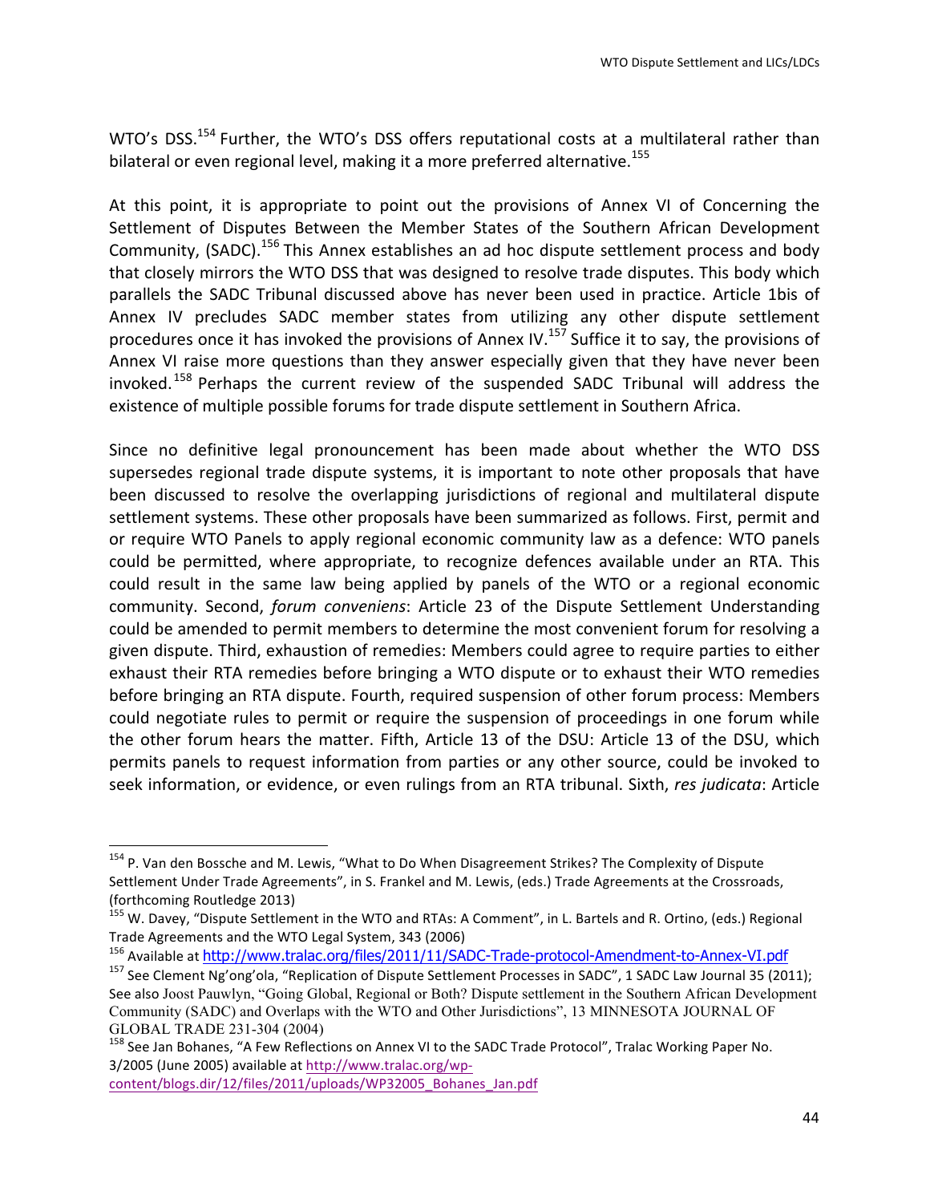WTO's DSS.[154] Further, the WTO's DSS offers reputational costs at a multilateral rather than bilateral or even regional level, making it a more preferred alternative.[155]

At this point, it is appropriate to point out the provisions of Annex VI of Concerning the Settlement of Disputes Between the Member States of the Southern African Development Community, (SADC).[156] This Annex establishes an ad hoc dispute settlement process and body that closely mirrors the WTO DSS that was designed to resolve trade disputes. This body which parallels the SADC Tribunal discussed above has never been used in practice. Article 1bis of Annex IV precludes SADC member states from utilizing any other dispute settlement procedures once it has invoked the provisions of Annex IV.[157] Suffice it to say, the provisions of Annex VI raise more questions than they answer especially given that they have never been invoked.[158] Perhaps the current review of the suspended SADC Tribunal will address the existence of multiple possible forums for trade dispute settlement in Southern Africa.

Since no definitive legal pronouncement has been made about whether the WTO DSS supersedes regional trade dispute systems, it is important to note other proposals that have been discussed to resolve the overlapping jurisdictions of regional and multilateral dispute settlement systems. These other proposals have been summarized as follows. First, permit and or require WTO Panels to apply regional economic community law as a defence: WTO panels could be permitted, where appropriate, to recognize defences available under an RTA. This could result in the same law being applied by panels of the WTO or a regional economic community. Second, *forum conveniens*: Article 23 of the Dispute Settlement Understanding could be amended to permit members to determine the most convenient forum for resolving a given dispute. Third, exhaustion of remedies: Members could agree to require parties to either exhaust their RTA remedies before bringing a WTO dispute or to exhaust their WTO remedies before bringing an RTA dispute. Fourth, required suspension of other forum process: Members could negotiate rules to permit or require the suspension of proceedings in one forum while the other forum hears the matter. Fifth, Article 13 of the DSU: Article 13 of the DSU, which permits panels to request information from parties or any other source, could be invoked to seek information, or evidence, or even rulings from an RTA tribunal. Sixth, *res judicata*: Article

---

[154] P. Van den Bossche and M. Lewis, "What to Do When Disagreement Strikes? The Complexity of Dispute Settlement Under Trade Agreements", in S. Frankel and M. Lewis, (eds.) Trade Agreements at the Crossroads, (forthcoming Routledge 2013)

[155] W. Davey, "Dispute Settlement in the WTO and RTAs: A Comment", in L. Bartels and R. Ortino, (eds.) Regional Trade Agreements and the WTO Legal System, 343 (2006)

[156] Available at http://www.tralac.org/files/2011/11/SADC-Trade-protocol-Amendment-to-Annex-VI.pdf

[157] See Clement Ng'ong'ola, "Replication of Dispute Settlement Processes in SADC", 1 SADC Law Journal 35 (2011); See also Joost Pauwlyn, "Going Global, Regional or Both? Dispute settlement in the Southern African Development Community (SADC) and Overlaps with the WTO and Other Jurisdictions", 13 MINNESOTA JOURNAL OF GLOBAL TRADE 231-304 (2004)

[158] See Jan Bohanes, "A Few Reflections on Annex VI to the SADC Trade Protocol", Tralac Working Paper No. 3/2005 (June 2005) available at http://www.tralac.org/wp-content/blogs.dir/12/files/2011/uploads/WP32005_Bohanes_Jan.pdf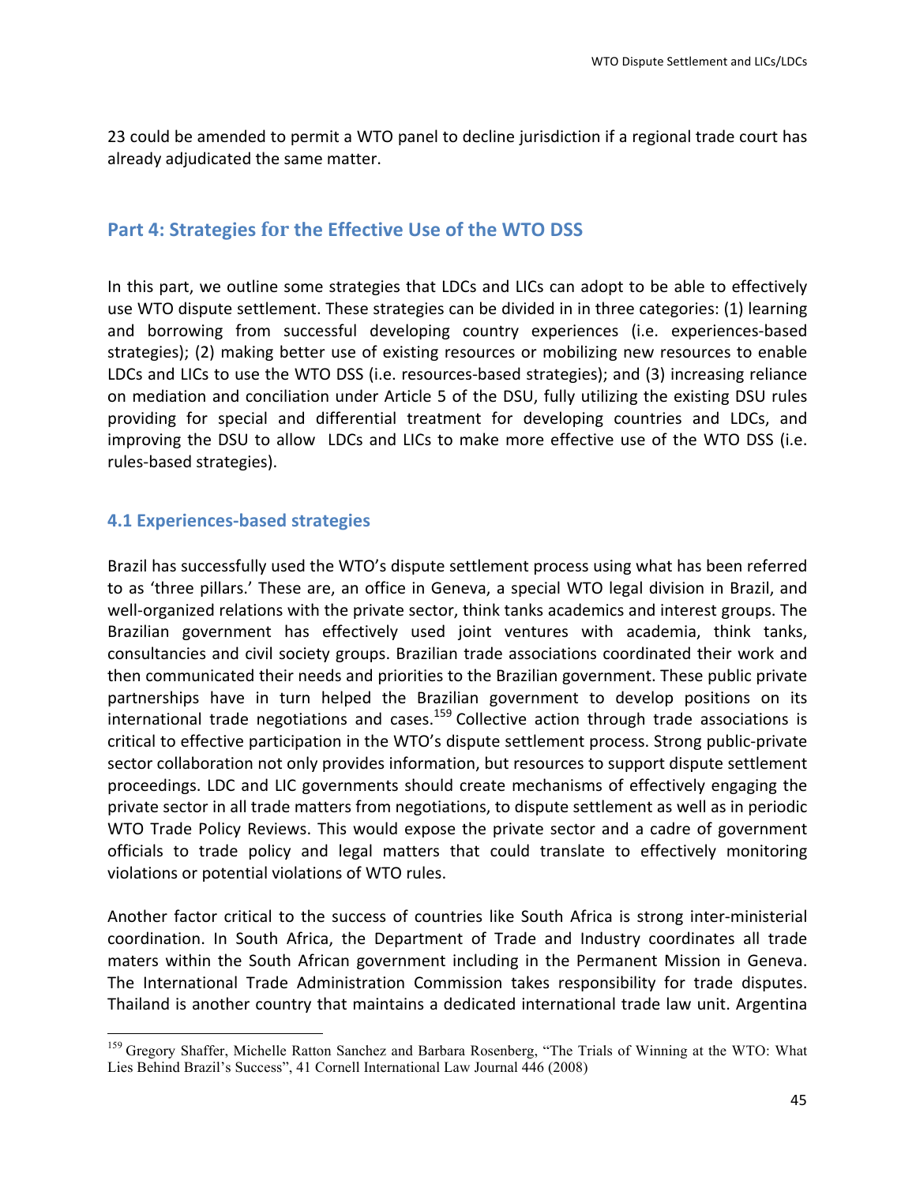23 could be amended to permit a WTO panel to decline jurisdiction if a regional trade court has already adjudicated the same matter.

## Part 4: Strategies for the Effective Use of the WTO DSS

In this part, we outline some strategies that LDCs and LICs can adopt to be able to effectively use WTO dispute settlement. These strategies can be divided in in three categories: (1) learning and borrowing from successful developing country experiences (i.e. experiences-based strategies); (2) making better use of existing resources or mobilizing new resources to enable LDCs and LICs to use the WTO DSS (i.e. resources-based strategies); and (3) increasing reliance on mediation and conciliation under Article 5 of the DSU, fully utilizing the existing DSU rules providing for special and differential treatment for developing countries and LDCs, and improving the DSU to allow LDCs and LICs to make more effective use of the WTO DSS (i.e. rules-based strategies).

### 4.1 Experiences-based strategies

Brazil has successfully used the WTO's dispute settlement process using what has been referred to as 'three pillars.' These are, an office in Geneva, a special WTO legal division in Brazil, and well-organized relations with the private sector, think tanks academics and interest groups. The Brazilian government has effectively used joint ventures with academia, think tanks, consultancies and civil society groups. Brazilian trade associations coordinated their work and then communicated their needs and priorities to the Brazilian government. These public private partnerships have in turn helped the Brazilian government to develop positions on its international trade negotiations and cases.[159] Collective action through trade associations is critical to effective participation in the WTO's dispute settlement process. Strong public-private sector collaboration not only provides information, but resources to support dispute settlement proceedings. LDC and LIC governments should create mechanisms of effectively engaging the private sector in all trade matters from negotiations, to dispute settlement as well as in periodic WTO Trade Policy Reviews. This would expose the private sector and a cadre of government officials to trade policy and legal matters that could translate to effectively monitoring violations or potential violations of WTO rules.

Another factor critical to the success of countries like South Africa is strong inter-ministerial coordination. In South Africa, the Department of Trade and Industry coordinates all trade maters within the South African government including in the Permanent Mission in Geneva. The International Trade Administration Commission takes responsibility for trade disputes. Thailand is another country that maintains a dedicated international trade law unit. Argentina

---

[159] Gregory Shaffer, Michelle Ratton Sanchez and Barbara Rosenberg, "The Trials of Winning at the WTO: What Lies Behind Brazil's Success", 41 Cornell International Law Journal 446 (2008)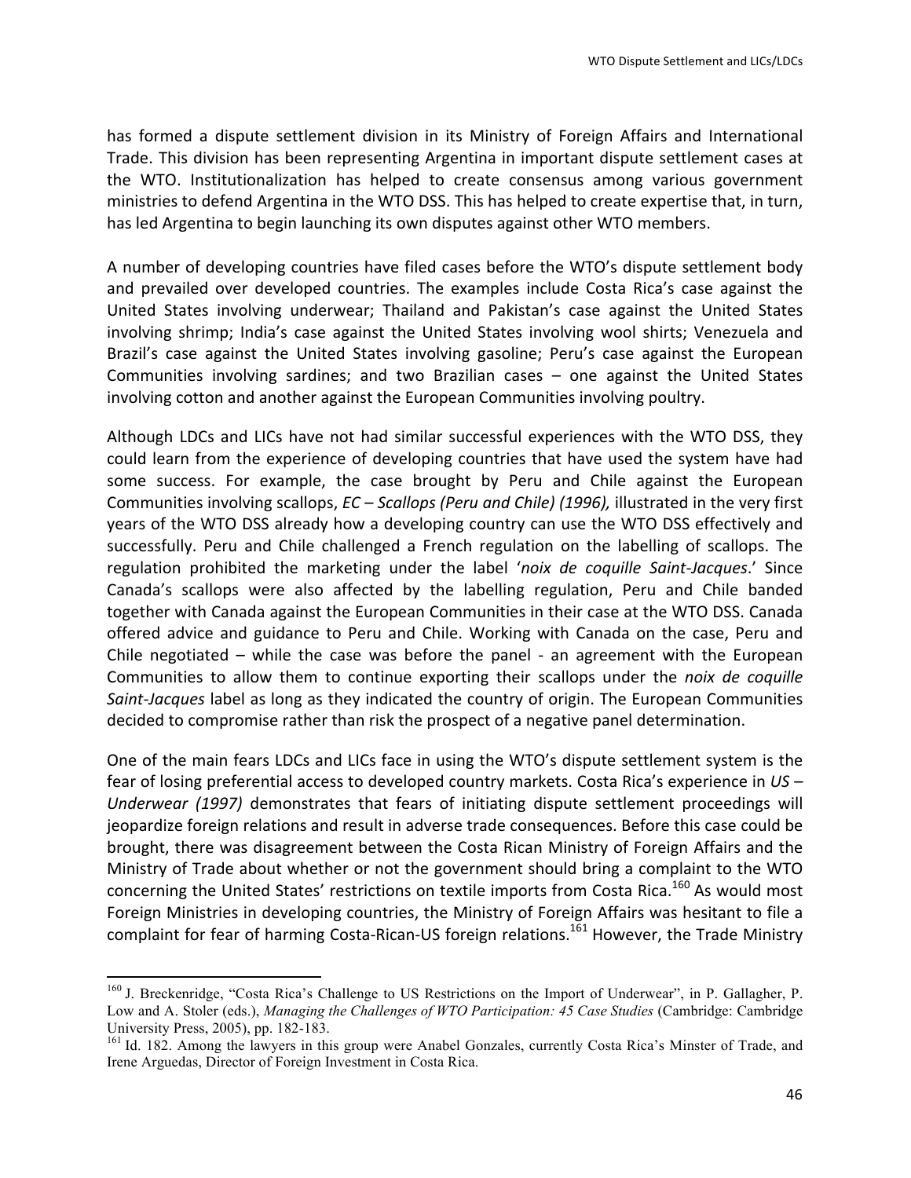has formed a dispute settlement division in its Ministry of Foreign Affairs and International Trade. This division has been representing Argentina in important dispute settlement cases at the WTO. Institutionalization has helped to create consensus among various government ministries to defend Argentina in the WTO DSS. This has helped to create expertise that, in turn, has led Argentina to begin launching its own disputes against other WTO members.

A number of developing countries have filed cases before the WTO's dispute settlement body and prevailed over developed countries. The examples include Costa Rica's case against the United States involving underwear; Thailand and Pakistan's case against the United States involving shrimp; India's case against the United States involving wool shirts; Venezuela and Brazil's case against the United States involving gasoline; Peru's case against the European Communities involving sardines; and two Brazilian cases – one against the United States involving cotton and another against the European Communities involving poultry.

Although LDCs and LICs have not had similar successful experiences with the WTO DSS, they could learn from the experience of developing countries that have used the system have had some success. For example, the case brought by Peru and Chile against the European Communities involving scallops, *EC – Scallops (Peru and Chile) (1996),* illustrated in the very first years of the WTO DSS already how a developing country can use the WTO DSS effectively and successfully. Peru and Chile challenged a French regulation on the labelling of scallops. The regulation prohibited the marketing under the label '*noix de coquille Saint-Jacques*.' Since Canada's scallops were also affected by the labelling regulation, Peru and Chile banded together with Canada against the European Communities in their case at the WTO DSS. Canada offered advice and guidance to Peru and Chile. Working with Canada on the case, Peru and Chile negotiated – while the case was before the panel - an agreement with the European Communities to allow them to continue exporting their scallops under the *noix de coquille Saint-Jacques* label as long as they indicated the country of origin. The European Communities decided to compromise rather than risk the prospect of a negative panel determination.

One of the main fears LDCs and LICs face in using the WTO's dispute settlement system is the fear of losing preferential access to developed country markets. Costa Rica's experience in *US – Underwear (1997)* demonstrates that fears of initiating dispute settlement proceedings will jeopardize foreign relations and result in adverse trade consequences. Before this case could be brought, there was disagreement between the Costa Rican Ministry of Foreign Affairs and the Ministry of Trade about whether or not the government should bring a complaint to the WTO concerning the United States' restrictions on textile imports from Costa Rica.[160] As would most Foreign Ministries in developing countries, the Ministry of Foreign Affairs was hesitant to file a complaint for fear of harming Costa-Rican-US foreign relations.[161] However, the Trade Ministry

---

[160] J. Breckenridge, "Costa Rica's Challenge to US Restrictions on the Import of Underwear", in P. Gallagher, P. Low and A. Stoler (eds.), *Managing the Challenges of WTO Participation: 45 Case Studies* (Cambridge: Cambridge University Press, 2005), pp. 182-183.

[161] Id. 182. Among the lawyers in this group were Anabel Gonzales, currently Costa Rica's Minster of Trade, and Irene Arguedas, Director of Foreign Investment in Costa Rica.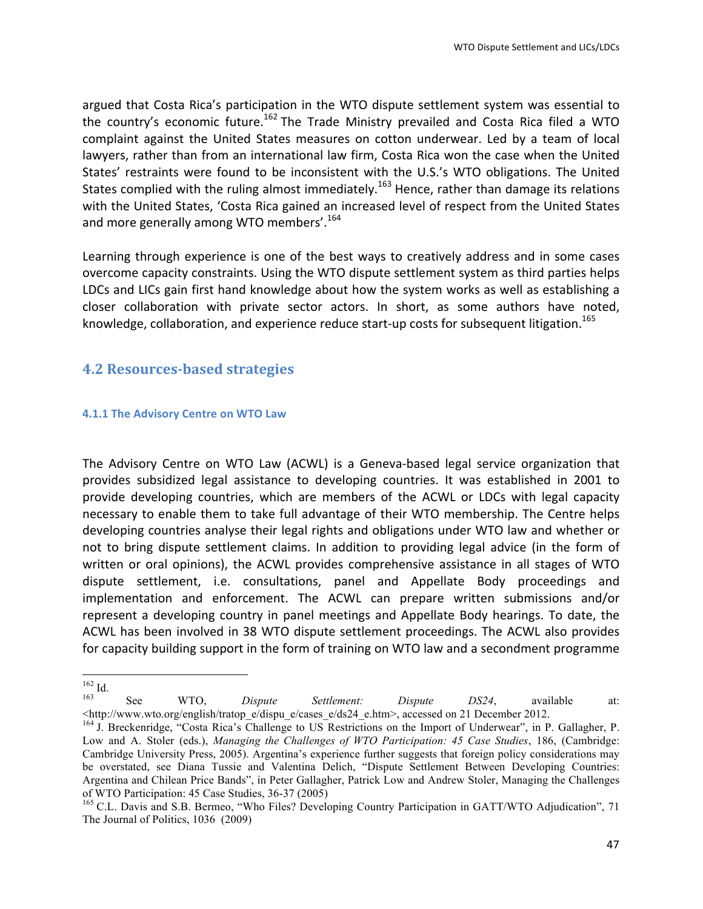argued that Costa Rica's participation in the WTO dispute settlement system was essential to the country's economic future.[162] The Trade Ministry prevailed and Costa Rica filed a WTO complaint against the United States measures on cotton underwear. Led by a team of local lawyers, rather than from an international law firm, Costa Rica won the case when the United States' restraints were found to be inconsistent with the U.S.'s WTO obligations. The United States complied with the ruling almost immediately.[163] Hence, rather than damage its relations with the United States, 'Costa Rica gained an increased level of respect from the United States and more generally among WTO members'.[164]

Learning through experience is one of the best ways to creatively address and in some cases overcome capacity constraints. Using the WTO dispute settlement system as third parties helps LDCs and LICs gain first hand knowledge about how the system works as well as establishing a closer collaboration with private sector actors. In short, as some authors have noted, knowledge, collaboration, and experience reduce start-up costs for subsequent litigation.[165]

## 4.2 Resources-based strategies

#### 4.1.1 The Advisory Centre on WTO Law

The Advisory Centre on WTO Law (ACWL) is a Geneva-based legal service organization that provides subsidized legal assistance to developing countries. It was established in 2001 to provide developing countries, which are members of the ACWL or LDCs with legal capacity necessary to enable them to take full advantage of their WTO membership. The Centre helps developing countries analyse their legal rights and obligations under WTO law and whether or not to bring dispute settlement claims. In addition to providing legal advice (in the form of written or oral opinions), the ACWL provides comprehensive assistance in all stages of WTO dispute settlement, i.e. consultations, panel and Appellate Body proceedings and implementation and enforcement. The ACWL can prepare written submissions and/or represent a developing country in panel meetings and Appellate Body hearings. To date, the ACWL has been involved in 38 WTO dispute settlement proceedings. The ACWL also provides for capacity building support in the form of training on WTO law and a secondment programme

---

[162] Id.

[163] See WTO, *Dispute Settlement: Dispute DS24*, available at: <http://www.wto.org/english/tratop_e/dispu_e/cases_e/ds24_e.htm>, accessed on 21 December 2012.

[164] J. Breckenridge, "Costa Rica's Challenge to US Restrictions on the Import of Underwear", in P. Gallagher, P. Low and A. Stoler (eds.), *Managing the Challenges of WTO Participation: 45 Case Studies*, 186, (Cambridge: Cambridge University Press, 2005). Argentina's experience further suggests that foreign policy considerations may be overstated, see Diana Tussie and Valentina Delich, "Dispute Settlement Between Developing Countries: Argentina and Chilean Price Bands", in Peter Gallagher, Patrick Low and Andrew Stoler, Managing the Challenges of WTO Participation: 45 Case Studies, 36-37 (2005)

[165] C.L. Davis and S.B. Bermeo, "Who Files? Developing Country Participation in GATT/WTO Adjudication", 71 The Journal of Politics, 1036 (2009)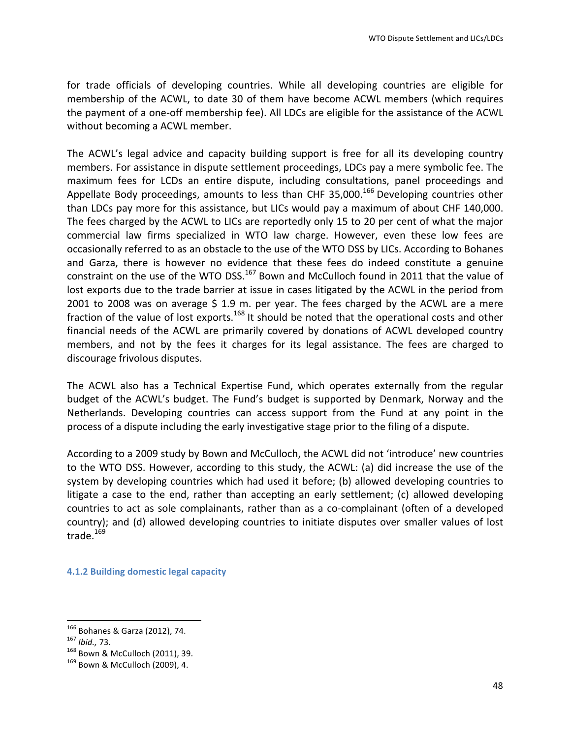for trade officials of developing countries. While all developing countries are eligible for membership of the ACWL, to date 30 of them have become ACWL members (which requires the payment of a one-off membership fee). All LDCs are eligible for the assistance of the ACWL without becoming a ACWL member.

The ACWL's legal advice and capacity building support is free for all its developing country members. For assistance in dispute settlement proceedings, LDCs pay a mere symbolic fee. The maximum fees for LCDs an entire dispute, including consultations, panel proceedings and Appellate Body proceedings, amounts to less than CHF 35,000.[166] Developing countries other than LDCs pay more for this assistance, but LICs would pay a maximum of about CHF 140,000. The fees charged by the ACWL to LICs are reportedly only 15 to 20 per cent of what the major commercial law firms specialized in WTO law charge. However, even these low fees are occasionally referred to as an obstacle to the use of the WTO DSS by LICs. According to Bohanes and Garza, there is however no evidence that these fees do indeed constitute a genuine constraint on the use of the WTO DSS.[167] Bown and McCulloch found in 2011 that the value of lost exports due to the trade barrier at issue in cases litigated by the ACWL in the period from 2001 to 2008 was on average $ 1.9 m. per year. The fees charged by the ACWL are a mere fraction of the value of lost exports.[168] It should be noted that the operational costs and other financial needs of the ACWL are primarily covered by donations of ACWL developed country members, and not by the fees it charges for its legal assistance. The fees are charged to discourage frivolous disputes.

The ACWL also has a Technical Expertise Fund, which operates externally from the regular budget of the ACWL's budget. The Fund's budget is supported by Denmark, Norway and the Netherlands. Developing countries can access support from the Fund at any point in the process of a dispute including the early investigative stage prior to the filing of a dispute.

According to a 2009 study by Bown and McCulloch, the ACWL did not 'introduce' new countries to the WTO DSS. However, according to this study, the ACWL: (a) did increase the use of the system by developing countries which had used it before; (b) allowed developing countries to litigate a case to the end, rather than accepting an early settlement; (c) allowed developing countries to act as sole complainants, rather than as a co-complainant (often of a developed country); and (d) allowed developing countries to initiate disputes over smaller values of lost trade.[169]

#### 4.1.2 Building domestic legal capacity

---

[166] Bohanes & Garza (2012), 74.
[167] *Ibid.,* 73.
[168] Bown & McCulloch (2011), 39.
[169] Bown & McCulloch (2009), 4.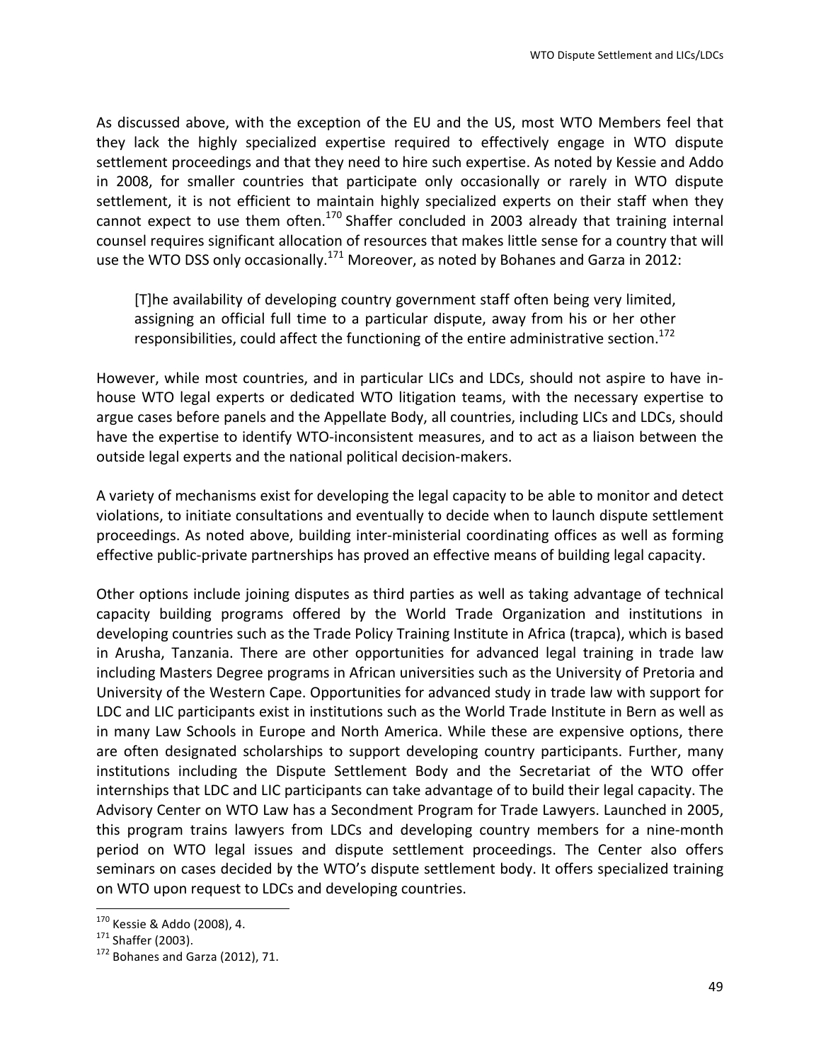As discussed above, with the exception of the EU and the US, most WTO Members feel that they lack the highly specialized expertise required to effectively engage in WTO dispute settlement proceedings and that they need to hire such expertise. As noted by Kessie and Addo in 2008, for smaller countries that participate only occasionally or rarely in WTO dispute settlement, it is not efficient to maintain highly specialized experts on their staff when they cannot expect to use them often.[170] Shaffer concluded in 2003 already that training internal counsel requires significant allocation of resources that makes little sense for a country that will use the WTO DSS only occasionally.[171] Moreover, as noted by Bohanes and Garza in 2012:

> [T]he availability of developing country government staff often being very limited, assigning an official full time to a particular dispute, away from his or her other responsibilities, could affect the functioning of the entire administrative section.[172]

However, while most countries, and in particular LICs and LDCs, should not aspire to have in-house WTO legal experts or dedicated WTO litigation teams, with the necessary expertise to argue cases before panels and the Appellate Body, all countries, including LICs and LDCs, should have the expertise to identify WTO-inconsistent measures, and to act as a liaison between the outside legal experts and the national political decision-makers.

A variety of mechanisms exist for developing the legal capacity to be able to monitor and detect violations, to initiate consultations and eventually to decide when to launch dispute settlement proceedings. As noted above, building inter-ministerial coordinating offices as well as forming effective public-private partnerships has proved an effective means of building legal capacity.

Other options include joining disputes as third parties as well as taking advantage of technical capacity building programs offered by the World Trade Organization and institutions in developing countries such as the Trade Policy Training Institute in Africa (trapca), which is based in Arusha, Tanzania. There are other opportunities for advanced legal training in trade law including Masters Degree programs in African universities such as the University of Pretoria and University of the Western Cape. Opportunities for advanced study in trade law with support for LDC and LIC participants exist in institutions such as the World Trade Institute in Bern as well as in many Law Schools in Europe and North America. While these are expensive options, there are often designated scholarships to support developing country participants. Further, many institutions including the Dispute Settlement Body and the Secretariat of the WTO offer internships that LDC and LIC participants can take advantage of to build their legal capacity. The Advisory Center on WTO Law has a Secondment Program for Trade Lawyers. Launched in 2005, this program trains lawyers from LDCs and developing country members for a nine-month period on WTO legal issues and dispute settlement proceedings. The Center also offers seminars on cases decided by the WTO's dispute settlement body. It offers specialized training on WTO upon request to LDCs and developing countries.

---

[170] Kessie & Addo (2008), 4.

[171] Shaffer (2003).

[172] Bohanes and Garza (2012), 71.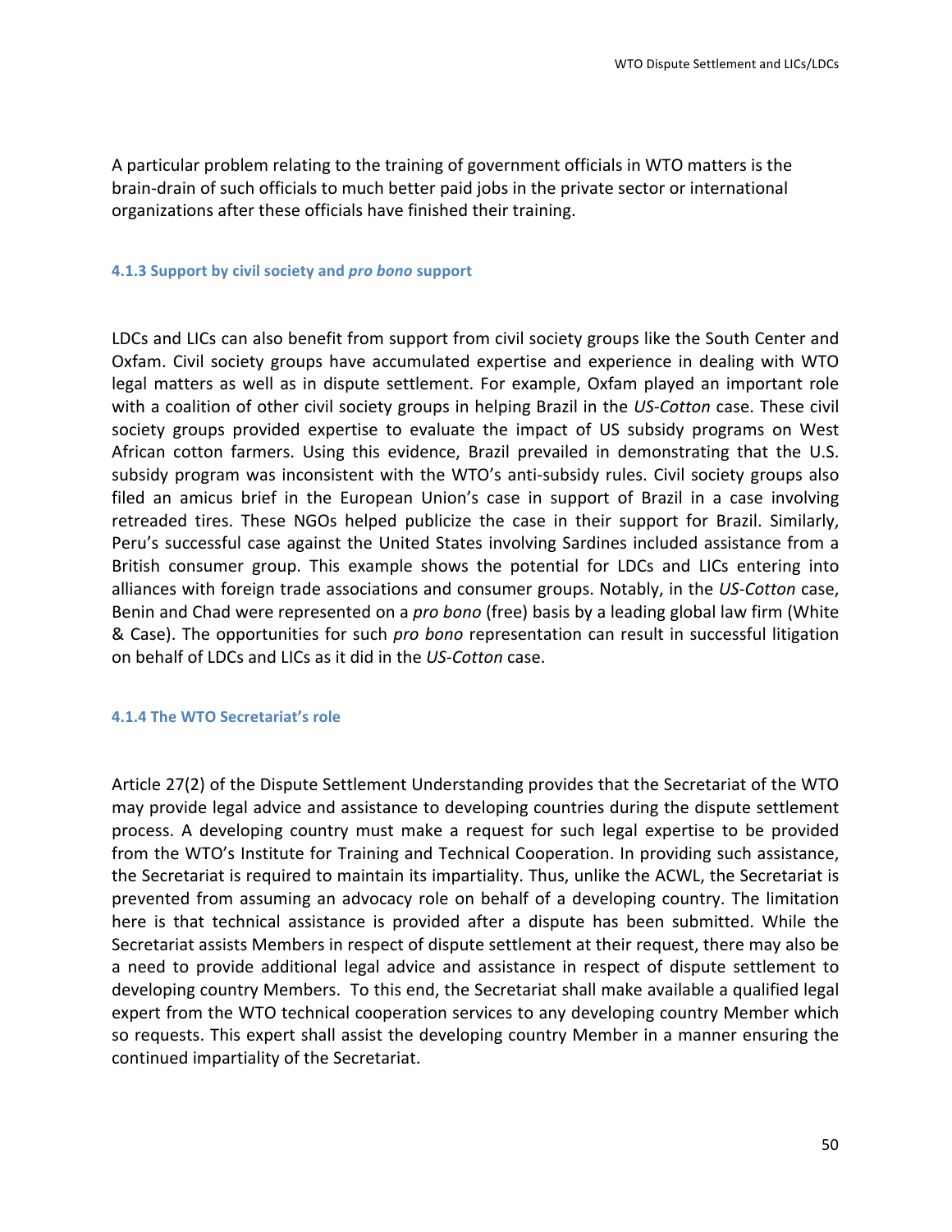A particular problem relating to the training of government officials in WTO matters is the brain-drain of such officials to much better paid jobs in the private sector or international organizations after these officials have finished their training.

#### 4.1.3 Support by civil society and *pro bono* support

LDCs and LICs can also benefit from support from civil society groups like the South Center and Oxfam. Civil society groups have accumulated expertise and experience in dealing with WTO legal matters as well as in dispute settlement. For example, Oxfam played an important role with a coalition of other civil society groups in helping Brazil in the *US-Cotton* case. These civil society groups provided expertise to evaluate the impact of US subsidy programs on West African cotton farmers. Using this evidence, Brazil prevailed in demonstrating that the U.S. subsidy program was inconsistent with the WTO's anti-subsidy rules. Civil society groups also filed an amicus brief in the European Union's case in support of Brazil in a case involving retreaded tires. These NGOs helped publicize the case in their support for Brazil. Similarly, Peru's successful case against the United States involving Sardines included assistance from a British consumer group. This example shows the potential for LDCs and LICs entering into alliances with foreign trade associations and consumer groups. Notably, in the *US-Cotton* case, Benin and Chad were represented on a *pro bono* (free) basis by a leading global law firm (White & Case). The opportunities for such *pro bono* representation can result in successful litigation on behalf of LDCs and LICs as it did in the *US-Cotton* case.

#### 4.1.4 The WTO Secretariat's role

Article 27(2) of the Dispute Settlement Understanding provides that the Secretariat of the WTO may provide legal advice and assistance to developing countries during the dispute settlement process. A developing country must make a request for such legal expertise to be provided from the WTO's Institute for Training and Technical Cooperation. In providing such assistance, the Secretariat is required to maintain its impartiality. Thus, unlike the ACWL, the Secretariat is prevented from assuming an advocacy role on behalf of a developing country. The limitation here is that technical assistance is provided after a dispute has been submitted. While the Secretariat assists Members in respect of dispute settlement at their request, there may also be a need to provide additional legal advice and assistance in respect of dispute settlement to developing country Members. To this end, the Secretariat shall make available a qualified legal expert from the WTO technical cooperation services to any developing country Member which so requests. This expert shall assist the developing country Member in a manner ensuring the continued impartiality of the Secretariat.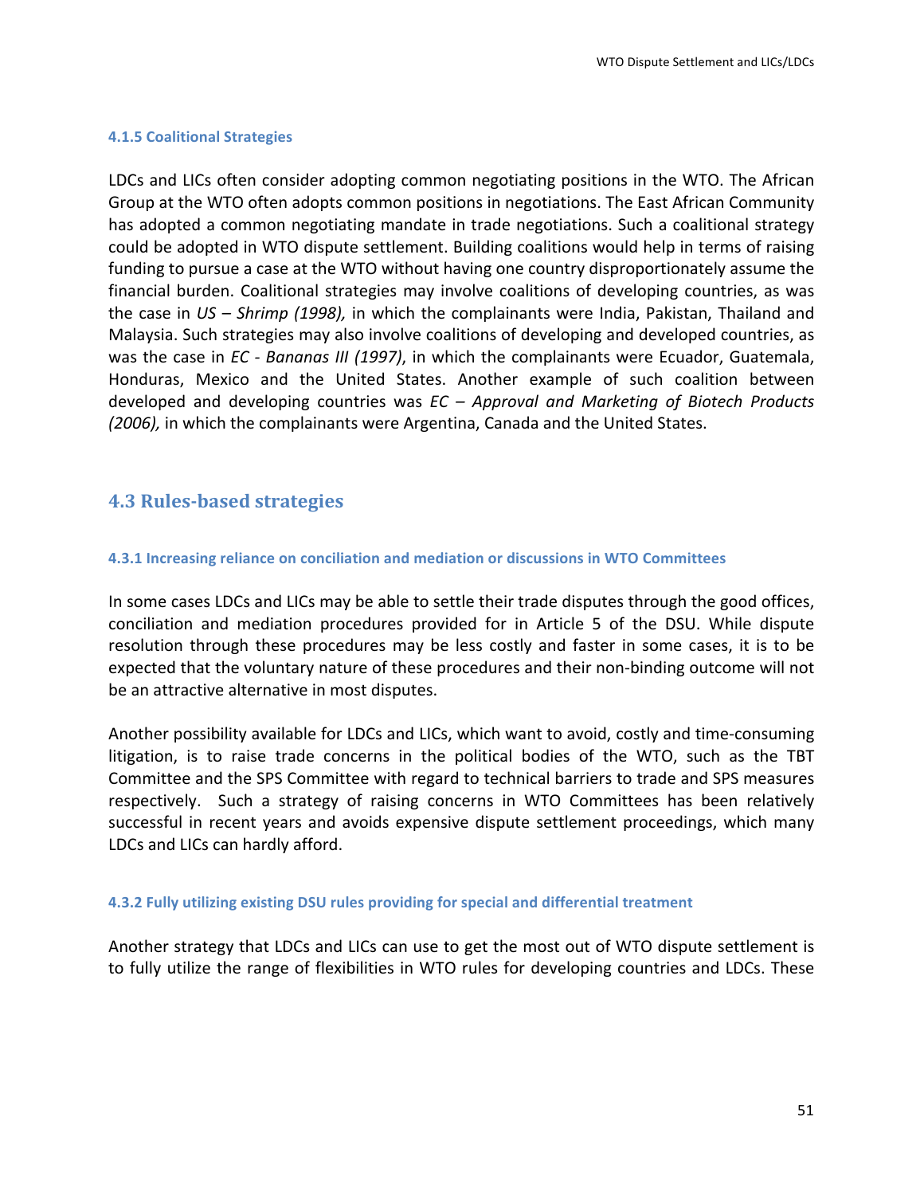#### 4.1.5 Coalitional Strategies

LDCs and LICs often consider adopting common negotiating positions in the WTO. The African Group at the WTO often adopts common positions in negotiations. The East African Community has adopted a common negotiating mandate in trade negotiations. Such a coalitional strategy could be adopted in WTO dispute settlement. Building coalitions would help in terms of raising funding to pursue a case at the WTO without having one country disproportionately assume the financial burden. Coalitional strategies may involve coalitions of developing countries, as was the case in *US – Shrimp (1998),* in which the complainants were India, Pakistan, Thailand and Malaysia. Such strategies may also involve coalitions of developing and developed countries, as was the case in *EC - Bananas III (1997)*, in which the complainants were Ecuador, Guatemala, Honduras, Mexico and the United States. Another example of such coalition between developed and developing countries was *EC – Approval and Marketing of Biotech Products (2006),* in which the complainants were Argentina, Canada and the United States.

## 4.3 Rules-based strategies

#### 4.3.1 Increasing reliance on conciliation and mediation or discussions in WTO Committees

In some cases LDCs and LICs may be able to settle their trade disputes through the good offices, conciliation and mediation procedures provided for in Article 5 of the DSU. While dispute resolution through these procedures may be less costly and faster in some cases, it is to be expected that the voluntary nature of these procedures and their non-binding outcome will not be an attractive alternative in most disputes.

Another possibility available for LDCs and LICs, which want to avoid, costly and time-consuming litigation, is to raise trade concerns in the political bodies of the WTO, such as the TBT Committee and the SPS Committee with regard to technical barriers to trade and SPS measures respectively. Such a strategy of raising concerns in WTO Committees has been relatively successful in recent years and avoids expensive dispute settlement proceedings, which many LDCs and LICs can hardly afford.

#### 4.3.2 Fully utilizing existing DSU rules providing for special and differential treatment

Another strategy that LDCs and LICs can use to get the most out of WTO dispute settlement is to fully utilize the range of flexibilities in WTO rules for developing countries and LDCs. These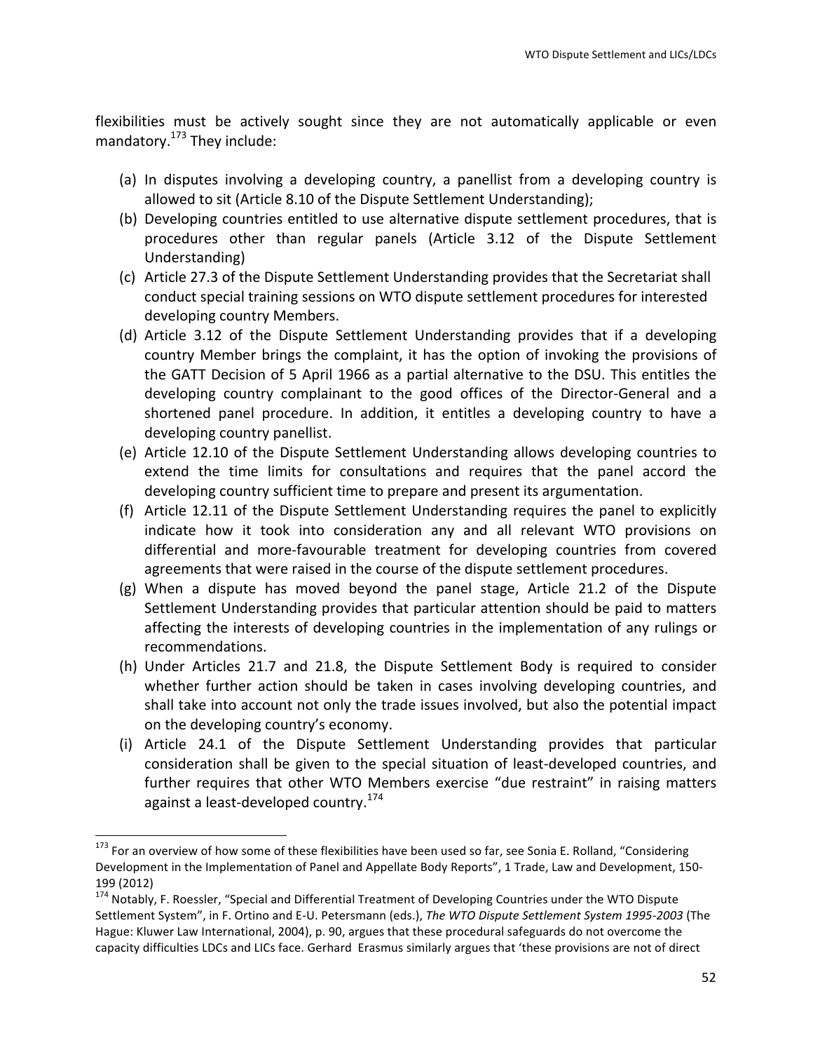flexibilities must be actively sought since they are not automatically applicable or even mandatory.[173] They include:

(a) In disputes involving a developing country, a panellist from a developing country is allowed to sit (Article 8.10 of the Dispute Settlement Understanding);

(b) Developing countries entitled to use alternative dispute settlement procedures, that is procedures other than regular panels (Article 3.12 of the Dispute Settlement Understanding)

(c) Article 27.3 of the Dispute Settlement Understanding provides that the Secretariat shall conduct special training sessions on WTO dispute settlement procedures for interested developing country Members.

(d) Article 3.12 of the Dispute Settlement Understanding provides that if a developing country Member brings the complaint, it has the option of invoking the provisions of the GATT Decision of 5 April 1966 as a partial alternative to the DSU. This entitles the developing country complainant to the good offices of the Director-General and a shortened panel procedure. In addition, it entitles a developing country to have a developing country panellist.

(e) Article 12.10 of the Dispute Settlement Understanding allows developing countries to extend the time limits for consultations and requires that the panel accord the developing country sufficient time to prepare and present its argumentation.

(f) Article 12.11 of the Dispute Settlement Understanding requires the panel to explicitly indicate how it took into consideration any and all relevant WTO provisions on differential and more-favourable treatment for developing countries from covered agreements that were raised in the course of the dispute settlement procedures.

(g) When a dispute has moved beyond the panel stage, Article 21.2 of the Dispute Settlement Understanding provides that particular attention should be paid to matters affecting the interests of developing countries in the implementation of any rulings or recommendations.

(h) Under Articles 21.7 and 21.8, the Dispute Settlement Body is required to consider whether further action should be taken in cases involving developing countries, and shall take into account not only the trade issues involved, but also the potential impact on the developing country's economy.

(i) Article 24.1 of the Dispute Settlement Understanding provides that particular consideration shall be given to the special situation of least-developed countries, and further requires that other WTO Members exercise "due restraint" in raising matters against a least-developed country.[174]

---

[173] For an overview of how some of these flexibilities have been used so far, see Sonia E. Rolland, "Considering Development in the Implementation of Panel and Appellate Body Reports", 1 Trade, Law and Development, 150-199 (2012)

[174] Notably, F. Roessler, "Special and Differential Treatment of Developing Countries under the WTO Dispute Settlement System", in F. Ortino and E-U. Petersmann (eds.), *The WTO Dispute Settlement System 1995-2003* (The Hague: Kluwer Law International, 2004), p. 90, argues that these procedural safeguards do not overcome the capacity difficulties LDCs and LICs face. Gerhard Erasmus similarly argues that 'these provisions are not of direct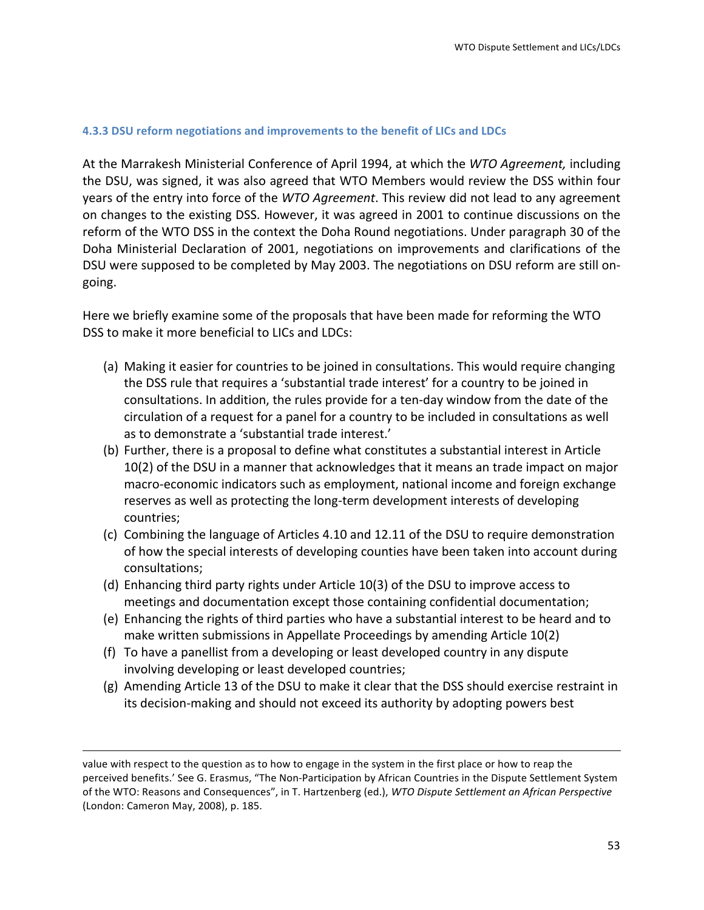#### 4.3.3 DSU reform negotiations and improvements to the benefit of LICs and LDCs

At the Marrakesh Ministerial Conference of April 1994, at which the *WTO Agreement,* including the DSU, was signed, it was also agreed that WTO Members would review the DSS within four years of the entry into force of the *WTO Agreement*. This review did not lead to any agreement on changes to the existing DSS. However, it was agreed in 2001 to continue discussions on the reform of the WTO DSS in the context the Doha Round negotiations. Under paragraph 30 of the Doha Ministerial Declaration of 2001, negotiations on improvements and clarifications of the DSU were supposed to be completed by May 2003. The negotiations on DSU reform are still on-going.

Here we briefly examine some of the proposals that have been made for reforming the WTO DSS to make it more beneficial to LICs and LDCs:

(a) Making it easier for countries to be joined in consultations. This would require changing the DSS rule that requires a 'substantial trade interest' for a country to be joined in consultations. In addition, the rules provide for a ten-day window from the date of the circulation of a request for a panel for a country to be included in consultations as well as to demonstrate a 'substantial trade interest.'
(b) Further, there is a proposal to define what constitutes a substantial interest in Article 10(2) of the DSU in a manner that acknowledges that it means an trade impact on major macro-economic indicators such as employment, national income and foreign exchange reserves as well as protecting the long-term development interests of developing countries;
(c) Combining the language of Articles 4.10 and 12.11 of the DSU to require demonstration of how the special interests of developing counties have been taken into account during consultations;
(d) Enhancing third party rights under Article 10(3) of the DSU to improve access to meetings and documentation except those containing confidential documentation;
(e) Enhancing the rights of third parties who have a substantial interest to be heard and to make written submissions in Appellate Proceedings by amending Article 10(2)
(f) To have a panellist from a developing or least developed country in any dispute involving developing or least developed countries;
(g) Amending Article 13 of the DSU to make it clear that the DSS should exercise restraint in its decision-making and should not exceed its authority by adopting powers best

value with respect to the question as to how to engage in the system in the first place or how to reap the perceived benefits.' See G. Erasmus, "The Non-Participation by African Countries in the Dispute Settlement System of the WTO: Reasons and Consequences", in T. Hartzenberg (ed.), *WTO Dispute Settlement an African Perspective* (London: Cameron May, 2008), p. 185.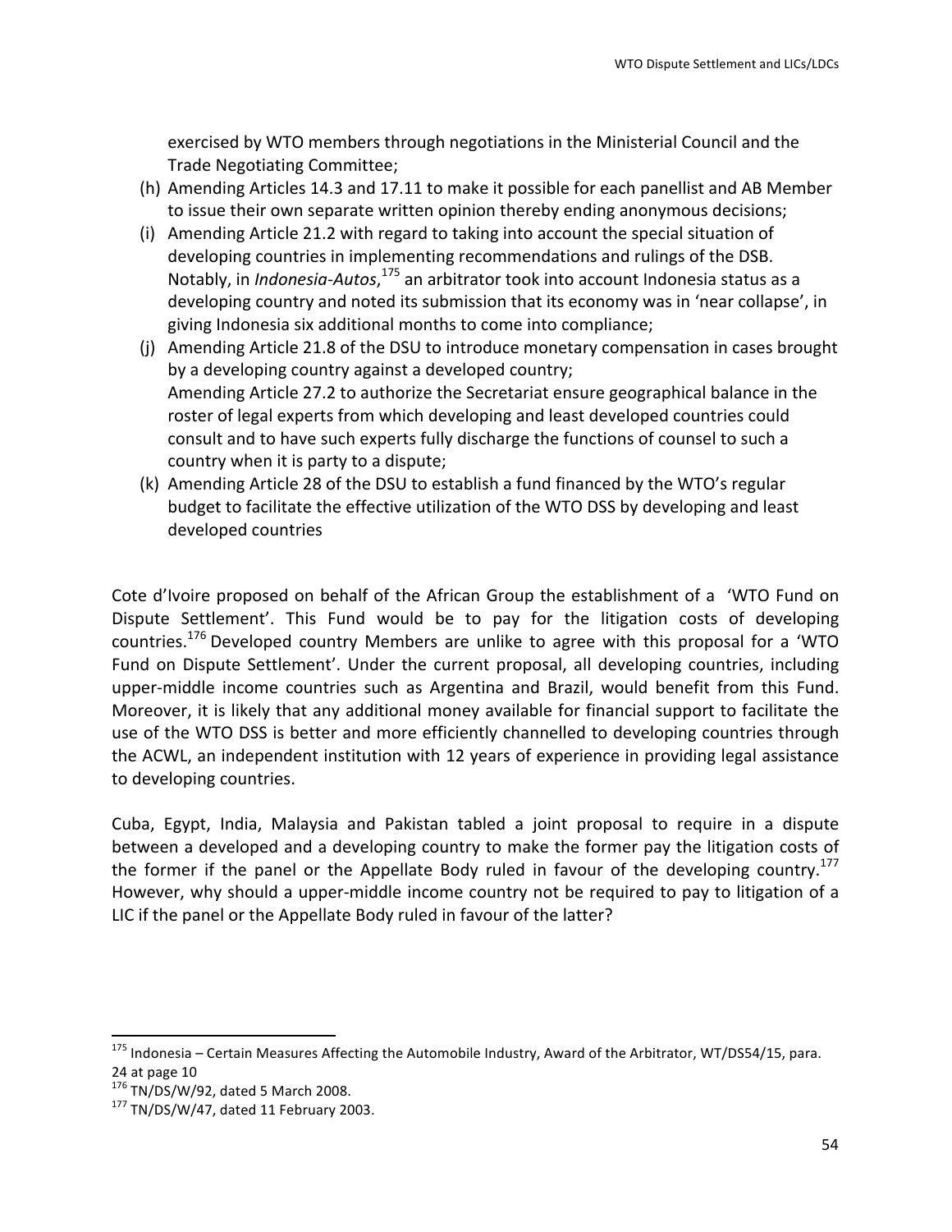exercised by WTO members through negotiations in the Ministerial Council and the Trade Negotiating Committee;

(h) Amending Articles 14.3 and 17.11 to make it possible for each panellist and AB Member to issue their own separate written opinion thereby ending anonymous decisions;
(i) Amending Article 21.2 with regard to taking into account the special situation of developing countries in implementing recommendations and rulings of the DSB. Notably, in *Indonesia-Autos*,[175] an arbitrator took into account Indonesia status as a developing country and noted its submission that its economy was in 'near collapse', in giving Indonesia six additional months to come into compliance;
(j) Amending Article 21.8 of the DSU to introduce monetary compensation in cases brought by a developing country against a developed country;
Amending Article 27.2 to authorize the Secretariat ensure geographical balance in the roster of legal experts from which developing and least developed countries could consult and to have such experts fully discharge the functions of counsel to such a country when it is party to a dispute;
(k) Amending Article 28 of the DSU to establish a fund financed by the WTO's regular budget to facilitate the effective utilization of the WTO DSS by developing and least developed countries

Cote d'Ivoire proposed on behalf of the African Group the establishment of a 'WTO Fund on Dispute Settlement'. This Fund would be to pay for the litigation costs of developing countries.[176] Developed country Members are unlike to agree with this proposal for a 'WTO Fund on Dispute Settlement'. Under the current proposal, all developing countries, including upper-middle income countries such as Argentina and Brazil, would benefit from this Fund. Moreover, it is likely that any additional money available for financial support to facilitate the use of the WTO DSS is better and more efficiently channelled to developing countries through the ACWL, an independent institution with 12 years of experience in providing legal assistance to developing countries.

Cuba, Egypt, India, Malaysia and Pakistan tabled a joint proposal to require in a dispute between a developed and a developing country to make the former pay the litigation costs of the former if the panel or the Appellate Body ruled in favour of the developing country.[177] However, why should a upper-middle income country not be required to pay to litigation of a LIC if the panel or the Appellate Body ruled in favour of the latter?

---

[175] Indonesia – Certain Measures Affecting the Automobile Industry, Award of the Arbitrator, WT/DS54/15, para. 24 at page 10

[176] TN/DS/W/92, dated 5 March 2008.

[177] TN/DS/W/47, dated 11 February 2003.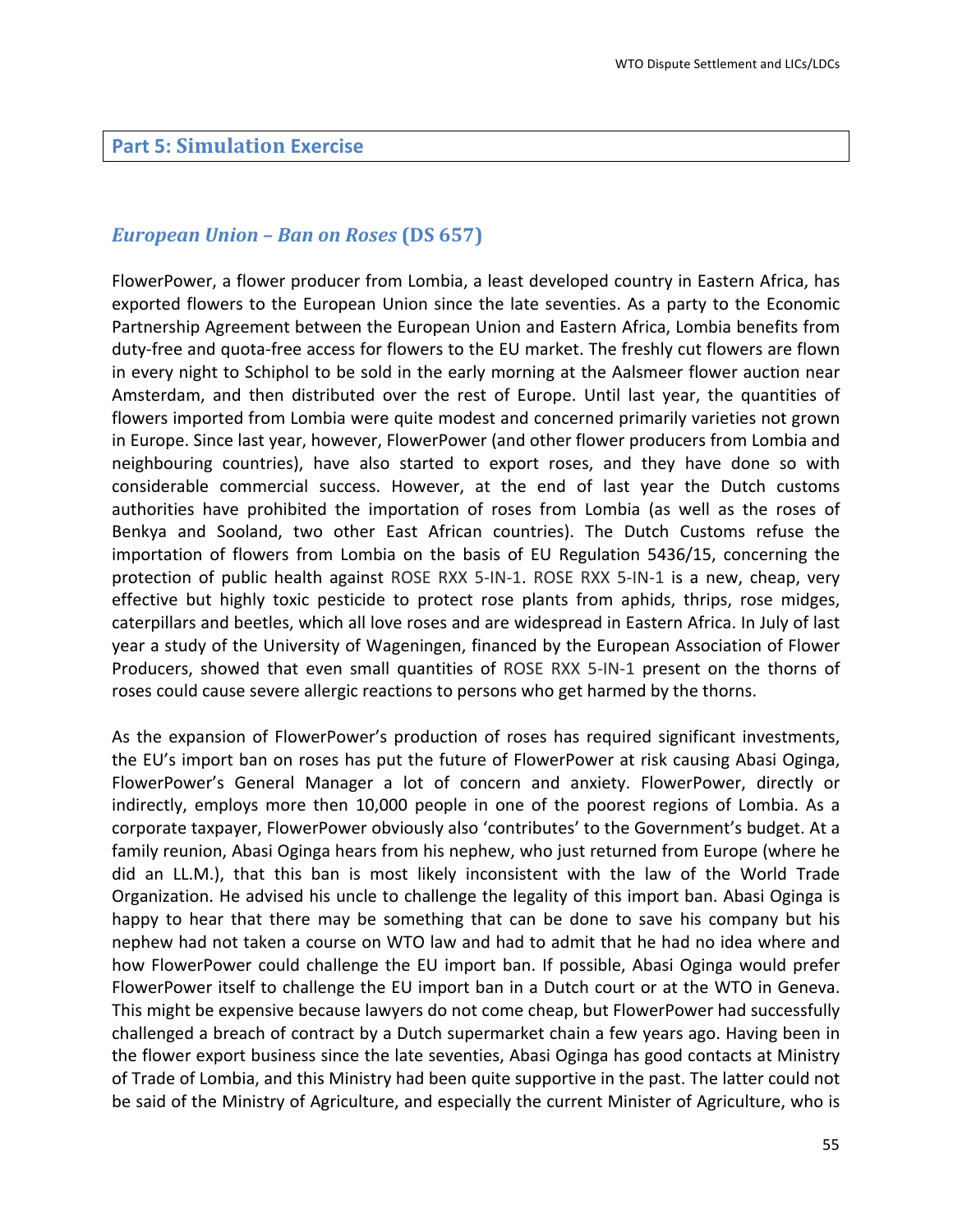## Part 5: Simulation Exercise

### *European Union – Ban on Roses* (DS 657)

FlowerPower, a flower producer from Lombia, a least developed country in Eastern Africa, has exported flowers to the European Union since the late seventies. As a party to the Economic Partnership Agreement between the European Union and Eastern Africa, Lombia benefits from duty-free and quota-free access for flowers to the EU market. The freshly cut flowers are flown in every night to Schiphol to be sold in the early morning at the Aalsmeer flower auction near Amsterdam, and then distributed over the rest of Europe. Until last year, the quantities of flowers imported from Lombia were quite modest and concerned primarily varieties not grown in Europe. Since last year, however, FlowerPower (and other flower producers from Lombia and neighbouring countries), have also started to export roses, and they have done so with considerable commercial success. However, at the end of last year the Dutch customs authorities have prohibited the importation of roses from Lombia (as well as the roses of Benkya and Sooland, two other East African countries). The Dutch Customs refuse the importation of flowers from Lombia on the basis of EU Regulation 5436/15, concerning the protection of public health against ROSE RXX 5-IN-1. ROSE RXX 5-IN-1 is a new, cheap, very effective but highly toxic pesticide to protect rose plants from aphids, thrips, rose midges, caterpillars and beetles, which all love roses and are widespread in Eastern Africa. In July of last year a study of the University of Wageningen, financed by the European Association of Flower Producers, showed that even small quantities of ROSE RXX 5-IN-1 present on the thorns of roses could cause severe allergic reactions to persons who get harmed by the thorns.

As the expansion of FlowerPower's production of roses has required significant investments, the EU's import ban on roses has put the future of FlowerPower at risk causing Abasi Oginga, FlowerPower's General Manager a lot of concern and anxiety. FlowerPower, directly or indirectly, employs more then 10,000 people in one of the poorest regions of Lombia. As a corporate taxpayer, FlowerPower obviously also 'contributes' to the Government's budget. At a family reunion, Abasi Oginga hears from his nephew, who just returned from Europe (where he did an LL.M.), that this ban is most likely inconsistent with the law of the World Trade Organization. He advised his uncle to challenge the legality of this import ban. Abasi Oginga is happy to hear that there may be something that can be done to save his company but his nephew had not taken a course on WTO law and had to admit that he had no idea where and how FlowerPower could challenge the EU import ban. If possible, Abasi Oginga would prefer FlowerPower itself to challenge the EU import ban in a Dutch court or at the WTO in Geneva. This might be expensive because lawyers do not come cheap, but FlowerPower had successfully challenged a breach of contract by a Dutch supermarket chain a few years ago. Having been in the flower export business since the late seventies, Abasi Oginga has good contacts at Ministry of Trade of Lombia, and this Ministry had been quite supportive in the past. The latter could not be said of the Ministry of Agriculture, and especially the current Minister of Agriculture, who is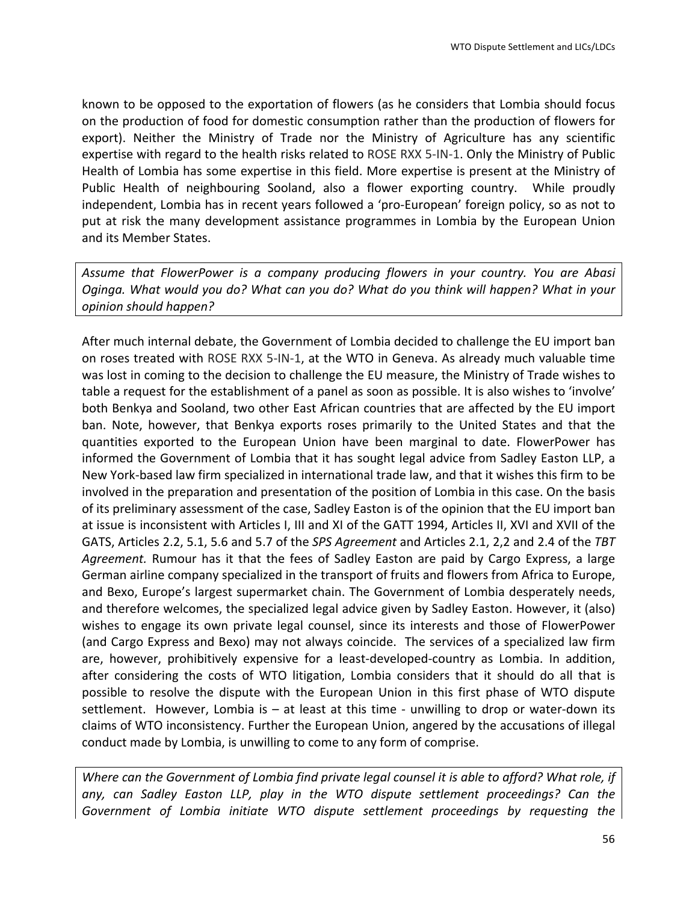known to be opposed to the exportation of flowers (as he considers that Lombia should focus on the production of food for domestic consumption rather than the production of flowers for export). Neither the Ministry of Trade nor the Ministry of Agriculture has any scientific expertise with regard to the health risks related to ROSE RXX 5-IN-1. Only the Ministry of Public Health of Lombia has some expertise in this field. More expertise is present at the Ministry of Public Health of neighbouring Sooland, also a flower exporting country. While proudly independent, Lombia has in recent years followed a 'pro-European' foreign policy, so as not to put at risk the many development assistance programmes in Lombia by the European Union and its Member States.

*Assume that FlowerPower is a company producing flowers in your country. You are Abasi Oginga. What would you do? What can you do? What do you think will happen? What in your opinion should happen?*

After much internal debate, the Government of Lombia decided to challenge the EU import ban on roses treated with ROSE RXX 5-IN-1, at the WTO in Geneva. As already much valuable time was lost in coming to the decision to challenge the EU measure, the Ministry of Trade wishes to table a request for the establishment of a panel as soon as possible. It is also wishes to 'involve' both Benkya and Sooland, two other East African countries that are affected by the EU import ban. Note, however, that Benkya exports roses primarily to the United States and that the quantities exported to the European Union have been marginal to date. FlowerPower has informed the Government of Lombia that it has sought legal advice from Sadley Easton LLP, a New York-based law firm specialized in international trade law, and that it wishes this firm to be involved in the preparation and presentation of the position of Lombia in this case. On the basis of its preliminary assessment of the case, Sadley Easton is of the opinion that the EU import ban at issue is inconsistent with Articles I, III and XI of the GATT 1994, Articles II, XVI and XVII of the GATS, Articles 2.2, 5.1, 5.6 and 5.7 of the *SPS Agreement* and Articles 2.1, 2,2 and 2.4 of the *TBT Agreement.* Rumour has it that the fees of Sadley Easton are paid by Cargo Express, a large German airline company specialized in the transport of fruits and flowers from Africa to Europe, and Bexo, Europe's largest supermarket chain. The Government of Lombia desperately needs, and therefore welcomes, the specialized legal advice given by Sadley Easton. However, it (also) wishes to engage its own private legal counsel, since its interests and those of FlowerPower (and Cargo Express and Bexo) may not always coincide. The services of a specialized law firm are, however, prohibitively expensive for a least-developed-country as Lombia. In addition, after considering the costs of WTO litigation, Lombia considers that it should do all that is possible to resolve the dispute with the European Union in this first phase of WTO dispute settlement. However, Lombia is – at least at this time - unwilling to drop or water-down its claims of WTO inconsistency. Further the European Union, angered by the accusations of illegal conduct made by Lombia, is unwilling to come to any form of comprise.

*Where can the Government of Lombia find private legal counsel it is able to afford? What role, if any, can Sadley Easton LLP, play in the WTO dispute settlement proceedings? Can the Government of Lombia initiate WTO dispute settlement proceedings by requesting the*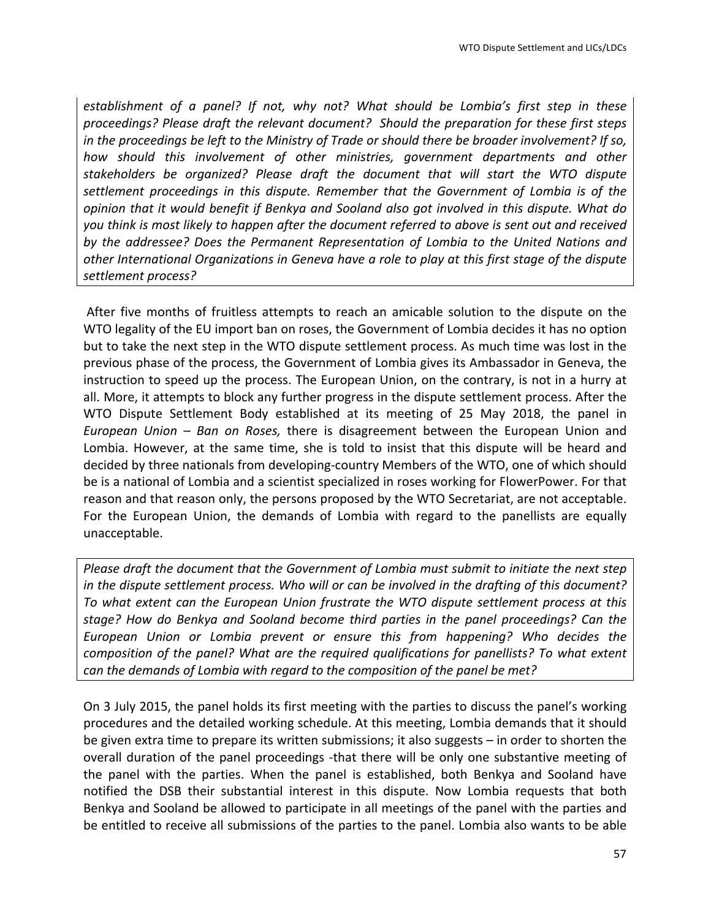*establishment of a panel? If not, why not? What should be Lombia's first step in these proceedings? Please draft the relevant document? Should the preparation for these first steps in the proceedings be left to the Ministry of Trade or should there be broader involvement? If so, how should this involvement of other ministries, government departments and other stakeholders be organized? Please draft the document that will start the WTO dispute settlement proceedings in this dispute. Remember that the Government of Lombia is of the opinion that it would benefit if Benkya and Sooland also got involved in this dispute. What do you think is most likely to happen after the document referred to above is sent out and received by the addressee? Does the Permanent Representation of Lombia to the United Nations and other International Organizations in Geneva have a role to play at this first stage of the dispute settlement process?*

After five months of fruitless attempts to reach an amicable solution to the dispute on the WTO legality of the EU import ban on roses, the Government of Lombia decides it has no option but to take the next step in the WTO dispute settlement process. As much time was lost in the previous phase of the process, the Government of Lombia gives its Ambassador in Geneva, the instruction to speed up the process. The European Union, on the contrary, is not in a hurry at all. More, it attempts to block any further progress in the dispute settlement process. After the WTO Dispute Settlement Body established at its meeting of 25 May 2018, the panel in *European Union – Ban on Roses,* there is disagreement between the European Union and Lombia. However, at the same time, she is told to insist that this dispute will be heard and decided by three nationals from developing-country Members of the WTO, one of which should be is a national of Lombia and a scientist specialized in roses working for FlowerPower. For that reason and that reason only, the persons proposed by the WTO Secretariat, are not acceptable. For the European Union, the demands of Lombia with regard to the panellists are equally unacceptable.

*Please draft the document that the Government of Lombia must submit to initiate the next step in the dispute settlement process. Who will or can be involved in the drafting of this document? To what extent can the European Union frustrate the WTO dispute settlement process at this stage? How do Benkya and Sooland become third parties in the panel proceedings? Can the European Union or Lombia prevent or ensure this from happening? Who decides the composition of the panel? What are the required qualifications for panellists? To what extent can the demands of Lombia with regard to the composition of the panel be met?*

On 3 July 2015, the panel holds its first meeting with the parties to discuss the panel's working procedures and the detailed working schedule. At this meeting, Lombia demands that it should be given extra time to prepare its written submissions; it also suggests – in order to shorten the overall duration of the panel proceedings -that there will be only one substantive meeting of the panel with the parties. When the panel is established, both Benkya and Sooland have notified the DSB their substantial interest in this dispute. Now Lombia requests that both Benkya and Sooland be allowed to participate in all meetings of the panel with the parties and be entitled to receive all submissions of the parties to the panel. Lombia also wants to be able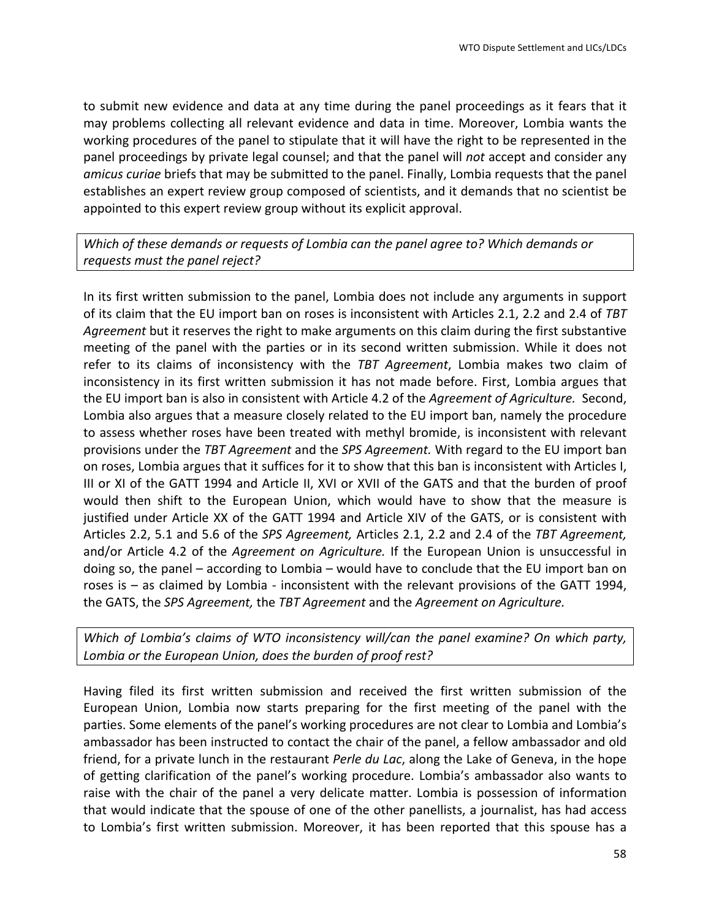to submit new evidence and data at any time during the panel proceedings as it fears that it may problems collecting all relevant evidence and data in time. Moreover, Lombia wants the working procedures of the panel to stipulate that it will have the right to be represented in the panel proceedings by private legal counsel; and that the panel will *not* accept and consider any *amicus curiae* briefs that may be submitted to the panel. Finally, Lombia requests that the panel establishes an expert review group composed of scientists, and it demands that no scientist be appointed to this expert review group without its explicit approval.

*Which of these demands or requests of Lombia can the panel agree to? Which demands or requests must the panel reject?*

In its first written submission to the panel, Lombia does not include any arguments in support of its claim that the EU import ban on roses is inconsistent with Articles 2.1, 2.2 and 2.4 of *TBT Agreement* but it reserves the right to make arguments on this claim during the first substantive meeting of the panel with the parties or in its second written submission. While it does not refer to its claims of inconsistency with the *TBT Agreement*, Lombia makes two claim of inconsistency in its first written submission it has not made before. First, Lombia argues that the EU import ban is also in consistent with Article 4.2 of the *Agreement of Agriculture.* Second, Lombia also argues that a measure closely related to the EU import ban, namely the procedure to assess whether roses have been treated with methyl bromide, is inconsistent with relevant provisions under the *TBT Agreement* and the *SPS Agreement.* With regard to the EU import ban on roses, Lombia argues that it suffices for it to show that this ban is inconsistent with Articles I, III or XI of the GATT 1994 and Article II, XVI or XVII of the GATS and that the burden of proof would then shift to the European Union, which would have to show that the measure is justified under Article XX of the GATT 1994 and Article XIV of the GATS, or is consistent with Articles 2.2, 5.1 and 5.6 of the *SPS Agreement,* Articles 2.1, 2.2 and 2.4 of the *TBT Agreement,* and/or Article 4.2 of the *Agreement on Agriculture.* If the European Union is unsuccessful in doing so, the panel – according to Lombia – would have to conclude that the EU import ban on roses is – as claimed by Lombia - inconsistent with the relevant provisions of the GATT 1994, the GATS, the *SPS Agreement,* the *TBT Agreement* and the *Agreement on Agriculture.*

*Which of Lombia's claims of WTO inconsistency will/can the panel examine? On which party, Lombia or the European Union, does the burden of proof rest?*

Having filed its first written submission and received the first written submission of the European Union, Lombia now starts preparing for the first meeting of the panel with the parties. Some elements of the panel's working procedures are not clear to Lombia and Lombia's ambassador has been instructed to contact the chair of the panel, a fellow ambassador and old friend, for a private lunch in the restaurant *Perle du Lac*, along the Lake of Geneva, in the hope of getting clarification of the panel's working procedure. Lombia's ambassador also wants to raise with the chair of the panel a very delicate matter. Lombia is possession of information that would indicate that the spouse of one of the other panellists, a journalist, has had access to Lombia's first written submission. Moreover, it has been reported that this spouse has a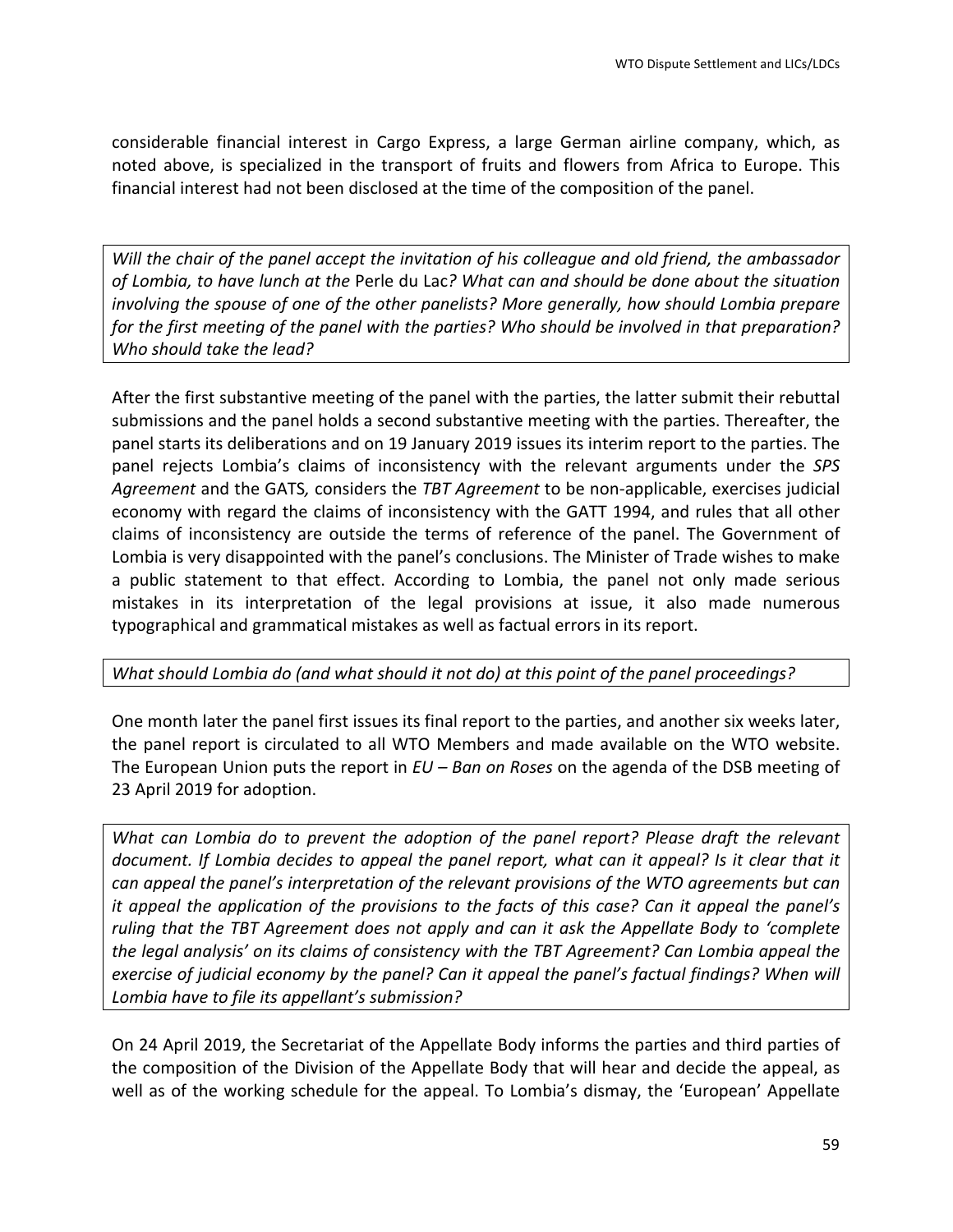considerable financial interest in Cargo Express, a large German airline company, which, as noted above, is specialized in the transport of fruits and flowers from Africa to Europe. This financial interest had not been disclosed at the time of the composition of the panel.

*Will the chair of the panel accept the invitation of his colleague and old friend, the ambassador of Lombia, to have lunch at the* Perle du Lac*? What can and should be done about the situation involving the spouse of one of the other panelists? More generally, how should Lombia prepare for the first meeting of the panel with the parties? Who should be involved in that preparation? Who should take the lead?*

After the first substantive meeting of the panel with the parties, the latter submit their rebuttal submissions and the panel holds a second substantive meeting with the parties. Thereafter, the panel starts its deliberations and on 19 January 2019 issues its interim report to the parties. The panel rejects Lombia's claims of inconsistency with the relevant arguments under the *SPS Agreement* and the GATS*,* considers the *TBT Agreement* to be non-applicable, exercises judicial economy with regard the claims of inconsistency with the GATT 1994, and rules that all other claims of inconsistency are outside the terms of reference of the panel. The Government of Lombia is very disappointed with the panel's conclusions. The Minister of Trade wishes to make a public statement to that effect. According to Lombia, the panel not only made serious mistakes in its interpretation of the legal provisions at issue, it also made numerous typographical and grammatical mistakes as well as factual errors in its report.

*What should Lombia do (and what should it not do) at this point of the panel proceedings?*

One month later the panel first issues its final report to the parties, and another six weeks later, the panel report is circulated to all WTO Members and made available on the WTO website. The European Union puts the report in *EU – Ban on Roses* on the agenda of the DSB meeting of 23 April 2019 for adoption.

*What can Lombia do to prevent the adoption of the panel report? Please draft the relevant document. If Lombia decides to appeal the panel report, what can it appeal? Is it clear that it can appeal the panel's interpretation of the relevant provisions of the WTO agreements but can it appeal the application of the provisions to the facts of this case? Can it appeal the panel's ruling that the TBT Agreement does not apply and can it ask the Appellate Body to 'complete the legal analysis' on its claims of consistency with the TBT Agreement? Can Lombia appeal the exercise of judicial economy by the panel? Can it appeal the panel's factual findings? When will Lombia have to file its appellant's submission?*

On 24 April 2019, the Secretariat of the Appellate Body informs the parties and third parties of the composition of the Division of the Appellate Body that will hear and decide the appeal, as well as of the working schedule for the appeal. To Lombia's dismay, the 'European' Appellate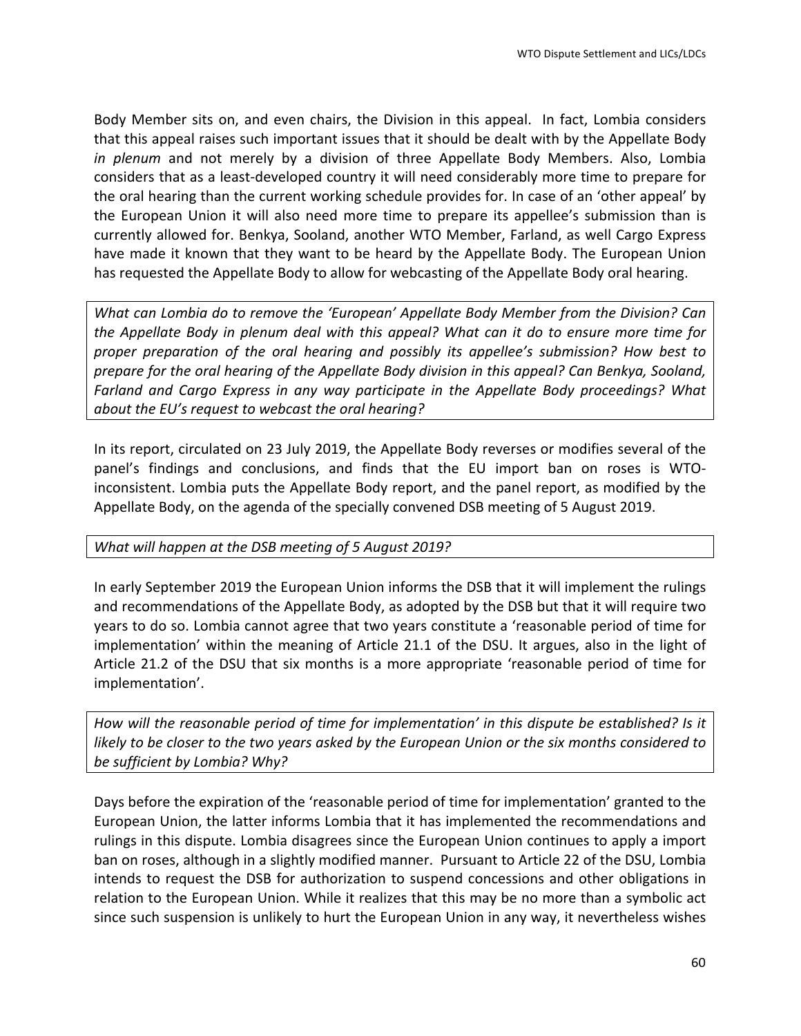Body Member sits on, and even chairs, the Division in this appeal. In fact, Lombia considers that this appeal raises such important issues that it should be dealt with by the Appellate Body *in plenum* and not merely by a division of three Appellate Body Members. Also, Lombia considers that as a least-developed country it will need considerably more time to prepare for the oral hearing than the current working schedule provides for. In case of an 'other appeal' by the European Union it will also need more time to prepare its appellee's submission than is currently allowed for. Benkya, Sooland, another WTO Member, Farland, as well Cargo Express have made it known that they want to be heard by the Appellate Body. The European Union has requested the Appellate Body to allow for webcasting of the Appellate Body oral hearing.

> *What can Lombia do to remove the 'European' Appellate Body Member from the Division? Can the Appellate Body in plenum deal with this appeal? What can it do to ensure more time for proper preparation of the oral hearing and possibly its appellee's submission? How best to prepare for the oral hearing of the Appellate Body division in this appeal? Can Benkya, Sooland, Farland and Cargo Express in any way participate in the Appellate Body proceedings? What about the EU's request to webcast the oral hearing?*

In its report, circulated on 23 July 2019, the Appellate Body reverses or modifies several of the panel's findings and conclusions, and finds that the EU import ban on roses is WTO-inconsistent. Lombia puts the Appellate Body report, and the panel report, as modified by the Appellate Body, on the agenda of the specially convened DSB meeting of 5 August 2019.

> *What will happen at the DSB meeting of 5 August 2019?*

In early September 2019 the European Union informs the DSB that it will implement the rulings and recommendations of the Appellate Body, as adopted by the DSB but that it will require two years to do so. Lombia cannot agree that two years constitute a 'reasonable period of time for implementation' within the meaning of Article 21.1 of the DSU. It argues, also in the light of Article 21.2 of the DSU that six months is a more appropriate 'reasonable period of time for implementation'.

> *How will the reasonable period of time for implementation' in this dispute be established? Is it likely to be closer to the two years asked by the European Union or the six months considered to be sufficient by Lombia? Why?*

Days before the expiration of the 'reasonable period of time for implementation' granted to the European Union, the latter informs Lombia that it has implemented the recommendations and rulings in this dispute. Lombia disagrees since the European Union continues to apply a import ban on roses, although in a slightly modified manner. Pursuant to Article 22 of the DSU, Lombia intends to request the DSB for authorization to suspend concessions and other obligations in relation to the European Union. While it realizes that this may be no more than a symbolic act since such suspension is unlikely to hurt the European Union in any way, it nevertheless wishes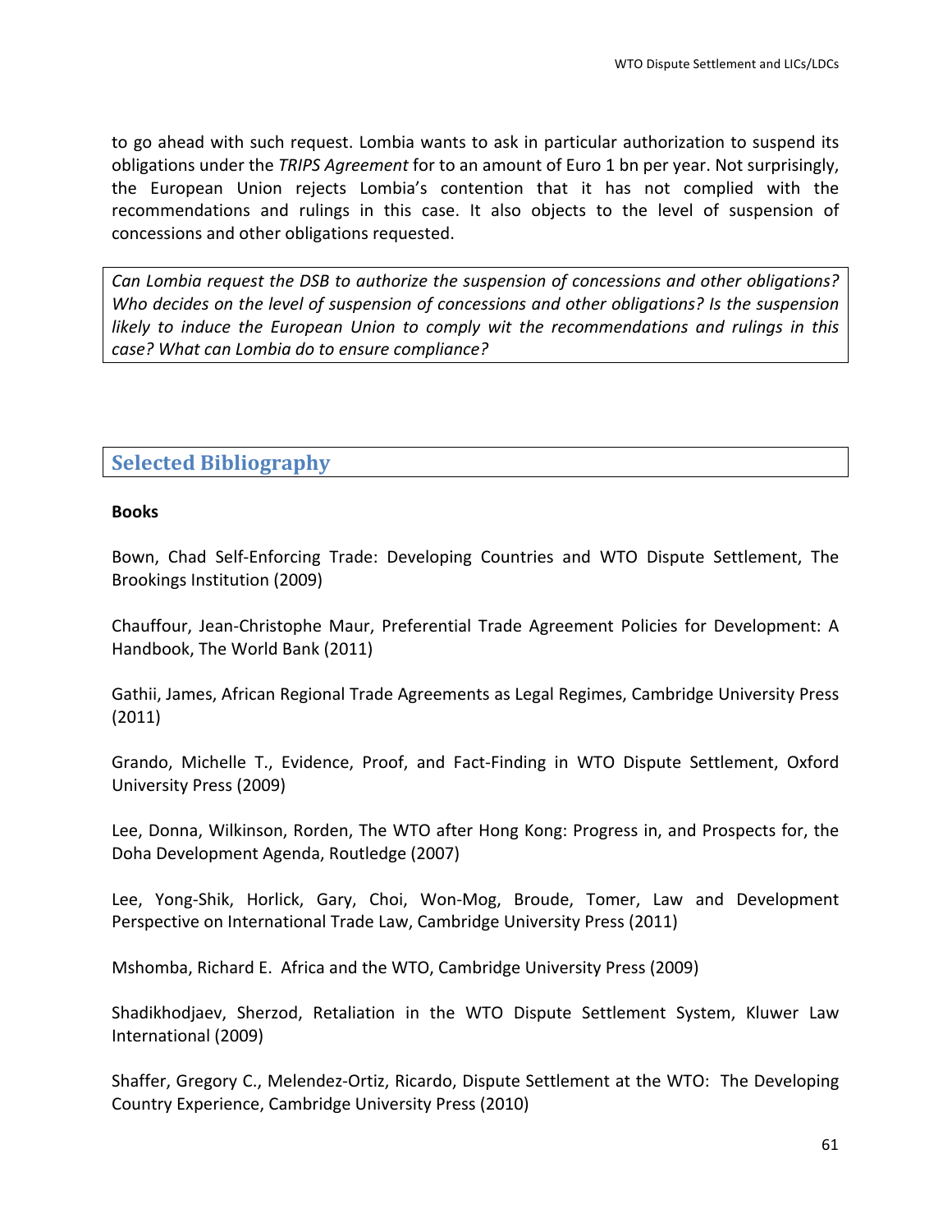to go ahead with such request. Lombia wants to ask in particular authorization to suspend its obligations under the *TRIPS Agreement* for to an amount of Euro 1 bn per year. Not surprisingly, the European Union rejects Lombia's contention that it has not complied with the recommendations and rulings in this case. It also objects to the level of suspension of concessions and other obligations requested.

*Can Lombia request the DSB to authorize the suspension of concessions and other obligations? Who decides on the level of suspension of concessions and other obligations? Is the suspension likely to induce the European Union to comply wit the recommendations and rulings in this case? What can Lombia do to ensure compliance?*

## Selected Bibliography

**Books**

Bown, Chad Self-Enforcing Trade: Developing Countries and WTO Dispute Settlement, The Brookings Institution (2009)

Chauffour, Jean-Christophe Maur, Preferential Trade Agreement Policies for Development: A Handbook, The World Bank (2011)

Gathii, James, African Regional Trade Agreements as Legal Regimes, Cambridge University Press (2011)

Grando, Michelle T., Evidence, Proof, and Fact-Finding in WTO Dispute Settlement, Oxford University Press (2009)

Lee, Donna, Wilkinson, Rorden, The WTO after Hong Kong: Progress in, and Prospects for, the Doha Development Agenda, Routledge (2007)

Lee, Yong-Shik, Horlick, Gary, Choi, Won-Mog, Broude, Tomer, Law and Development Perspective on International Trade Law, Cambridge University Press (2011)

Mshomba, Richard E. Africa and the WTO, Cambridge University Press (2009)

Shadikhodjaev, Sherzod, Retaliation in the WTO Dispute Settlement System, Kluwer Law International (2009)

Shaffer, Gregory C., Melendez-Ortiz, Ricardo, Dispute Settlement at the WTO: The Developing Country Experience, Cambridge University Press (2010)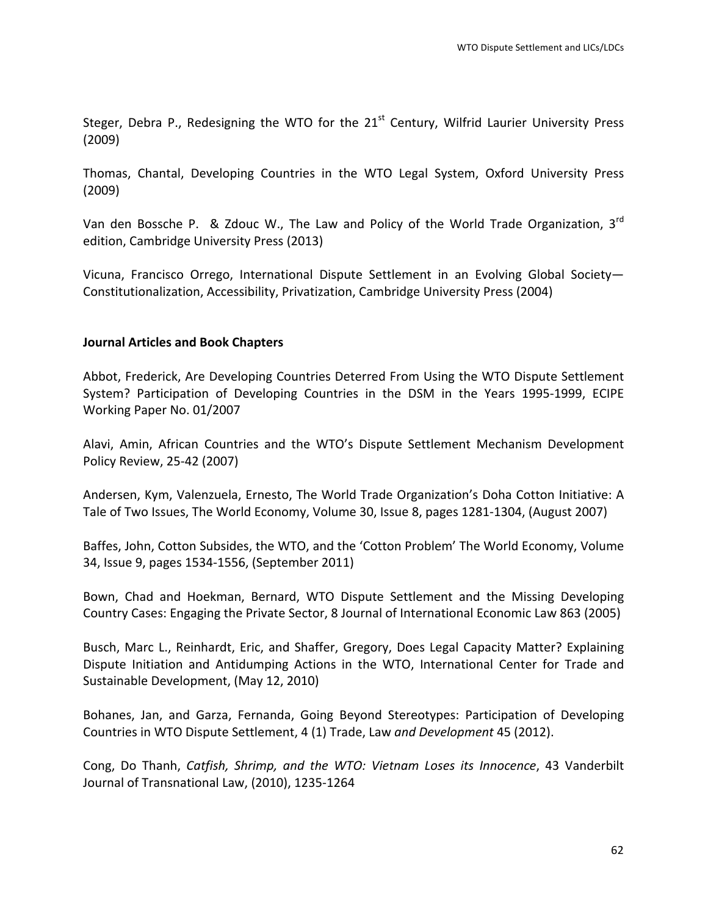Steger, Debra P., Redesigning the WTO for the 21st Century, Wilfrid Laurier University Press (2009)

Thomas, Chantal, Developing Countries in the WTO Legal System, Oxford University Press (2009)

Van den Bossche P. & Zdouc W., The Law and Policy of the World Trade Organization, 3rd edition, Cambridge University Press (2013)

Vicuna, Francisco Orrego, International Dispute Settlement in an Evolving Global Society—Constitutionalization, Accessibility, Privatization, Cambridge University Press (2004)

**Journal Articles and Book Chapters**

Abbot, Frederick, Are Developing Countries Deterred From Using the WTO Dispute Settlement System? Participation of Developing Countries in the DSM in the Years 1995-1999, ECIPE Working Paper No. 01/2007

Alavi, Amin, African Countries and the WTO's Dispute Settlement Mechanism Development Policy Review, 25-42 (2007)

Andersen, Kym, Valenzuela, Ernesto, The World Trade Organization's Doha Cotton Initiative: A Tale of Two Issues, The World Economy, Volume 30, Issue 8, pages 1281-1304, (August 2007)

Baffes, John, Cotton Subsides, the WTO, and the 'Cotton Problem' The World Economy, Volume 34, Issue 9, pages 1534-1556, (September 2011)

Bown, Chad and Hoekman, Bernard, WTO Dispute Settlement and the Missing Developing Country Cases: Engaging the Private Sector, 8 Journal of International Economic Law 863 (2005)

Busch, Marc L., Reinhardt, Eric, and Shaffer, Gregory, Does Legal Capacity Matter? Explaining Dispute Initiation and Antidumping Actions in the WTO, International Center for Trade and Sustainable Development, (May 12, 2010)

Bohanes, Jan, and Garza, Fernanda, Going Beyond Stereotypes: Participation of Developing Countries in WTO Dispute Settlement, 4 (1) Trade, Law *and Development* 45 (2012).

Cong, Do Thanh, *Catfish, Shrimp, and the WTO: Vietnam Loses its Innocence*, 43 Vanderbilt Journal of Transnational Law, (2010), 1235-1264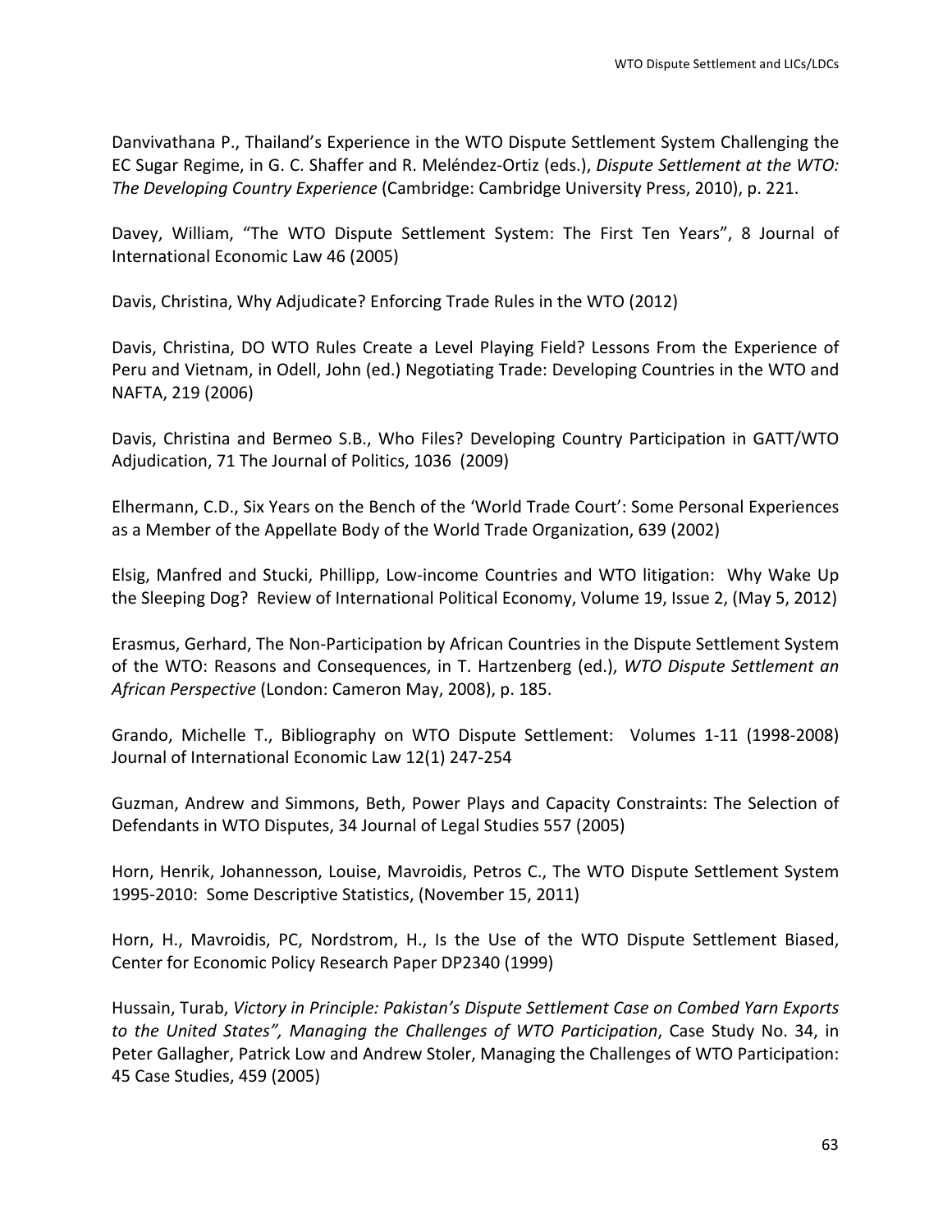Danvivathana P., Thailand's Experience in the WTO Dispute Settlement System Challenging the EC Sugar Regime, in G. C. Shaffer and R. Meléndez-Ortiz (eds.), *Dispute Settlement at the WTO: The Developing Country Experience* (Cambridge: Cambridge University Press, 2010), p. 221.

Davey, William, "The WTO Dispute Settlement System: The First Ten Years", 8 Journal of International Economic Law 46 (2005)

Davis, Christina, Why Adjudicate? Enforcing Trade Rules in the WTO (2012)

Davis, Christina, DO WTO Rules Create a Level Playing Field? Lessons From the Experience of Peru and Vietnam, in Odell, John (ed.) Negotiating Trade: Developing Countries in the WTO and NAFTA, 219 (2006)

Davis, Christina and Bermeo S.B., Who Files? Developing Country Participation in GATT/WTO Adjudication, 71 The Journal of Politics, 1036 (2009)

Elhermann, C.D., Six Years on the Bench of the 'World Trade Court': Some Personal Experiences as a Member of the Appellate Body of the World Trade Organization, 639 (2002)

Elsig, Manfred and Stucki, Phillipp, Low-income Countries and WTO litigation: Why Wake Up the Sleeping Dog? Review of International Political Economy, Volume 19, Issue 2, (May 5, 2012)

Erasmus, Gerhard, The Non-Participation by African Countries in the Dispute Settlement System of the WTO: Reasons and Consequences, in T. Hartzenberg (ed.), *WTO Dispute Settlement an African Perspective* (London: Cameron May, 2008), p. 185.

Grando, Michelle T., Bibliography on WTO Dispute Settlement: Volumes 1-11 (1998-2008) Journal of International Economic Law 12(1) 247-254

Guzman, Andrew and Simmons, Beth, Power Plays and Capacity Constraints: The Selection of Defendants in WTO Disputes, 34 Journal of Legal Studies 557 (2005)

Horn, Henrik, Johannesson, Louise, Mavroidis, Petros C., The WTO Dispute Settlement System 1995-2010: Some Descriptive Statistics, (November 15, 2011)

Horn, H., Mavroidis, PC, Nordstrom, H., Is the Use of the WTO Dispute Settlement Biased, Center for Economic Policy Research Paper DP2340 (1999)

Hussain, Turab, *Victory in Principle: Pakistan's Dispute Settlement Case on Combed Yarn Exports to the United States", Managing the Challenges of WTO Participation*, Case Study No. 34, in Peter Gallagher, Patrick Low and Andrew Stoler, Managing the Challenges of WTO Participation: 45 Case Studies, 459 (2005)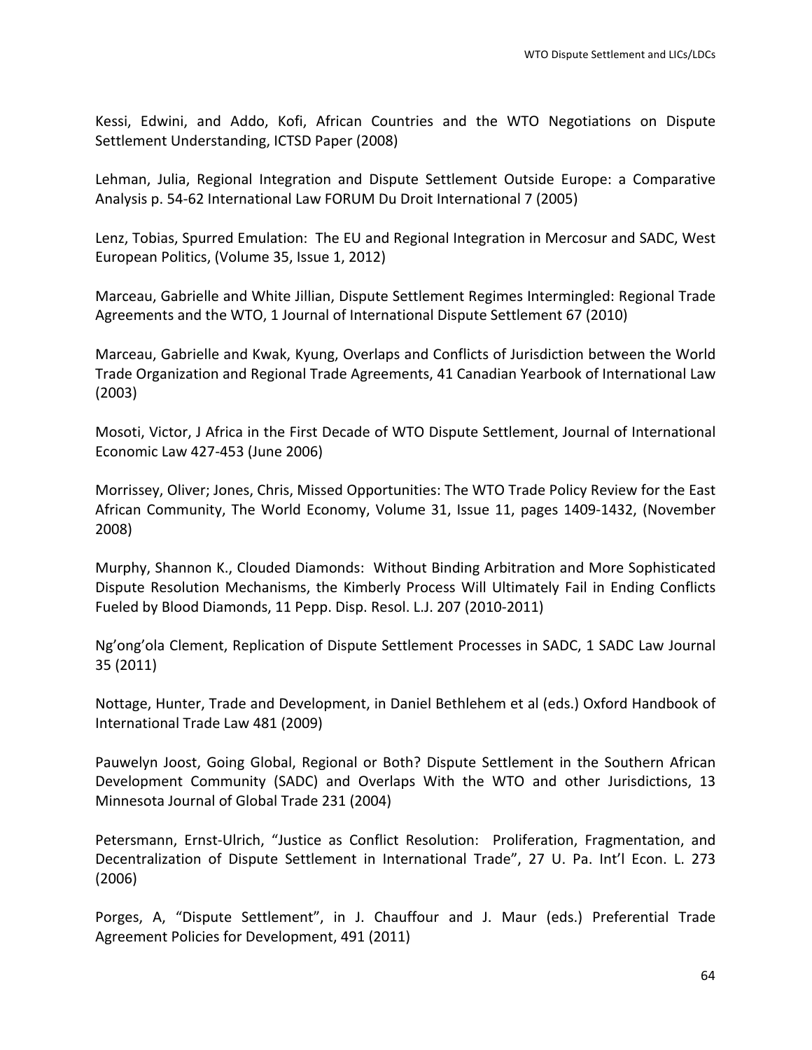Kessi, Edwini, and Addo, Kofi, African Countries and the WTO Negotiations on Dispute Settlement Understanding, ICTSD Paper (2008)

Lehman, Julia, Regional Integration and Dispute Settlement Outside Europe: a Comparative Analysis p. 54-62 International Law FORUM Du Droit International 7 (2005)

Lenz, Tobias, Spurred Emulation: The EU and Regional Integration in Mercosur and SADC, West European Politics, (Volume 35, Issue 1, 2012)

Marceau, Gabrielle and White Jillian, Dispute Settlement Regimes Intermingled: Regional Trade Agreements and the WTO, 1 Journal of International Dispute Settlement 67 (2010)

Marceau, Gabrielle and Kwak, Kyung, Overlaps and Conflicts of Jurisdiction between the World Trade Organization and Regional Trade Agreements, 41 Canadian Yearbook of International Law (2003)

Mosoti, Victor, J Africa in the First Decade of WTO Dispute Settlement, Journal of International Economic Law 427-453 (June 2006)

Morrissey, Oliver; Jones, Chris, Missed Opportunities: The WTO Trade Policy Review for the East African Community, The World Economy, Volume 31, Issue 11, pages 1409-1432, (November 2008)

Murphy, Shannon K., Clouded Diamonds: Without Binding Arbitration and More Sophisticated Dispute Resolution Mechanisms, the Kimberly Process Will Ultimately Fail in Ending Conflicts Fueled by Blood Diamonds, 11 Pepp. Disp. Resol. L.J. 207 (2010-2011)

Ng'ong'ola Clement, Replication of Dispute Settlement Processes in SADC, 1 SADC Law Journal 35 (2011)

Nottage, Hunter, Trade and Development, in Daniel Bethlehem et al (eds.) Oxford Handbook of International Trade Law 481 (2009)

Pauwelyn Joost, Going Global, Regional or Both? Dispute Settlement in the Southern African Development Community (SADC) and Overlaps With the WTO and other Jurisdictions, 13 Minnesota Journal of Global Trade 231 (2004)

Petersmann, Ernst-Ulrich, "Justice as Conflict Resolution: Proliferation, Fragmentation, and Decentralization of Dispute Settlement in International Trade", 27 U. Pa. Int'l Econ. L. 273 (2006)

Porges, A, "Dispute Settlement", in J. Chauffour and J. Maur (eds.) Preferential Trade Agreement Policies for Development, 491 (2011)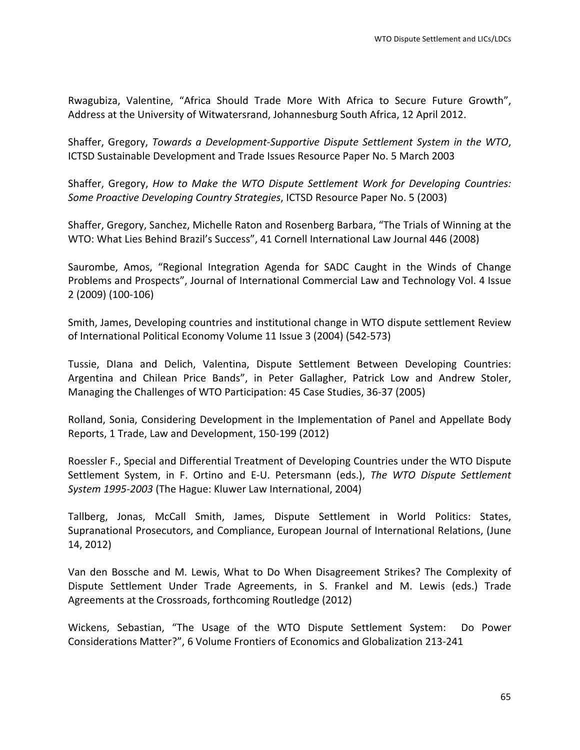Rwagubiza, Valentine, “Africa Should Trade More With Africa to Secure Future Growth”, Address at the University of Witwatersrand, Johannesburg South Africa, 12 April 2012.

Shaffer, Gregory, *Towards a Development-Supportive Dispute Settlement System in the WTO*, ICTSD Sustainable Development and Trade Issues Resource Paper No. 5 March 2003

Shaffer, Gregory, *How to Make the WTO Dispute Settlement Work for Developing Countries: Some Proactive Developing Country Strategies*, ICTSD Resource Paper No. 5 (2003)

Shaffer, Gregory, Sanchez, Michelle Raton and Rosenberg Barbara, “The Trials of Winning at the WTO: What Lies Behind Brazil’s Success”, 41 Cornell International Law Journal 446 (2008)

Saurombe, Amos, “Regional Integration Agenda for SADC Caught in the Winds of Change Problems and Prospects”, Journal of International Commercial Law and Technology Vol. 4 Issue 2 (2009) (100-106)

Smith, James, Developing countries and institutional change in WTO dispute settlement Review of International Political Economy Volume 11 Issue 3 (2004) (542-573)

Tussie, DIana and Delich, Valentina, Dispute Settlement Between Developing Countries: Argentina and Chilean Price Bands”, in Peter Gallagher, Patrick Low and Andrew Stoler, Managing the Challenges of WTO Participation: 45 Case Studies, 36-37 (2005)

Rolland, Sonia, Considering Development in the Implementation of Panel and Appellate Body Reports, 1 Trade, Law and Development, 150-199 (2012)

Roessler F., Special and Differential Treatment of Developing Countries under the WTO Dispute Settlement System, in F. Ortino and E-U. Petersmann (eds.), *The WTO Dispute Settlement System 1995-2003* (The Hague: Kluwer Law International, 2004)

Tallberg, Jonas, McCall Smith, James, Dispute Settlement in World Politics: States, Supranational Prosecutors, and Compliance, European Journal of International Relations, (June 14, 2012)

Van den Bossche and M. Lewis, What to Do When Disagreement Strikes? The Complexity of Dispute Settlement Under Trade Agreements, in S. Frankel and M. Lewis (eds.) Trade Agreements at the Crossroads, forthcoming Routledge (2012)

Wickens, Sebastian, “The Usage of the WTO Dispute Settlement System: Do Power Considerations Matter?”, 6 Volume Frontiers of Economics and Globalization 213-241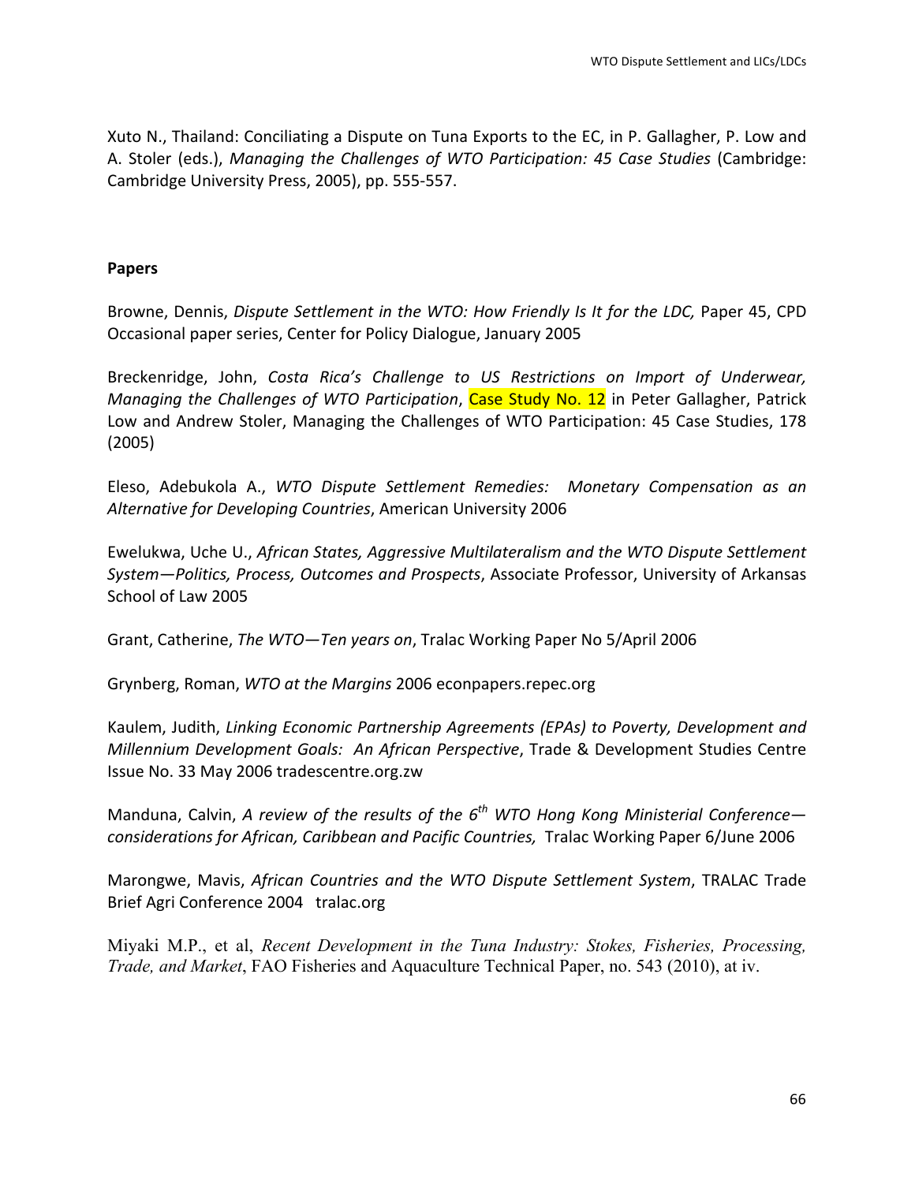Xuto N., Thailand: Conciliating a Dispute on Tuna Exports to the EC, in P. Gallagher, P. Low and A. Stoler (eds.), *Managing the Challenges of WTO Participation: 45 Case Studies* (Cambridge: Cambridge University Press, 2005), pp. 555-557.

**Papers**

Browne, Dennis, *Dispute Settlement in the WTO: How Friendly Is It for the LDC,* Paper 45, CPD Occasional paper series, Center for Policy Dialogue, January 2005

Breckenridge, John, *Costa Rica's Challenge to US Restrictions on Import of Underwear, Managing the Challenges of WTO Participation*, Case Study No. 12 in Peter Gallagher, Patrick Low and Andrew Stoler, Managing the Challenges of WTO Participation: 45 Case Studies, 178 (2005)

Eleso, Adebukola A., *WTO Dispute Settlement Remedies: Monetary Compensation as an Alternative for Developing Countries*, American University 2006

Ewelukwa, Uche U., *African States, Aggressive Multilateralism and the WTO Dispute Settlement System—Politics, Process, Outcomes and Prospects*, Associate Professor, University of Arkansas School of Law 2005

Grant, Catherine, *The WTO—Ten years on*, Tralac Working Paper No 5/April 2006

Grynberg, Roman, *WTO at the Margins* 2006 econpapers.repec.org

Kaulem, Judith, *Linking Economic Partnership Agreements (EPAs) to Poverty, Development and Millennium Development Goals: An African Perspective*, Trade & Development Studies Centre Issue No. 33 May 2006 tradescentre.org.zw

Manduna, Calvin, *A review of the results of the 6th WTO Hong Kong Ministerial Conference—considerations for African, Caribbean and Pacific Countries,* Tralac Working Paper 6/June 2006

Marongwe, Mavis, *African Countries and the WTO Dispute Settlement System*, TRALAC Trade Brief Agri Conference 2004 tralac.org

Miyaki M.P., et al, *Recent Development in the Tuna Industry: Stokes, Fisheries, Processing, Trade, and Market*, FAO Fisheries and Aquaculture Technical Paper, no. 543 (2010), at iv.